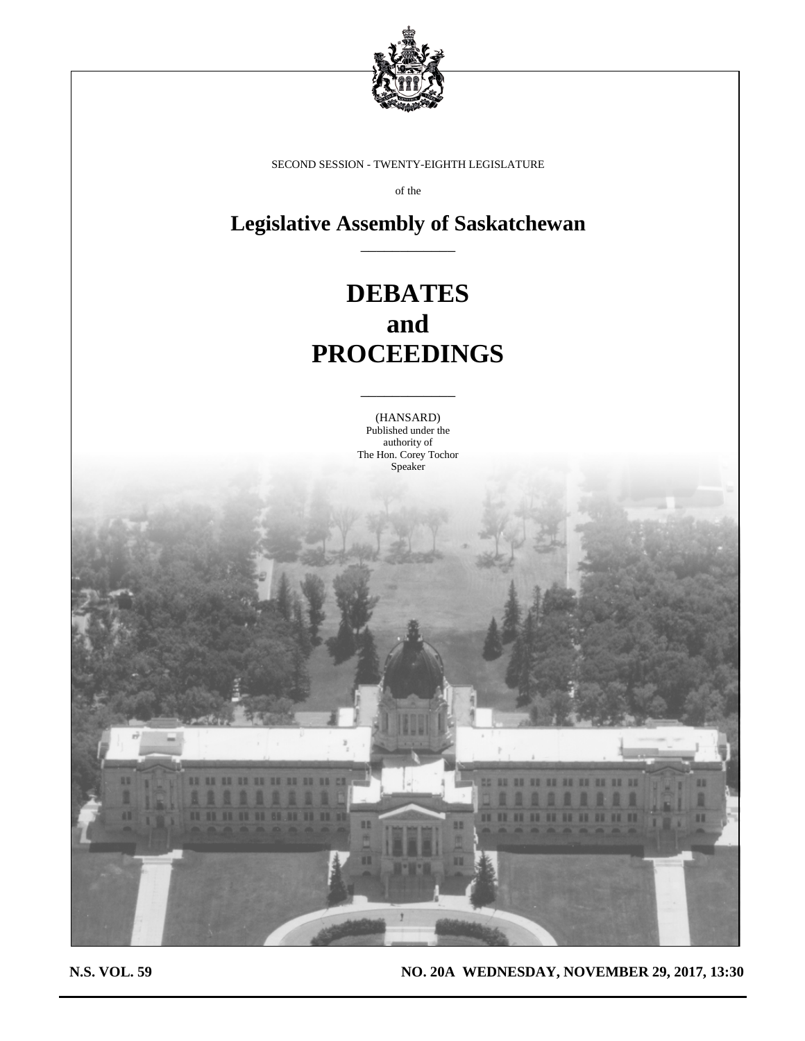SECOND SESSION - TWENTY-EIGHTH LEGISLATURE

of the

# Legislative Assembly of Saskatchewan

# DEBATES
# and
# PROCEEDINGS

(HANSARD)
Published under the
authority of
The Hon. Corey Tochor
Speaker

**N.S. VOL. 59** **NO. 20A WEDNESDAY, NOVEMBER 29, 2017, 13:30**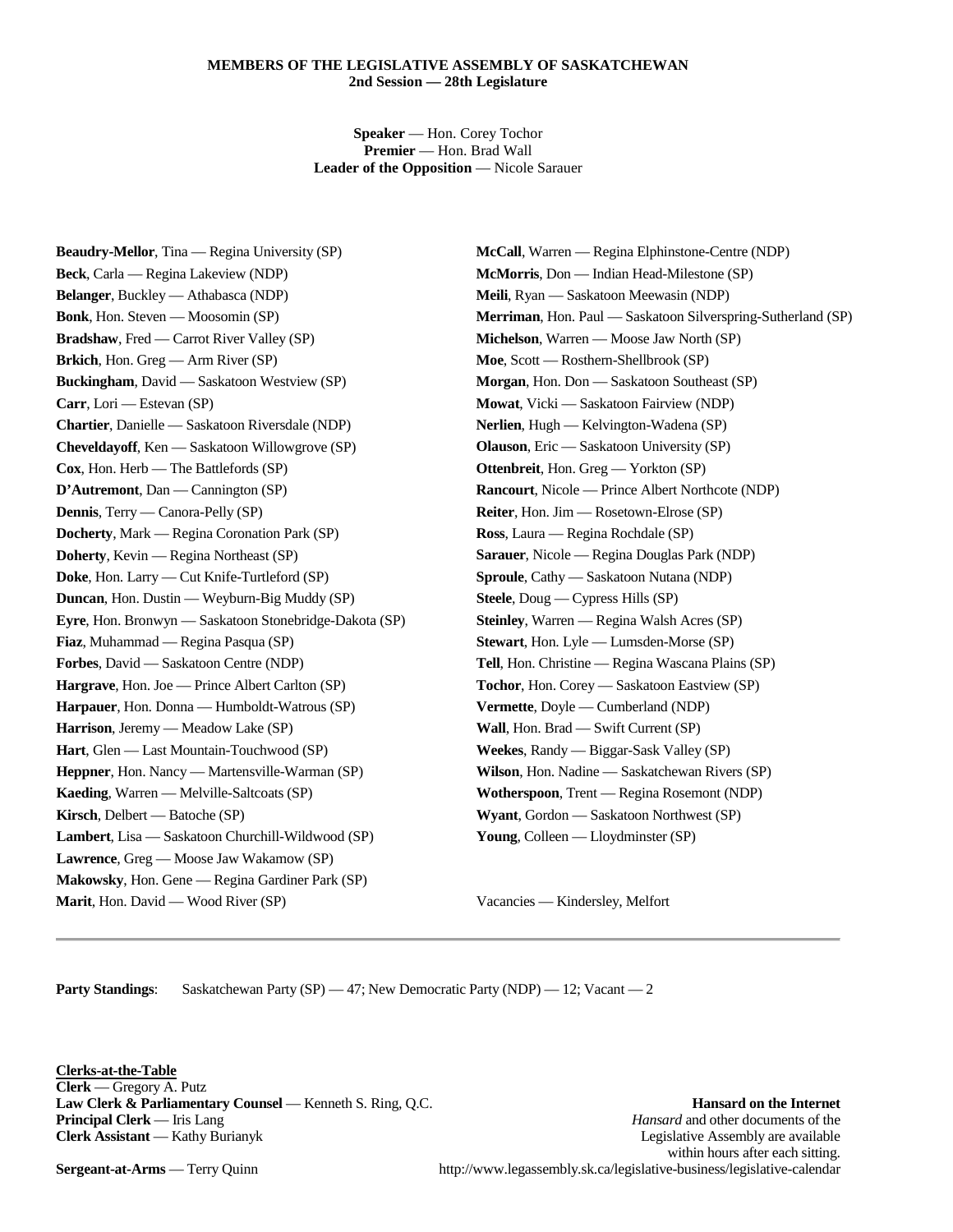**MEMBERS OF THE LEGISLATIVE ASSEMBLY OF SASKATCHEWAN**
**2nd Session — 28th Legislature**

**Speaker** — Hon. Corey Tochor
**Premier** — Hon. Brad Wall
**Leader of the Opposition** — Nicole Sarauer

**Beaudry-Mellor**, Tina — Regina University (SP)
**Beck**, Carla — Regina Lakeview (NDP)
**Belanger**, Buckley — Athabasca (NDP)
**Bonk**, Hon. Steven — Moosomin (SP)
**Bradshaw**, Fred — Carrot River Valley (SP)
**Brkich**, Hon. Greg — Arm River (SP)
**Buckingham**, David — Saskatoon Westview (SP)
**Carr**, Lori — Estevan (SP)
**Chartier**, Danielle — Saskatoon Riversdale (NDP)
**Cheveldayoff**, Ken — Saskatoon Willowgrove (SP)
**Cox**, Hon. Herb — The Battlefords (SP)
**D'Autremont**, Dan — Cannington (SP)
**Dennis**, Terry — Canora-Pelly (SP)
**Docherty**, Mark — Regina Coronation Park (SP)
**Doherty**, Kevin — Regina Northeast (SP)
**Doke**, Hon. Larry — Cut Knife-Turtleford (SP)
**Duncan**, Hon. Dustin — Weyburn-Big Muddy (SP)
**Eyre**, Hon. Bronwyn — Saskatoon Stonebridge-Dakota (SP)
**Fiaz**, Muhammad — Regina Pasqua (SP)
**Forbes**, David — Saskatoon Centre (NDP)
**Hargrave**, Hon. Joe — Prince Albert Carlton (SP)
**Harpauer**, Hon. Donna — Humboldt-Watrous (SP)
**Harrison**, Jeremy — Meadow Lake (SP)
**Hart**, Glen — Last Mountain-Touchwood (SP)
**Heppner**, Hon. Nancy — Martensville-Warman (SP)
**Kaeding**, Warren — Melville-Saltcoats (SP)
**Kirsch**, Delbert — Batoche (SP)
**Lambert**, Lisa — Saskatoon Churchill-Wildwood (SP)
**Lawrence**, Greg — Moose Jaw Wakamow (SP)
**Makowsky**, Hon. Gene — Regina Gardiner Park (SP)
**Marit**, Hon. David — Wood River (SP)
**McCall**, Warren — Regina Elphinstone-Centre (NDP)
**McMorris**, Don — Indian Head-Milestone (SP)
**Meili**, Ryan — Saskatoon Meewasin (NDP)
**Merriman**, Hon. Paul — Saskatoon Silverspring-Sutherland (SP)
**Michelson**, Warren — Moose Jaw North (SP)
**Moe**, Scott — Rosthern-Shellbrook (SP)
**Morgan**, Hon. Don — Saskatoon Southeast (SP)
**Mowat**, Vicki — Saskatoon Fairview (NDP)
**Nerlien**, Hugh — Kelvington-Wadena (SP)
**Olauson**, Eric — Saskatoon University (SP)
**Ottenbreit**, Hon. Greg — Yorkton (SP)
**Rancourt**, Nicole — Prince Albert Northcote (NDP)
**Reiter**, Hon. Jim — Rosetown-Elrose (SP)
**Ross**, Laura — Regina Rochdale (SP)
**Sarauer**, Nicole — Regina Douglas Park (NDP)
**Sproule**, Cathy — Saskatoon Nutana (NDP)
**Steele**, Doug — Cypress Hills (SP)
**Steinley**, Warren — Regina Walsh Acres (SP)
**Stewart**, Hon. Lyle — Lumsden-Morse (SP)
**Tell**, Hon. Christine — Regina Wascana Plains (SP)
**Tochor**, Hon. Corey — Saskatoon Eastview (SP)
**Vermette**, Doyle — Cumberland (NDP)
**Wall**, Hon. Brad — Swift Current (SP)
**Weekes**, Randy — Biggar-Sask Valley (SP)
**Wilson**, Hon. Nadine — Saskatchewan Rivers (SP)
**Wotherspoon**, Trent — Regina Rosemont (NDP)
**Wyant**, Gordon — Saskatoon Northwest (SP)
**Young**, Colleen — Lloydminster (SP)

Vacancies — Kindersley, Melfort

---

**Party Standings**: Saskatchewan Party (SP) — 47; New Democratic Party (NDP) — 12; Vacant — 2

**Clerks-at-the-Table**
**Clerk** — Gregory A. Putz
**Law Clerk & Parliamentary Counsel** — Kenneth S. Ring, Q.C.
**Principal Clerk** — Iris Lang
**Clerk Assistant** — Kathy Burianyk

**Sergeant-at-Arms** — Terry Quinn

**Hansard on the Internet**
*Hansard* and other documents of the Legislative Assembly are available within hours after each sitting.
http://www.legassembly.sk.ca/legislative-business/legislative-calendar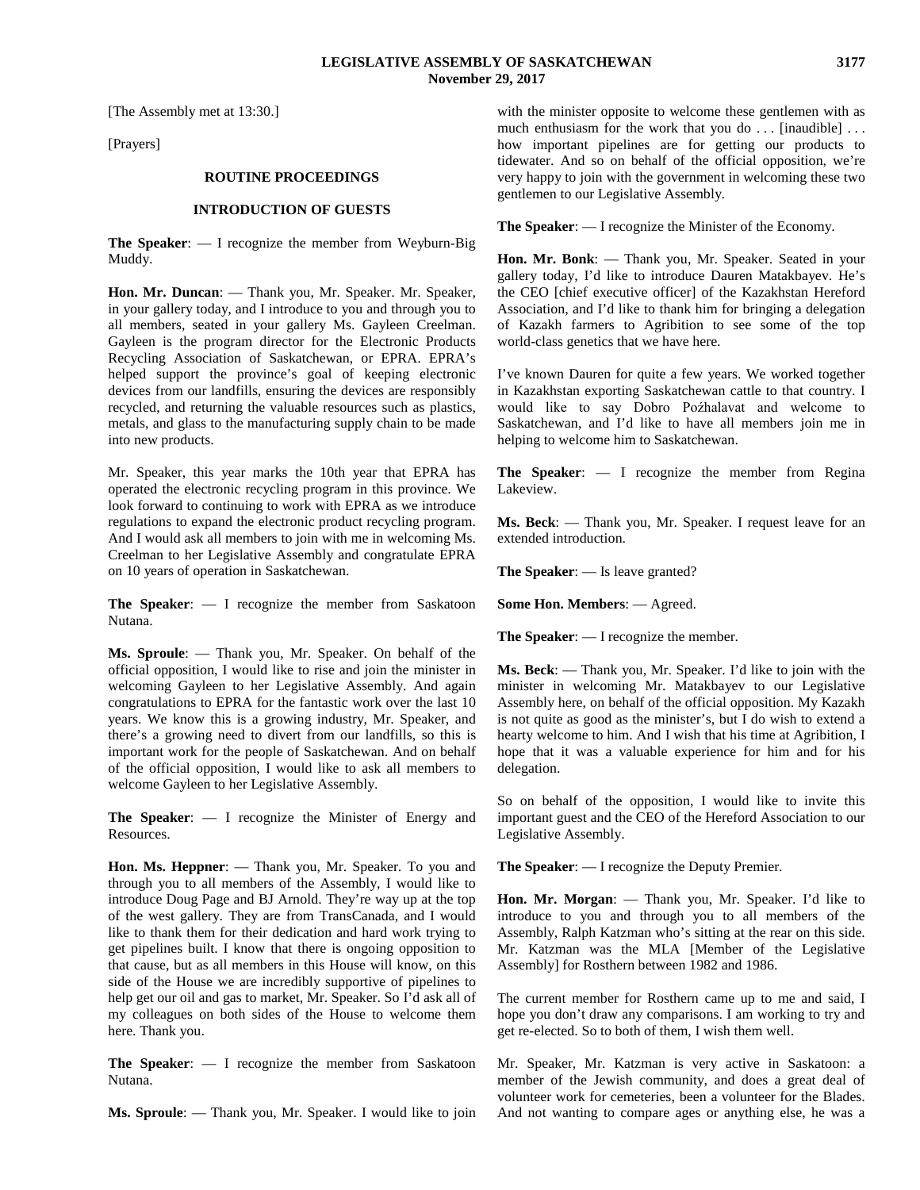[The Assembly met at 13:30.]

[Prayers]

## ROUTINE PROCEEDINGS

### INTRODUCTION OF GUESTS

**The Speaker**: — I recognize the member from Weyburn-Big Muddy.

**Hon. Mr. Duncan**: — Thank you, Mr. Speaker. Mr. Speaker, in your gallery today, and I introduce to you and through you to all members, seated in your gallery Ms. Gayleen Creelman. Gayleen is the program director for the Electronic Products Recycling Association of Saskatchewan, or EPRA. EPRA's helped support the province's goal of keeping electronic devices from our landfills, ensuring the devices are responsibly recycled, and returning the valuable resources such as plastics, metals, and glass to the manufacturing supply chain to be made into new products.

Mr. Speaker, this year marks the 10th year that EPRA has operated the electronic recycling program in this province. We look forward to continuing to work with EPRA as we introduce regulations to expand the electronic product recycling program. And I would ask all members to join with me in welcoming Ms. Creelman to her Legislative Assembly and congratulate EPRA on 10 years of operation in Saskatchewan.

**The Speaker**: — I recognize the member from Saskatoon Nutana.

**Ms. Sproule**: — Thank you, Mr. Speaker. On behalf of the official opposition, I would like to rise and join the minister in welcoming Gayleen to her Legislative Assembly. And again congratulations to EPRA for the fantastic work over the last 10 years. We know this is a growing industry, Mr. Speaker, and there's a growing need to divert from our landfills, so this is important work for the people of Saskatchewan. And on behalf of the official opposition, I would like to ask all members to welcome Gayleen to her Legislative Assembly.

**The Speaker**: — I recognize the Minister of Energy and Resources.

**Hon. Ms. Heppner**: — Thank you, Mr. Speaker. To you and through you to all members of the Assembly, I would like to introduce Doug Page and BJ Arnold. They're way up at the top of the west gallery. They are from TransCanada, and I would like to thank them for their dedication and hard work trying to get pipelines built. I know that there is ongoing opposition to that cause, but as all members in this House will know, on this side of the House we are incredibly supportive of pipelines to help get our oil and gas to market, Mr. Speaker. So I'd ask all of my colleagues on both sides of the House to welcome them here. Thank you.

**The Speaker**: — I recognize the member from Saskatoon Nutana.

**Ms. Sproule**: — Thank you, Mr. Speaker. I would like to join with the minister opposite to welcome these gentlemen with as much enthusiasm for the work that you do . . . [inaudible] . . . how important pipelines are for getting our products to tidewater. And so on behalf of the official opposition, we're very happy to join with the government in welcoming these two gentlemen to our Legislative Assembly.

**The Speaker**: — I recognize the Minister of the Economy.

**Hon. Mr. Bonk**: — Thank you, Mr. Speaker. Seated in your gallery today, I'd like to introduce Dauren Matakbayev. He's the CEO [chief executive officer] of the Kazakhstan Hereford Association, and I'd like to thank him for bringing a delegation of Kazakh farmers to Agribition to see some of the top world-class genetics that we have here.

I've known Dauren for quite a few years. We worked together in Kazakhstan exporting Saskatchewan cattle to that country. I would like to say Dobro Poźhalavat and welcome to Saskatchewan, and I'd like to have all members join me in helping to welcome him to Saskatchewan.

**The Speaker**: — I recognize the member from Regina Lakeview.

**Ms. Beck**: — Thank you, Mr. Speaker. I request leave for an extended introduction.

**The Speaker**: — Is leave granted?

**Some Hon. Members**: — Agreed.

**The Speaker**: — I recognize the member.

**Ms. Beck**: — Thank you, Mr. Speaker. I'd like to join with the minister in welcoming Mr. Matakbayev to our Legislative Assembly here, on behalf of the official opposition. My Kazakh is not quite as good as the minister's, but I do wish to extend a hearty welcome to him. And I wish that his time at Agribition, I hope that it was a valuable experience for him and for his delegation.

So on behalf of the opposition, I would like to invite this important guest and the CEO of the Hereford Association to our Legislative Assembly.

**The Speaker**: — I recognize the Deputy Premier.

**Hon. Mr. Morgan**: — Thank you, Mr. Speaker. I'd like to introduce to you and through you to all members of the Assembly, Ralph Katzman who's sitting at the rear on this side. Mr. Katzman was the MLA [Member of the Legislative Assembly] for Rosthern between 1982 and 1986.

The current member for Rosthern came up to me and said, I hope you don't draw any comparisons. I am working to try and get re-elected. So to both of them, I wish them well.

Mr. Speaker, Mr. Katzman is very active in Saskatoon: a member of the Jewish community, and does a great deal of volunteer work for cemeteries, been a volunteer for the Blades. And not wanting to compare ages or anything else, he was a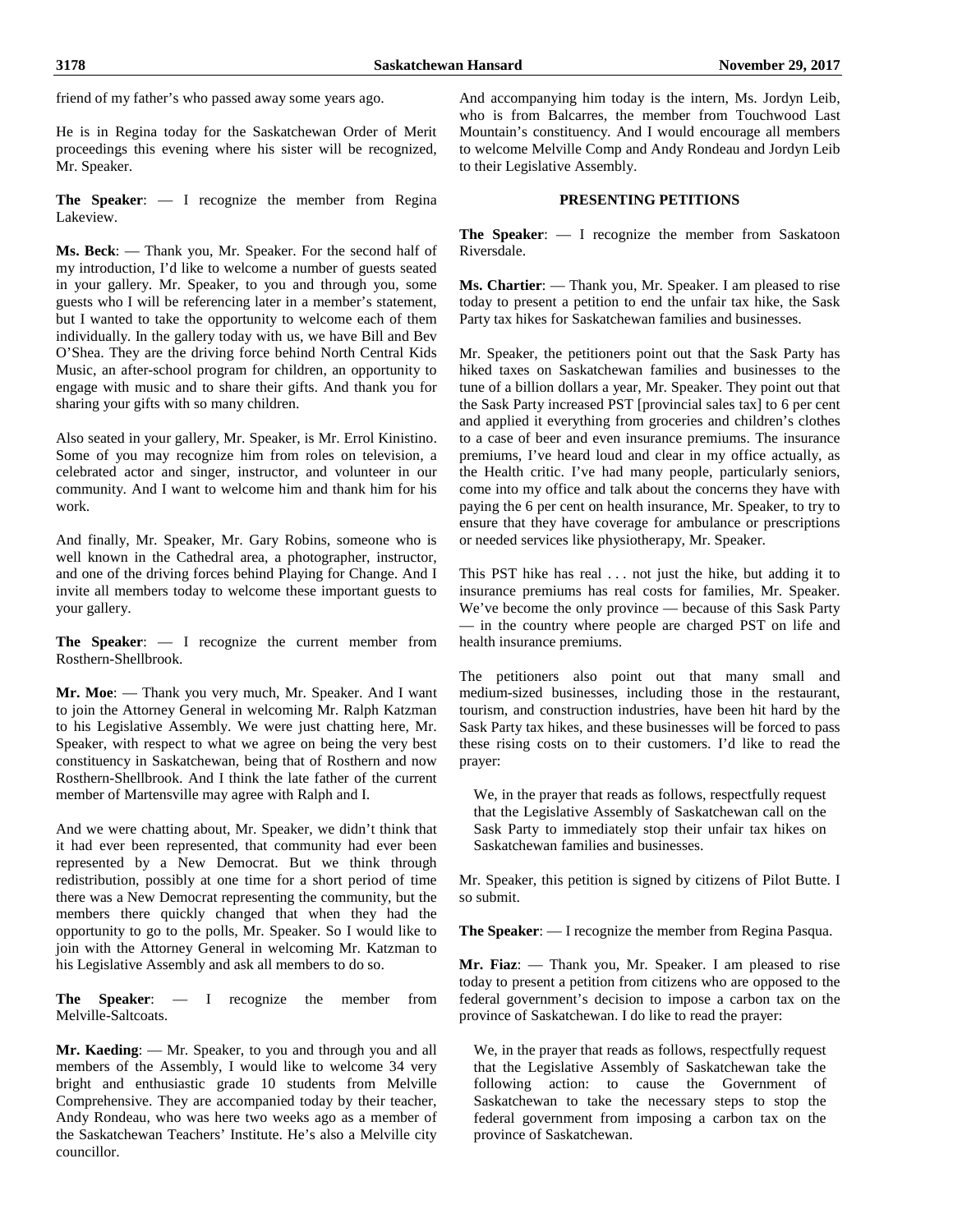friend of my father's who passed away some years ago.

He is in Regina today for the Saskatchewan Order of Merit proceedings this evening where his sister will be recognized, Mr. Speaker.

**The Speaker**: — I recognize the member from Regina Lakeview.

**Ms. Beck**: — Thank you, Mr. Speaker. For the second half of my introduction, I'd like to welcome a number of guests seated in your gallery. Mr. Speaker, to you and through you, some guests who I will be referencing later in a member's statement, but I wanted to take the opportunity to welcome each of them individually. In the gallery today with us, we have Bill and Bev O'Shea. They are the driving force behind North Central Kids Music, an after-school program for children, an opportunity to engage with music and to share their gifts. And thank you for sharing your gifts with so many children.

Also seated in your gallery, Mr. Speaker, is Mr. Errol Kinistino. Some of you may recognize him from roles on television, a celebrated actor and singer, instructor, and volunteer in our community. And I want to welcome him and thank him for his work.

And finally, Mr. Speaker, Mr. Gary Robins, someone who is well known in the Cathedral area, a photographer, instructor, and one of the driving forces behind Playing for Change. And I invite all members today to welcome these important guests to your gallery.

**The Speaker**: — I recognize the current member from Rosthern-Shellbrook.

**Mr. Moe**: — Thank you very much, Mr. Speaker. And I want to join the Attorney General in welcoming Mr. Ralph Katzman to his Legislative Assembly. We were just chatting here, Mr. Speaker, with respect to what we agree on being the very best constituency in Saskatchewan, being that of Rosthern and now Rosthern-Shellbrook. And I think the late father of the current member of Martensville may agree with Ralph and I.

And we were chatting about, Mr. Speaker, we didn't think that it had ever been represented, that community had ever been represented by a New Democrat. But we think through redistribution, possibly at one time for a short period of time there was a New Democrat representing the community, but the members there quickly changed that when they had the opportunity to go to the polls, Mr. Speaker. So I would like to join with the Attorney General in welcoming Mr. Katzman to his Legislative Assembly and ask all members to do so.

**The Speaker**: — I recognize the member from Melville-Saltcoats.

**Mr. Kaeding**: — Mr. Speaker, to you and through you and all members of the Assembly, I would like to welcome 34 very bright and enthusiastic grade 10 students from Melville Comprehensive. They are accompanied today by their teacher, Andy Rondeau, who was here two weeks ago as a member of the Saskatchewan Teachers' Institute. He's also a Melville city councillor.

And accompanying him today is the intern, Ms. Jordyn Leib, who is from Balcarres, the member from Touchwood Last Mountain's constituency. And I would encourage all members to welcome Melville Comp and Andy Rondeau and Jordyn Leib to their Legislative Assembly.

## PRESENTING PETITIONS

**The Speaker**: — I recognize the member from Saskatoon Riversdale.

**Ms. Chartier**: — Thank you, Mr. Speaker. I am pleased to rise today to present a petition to end the unfair tax hike, the Sask Party tax hikes for Saskatchewan families and businesses.

Mr. Speaker, the petitioners point out that the Sask Party has hiked taxes on Saskatchewan families and businesses to the tune of a billion dollars a year, Mr. Speaker. They point out that the Sask Party increased PST [provincial sales tax] to 6 per cent and applied it everything from groceries and children's clothes to a case of beer and even insurance premiums. The insurance premiums, I've heard loud and clear in my office actually, as the Health critic. I've had many people, particularly seniors, come into my office and talk about the concerns they have with paying the 6 per cent on health insurance, Mr. Speaker, to try to ensure that they have coverage for ambulance or prescriptions or needed services like physiotherapy, Mr. Speaker.

This PST hike has real . . . not just the hike, but adding it to insurance premiums has real costs for families, Mr. Speaker. We've become the only province — because of this Sask Party — in the country where people are charged PST on life and health insurance premiums.

The petitioners also point out that many small and medium-sized businesses, including those in the restaurant, tourism, and construction industries, have been hit hard by the Sask Party tax hikes, and these businesses will be forced to pass these rising costs on to their customers. I'd like to read the prayer:

> We, in the prayer that reads as follows, respectfully request that the Legislative Assembly of Saskatchewan call on the Sask Party to immediately stop their unfair tax hikes on Saskatchewan families and businesses.

Mr. Speaker, this petition is signed by citizens of Pilot Butte. I so submit.

**The Speaker**: — I recognize the member from Regina Pasqua.

**Mr. Fiaz**: — Thank you, Mr. Speaker. I am pleased to rise today to present a petition from citizens who are opposed to the federal government's decision to impose a carbon tax on the province of Saskatchewan. I do like to read the prayer:

> We, in the prayer that reads as follows, respectfully request that the Legislative Assembly of Saskatchewan take the following action: to cause the Government of Saskatchewan to take the necessary steps to stop the federal government from imposing a carbon tax on the province of Saskatchewan.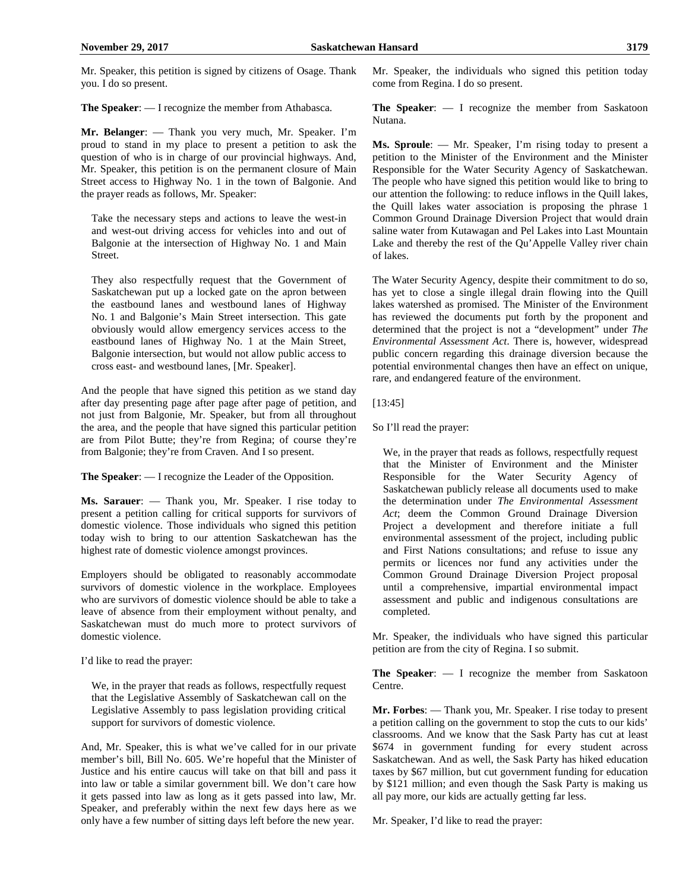Mr. Speaker, this petition is signed by citizens of Osage. Thank you. I do so present.

**The Speaker**: — I recognize the member from Athabasca.

**Mr. Belanger**: — Thank you very much, Mr. Speaker. I'm proud to stand in my place to present a petition to ask the question of who is in charge of our provincial highways. And, Mr. Speaker, this petition is on the permanent closure of Main Street access to Highway No. 1 in the town of Balgonie. And the prayer reads as follows, Mr. Speaker:

> Take the necessary steps and actions to leave the west-in and west-out driving access for vehicles into and out of Balgonie at the intersection of Highway No. 1 and Main Street.
>
> They also respectfully request that the Government of Saskatchewan put up a locked gate on the apron between the eastbound lanes and westbound lanes of Highway No. 1 and Balgonie's Main Street intersection. This gate obviously would allow emergency services access to the eastbound lanes of Highway No. 1 at the Main Street, Balgonie intersection, but would not allow public access to cross east- and westbound lanes, [Mr. Speaker].

And the people that have signed this petition as we stand day after day presenting page after page after page of petition, and not just from Balgonie, Mr. Speaker, but from all throughout the area, and the people that have signed this particular petition are from Pilot Butte; they're from Regina; of course they're from Balgonie; they're from Craven. And I so present.

**The Speaker**: — I recognize the Leader of the Opposition.

**Ms. Sarauer**: — Thank you, Mr. Speaker. I rise today to present a petition calling for critical supports for survivors of domestic violence. Those individuals who signed this petition today wish to bring to our attention Saskatchewan has the highest rate of domestic violence amongst provinces.

Employers should be obligated to reasonably accommodate survivors of domestic violence in the workplace. Employees who are survivors of domestic violence should be able to take a leave of absence from their employment without penalty, and Saskatchewan must do much more to protect survivors of domestic violence.

I'd like to read the prayer:

> We, in the prayer that reads as follows, respectfully request that the Legislative Assembly of Saskatchewan call on the Legislative Assembly to pass legislation providing critical support for survivors of domestic violence.

And, Mr. Speaker, this is what we've called for in our private member's bill, Bill No. 605. We're hopeful that the Minister of Justice and his entire caucus will take on that bill and pass it into law or table a similar government bill. We don't care how it gets passed into law as long as it gets passed into law, Mr. Speaker, and preferably within the next few days here as we only have a few number of sitting days left before the new year.

Mr. Speaker, the individuals who signed this petition today come from Regina. I do so present.

**The Speaker**: — I recognize the member from Saskatoon Nutana.

**Ms. Sproule**: — Mr. Speaker, I'm rising today to present a petition to the Minister of the Environment and the Minister Responsible for the Water Security Agency of Saskatchewan. The people who have signed this petition would like to bring to our attention the following: to reduce inflows in the Quill lakes, the Quill lakes water association is proposing the phrase 1 Common Ground Drainage Diversion Project that would drain saline water from Kutawagan and Pel Lakes into Last Mountain Lake and thereby the rest of the Qu'Appelle Valley river chain of lakes.

The Water Security Agency, despite their commitment to do so, has yet to close a single illegal drain flowing into the Quill lakes watershed as promised. The Minister of the Environment has reviewed the documents put forth by the proponent and determined that the project is not a "development" under *The Environmental Assessment Act*. There is, however, widespread public concern regarding this drainage diversion because the potential environmental changes then have an effect on unique, rare, and endangered feature of the environment.

[13:45]

So I'll read the prayer:

> We, in the prayer that reads as follows, respectfully request that the Minister of Environment and the Minister Responsible for the Water Security Agency of Saskatchewan publicly release all documents used to make the determination under *The Environmental Assessment Act*; deem the Common Ground Drainage Diversion Project a development and therefore initiate a full environmental assessment of the project, including public and First Nations consultations; and refuse to issue any permits or licences nor fund any activities under the Common Ground Drainage Diversion Project proposal until a comprehensive, impartial environmental impact assessment and public and indigenous consultations are completed.

Mr. Speaker, the individuals who have signed this particular petition are from the city of Regina. I so submit.

**The Speaker**: — I recognize the member from Saskatoon Centre.

**Mr. Forbes**: — Thank you, Mr. Speaker. I rise today to present a petition calling on the government to stop the cuts to our kids' classrooms. And we know that the Sask Party has cut at least $674 in government funding for every student across Saskatchewan. And as well, the Sask Party has hiked education taxes by $67 million, but cut government funding for education by $121 million; and even though the Sask Party is making us all pay more, our kids are actually getting far less.

Mr. Speaker, I'd like to read the prayer: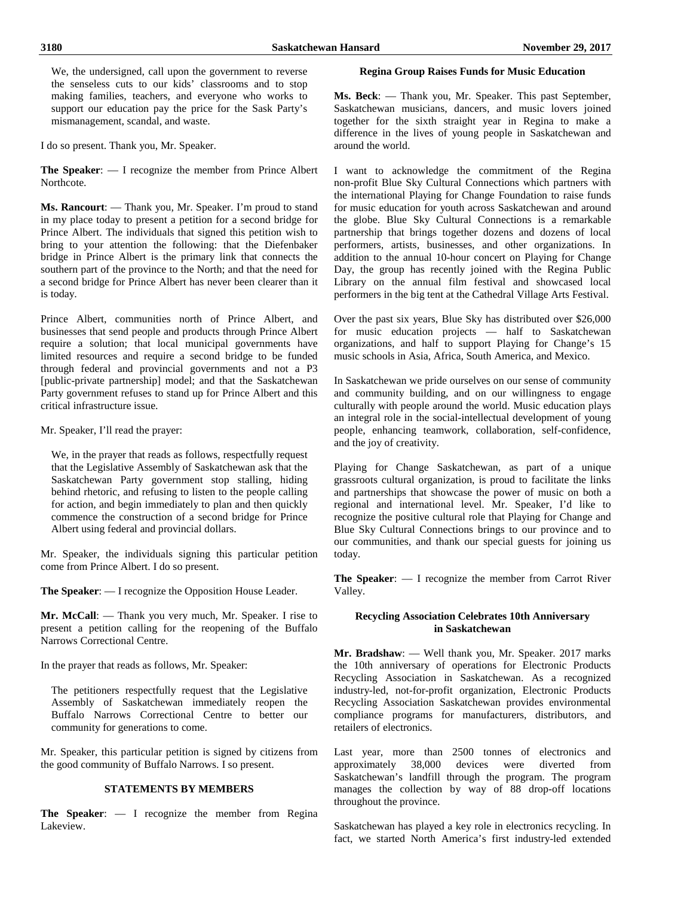We, the undersigned, call upon the government to reverse the senseless cuts to our kids' classrooms and to stop making families, teachers, and everyone who works to support our education pay the price for the Sask Party's mismanagement, scandal, and waste.

I do so present. Thank you, Mr. Speaker.

**The Speaker**: — I recognize the member from Prince Albert Northcote.

**Ms. Rancourt**: — Thank you, Mr. Speaker. I'm proud to stand in my place today to present a petition for a second bridge for Prince Albert. The individuals that signed this petition wish to bring to your attention the following: that the Diefenbaker bridge in Prince Albert is the primary link that connects the southern part of the province to the North; and that the need for a second bridge for Prince Albert has never been clearer than it is today.

Prince Albert, communities north of Prince Albert, and businesses that send people and products through Prince Albert require a solution; that local municipal governments have limited resources and require a second bridge to be funded through federal and provincial governments and not a P3 [public-private partnership] model; and that the Saskatchewan Party government refuses to stand up for Prince Albert and this critical infrastructure issue.

Mr. Speaker, I'll read the prayer:

> We, in the prayer that reads as follows, respectfully request that the Legislative Assembly of Saskatchewan ask that the Saskatchewan Party government stop stalling, hiding behind rhetoric, and refusing to listen to the people calling for action, and begin immediately to plan and then quickly commence the construction of a second bridge for Prince Albert using federal and provincial dollars.

Mr. Speaker, the individuals signing this particular petition come from Prince Albert. I do so present.

**The Speaker**: — I recognize the Opposition House Leader.

**Mr. McCall**: — Thank you very much, Mr. Speaker. I rise to present a petition calling for the reopening of the Buffalo Narrows Correctional Centre.

In the prayer that reads as follows, Mr. Speaker:

> The petitioners respectfully request that the Legislative Assembly of Saskatchewan immediately reopen the Buffalo Narrows Correctional Centre to better our community for generations to come.

Mr. Speaker, this particular petition is signed by citizens from the good community of Buffalo Narrows. I so present.

## STATEMENTS BY MEMBERS

**The Speaker**: — I recognize the member from Regina Lakeview.

### Regina Group Raises Funds for Music Education

**Ms. Beck**: — Thank you, Mr. Speaker. This past September, Saskatchewan musicians, dancers, and music lovers joined together for the sixth straight year in Regina to make a difference in the lives of young people in Saskatchewan and around the world.

I want to acknowledge the commitment of the Regina non-profit Blue Sky Cultural Connections which partners with the international Playing for Change Foundation to raise funds for music education for youth across Saskatchewan and around the globe. Blue Sky Cultural Connections is a remarkable partnership that brings together dozens and dozens of local performers, artists, businesses, and other organizations. In addition to the annual 10-hour concert on Playing for Change Day, the group has recently joined with the Regina Public Library on the annual film festival and showcased local performers in the big tent at the Cathedral Village Arts Festival.

Over the past six years, Blue Sky has distributed over $26,000 for music education projects — half to Saskatchewan organizations, and half to support Playing for Change's 15 music schools in Asia, Africa, South America, and Mexico.

In Saskatchewan we pride ourselves on our sense of community and community building, and on our willingness to engage culturally with people around the world. Music education plays an integral role in the social-intellectual development of young people, enhancing teamwork, collaboration, self-confidence, and the joy of creativity.

Playing for Change Saskatchewan, as part of a unique grassroots cultural organization, is proud to facilitate the links and partnerships that showcase the power of music on both a regional and international level. Mr. Speaker, I'd like to recognize the positive cultural role that Playing for Change and Blue Sky Cultural Connections brings to our province and to our communities, and thank our special guests for joining us today.

**The Speaker**: — I recognize the member from Carrot River Valley.

### Recycling Association Celebrates 10th Anniversary in Saskatchewan

**Mr. Bradshaw**: — Well thank you, Mr. Speaker. 2017 marks the 10th anniversary of operations for Electronic Products Recycling Association in Saskatchewan. As a recognized industry-led, not-for-profit organization, Electronic Products Recycling Association Saskatchewan provides environmental compliance programs for manufacturers, distributors, and retailers of electronics.

Last year, more than 2500 tonnes of electronics and approximately 38,000 devices were diverted from Saskatchewan's landfill through the program. The program manages the collection by way of 88 drop-off locations throughout the province.

Saskatchewan has played a key role in electronics recycling. In fact, we started North America's first industry-led extended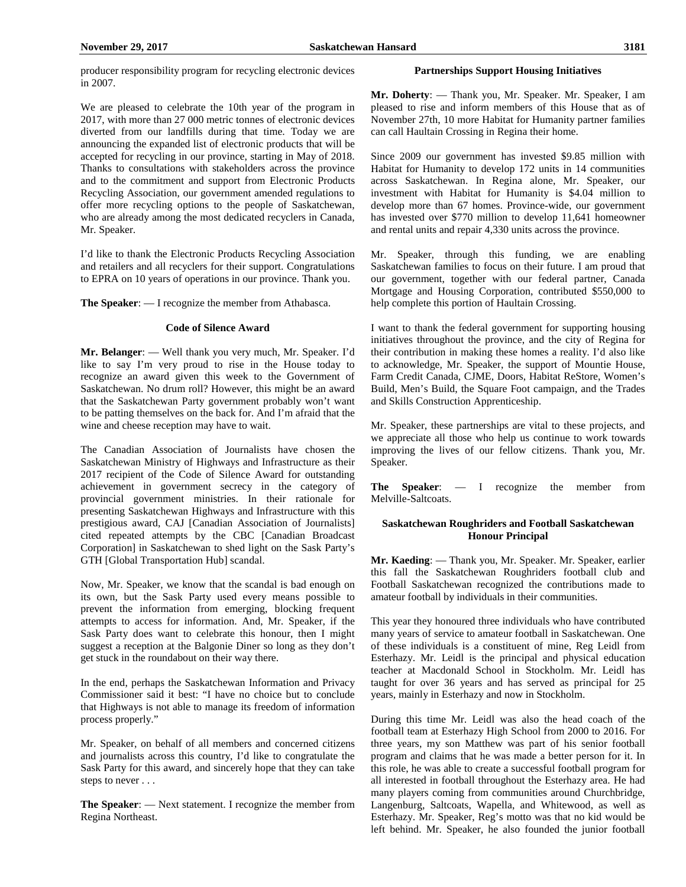producer responsibility program for recycling electronic devices in 2007.

We are pleased to celebrate the 10th year of the program in 2017, with more than 27 000 metric tonnes of electronic devices diverted from our landfills during that time. Today we are announcing the expanded list of electronic products that will be accepted for recycling in our province, starting in May of 2018. Thanks to consultations with stakeholders across the province and to the commitment and support from Electronic Products Recycling Association, our government amended regulations to offer more recycling options to the people of Saskatchewan, who are already among the most dedicated recyclers in Canada, Mr. Speaker.

I'd like to thank the Electronic Products Recycling Association and retailers and all recyclers for their support. Congratulations to EPRA on 10 years of operations in our province. Thank you.

**The Speaker**: — I recognize the member from Athabasca.

### Code of Silence Award

**Mr. Belanger**: — Well thank you very much, Mr. Speaker. I'd like to say I'm very proud to rise in the House today to recognize an award given this week to the Government of Saskatchewan. No drum roll? However, this might be an award that the Saskatchewan Party government probably won't want to be patting themselves on the back for. And I'm afraid that the wine and cheese reception may have to wait.

The Canadian Association of Journalists have chosen the Saskatchewan Ministry of Highways and Infrastructure as their 2017 recipient of the Code of Silence Award for outstanding achievement in government secrecy in the category of provincial government ministries. In their rationale for presenting Saskatchewan Highways and Infrastructure with this prestigious award, CAJ [Canadian Association of Journalists] cited repeated attempts by the CBC [Canadian Broadcast Corporation] in Saskatchewan to shed light on the Sask Party's GTH [Global Transportation Hub] scandal.

Now, Mr. Speaker, we know that the scandal is bad enough on its own, but the Sask Party used every means possible to prevent the information from emerging, blocking frequent attempts to access for information. And, Mr. Speaker, if the Sask Party does want to celebrate this honour, then I might suggest a reception at the Balgonie Diner so long as they don't get stuck in the roundabout on their way there.

In the end, perhaps the Saskatchewan Information and Privacy Commissioner said it best: "I have no choice but to conclude that Highways is not able to manage its freedom of information process properly."

Mr. Speaker, on behalf of all members and concerned citizens and journalists across this country, I'd like to congratulate the Sask Party for this award, and sincerely hope that they can take steps to never . . .

**The Speaker**: — Next statement. I recognize the member from Regina Northeast.

### Partnerships Support Housing Initiatives

**Mr. Doherty**: — Thank you, Mr. Speaker. Mr. Speaker, I am pleased to rise and inform members of this House that as of November 27th, 10 more Habitat for Humanity partner families can call Haultain Crossing in Regina their home.

Since 2009 our government has invested $9.85 million with Habitat for Humanity to develop 172 units in 14 communities across Saskatchewan. In Regina alone, Mr. Speaker, our investment with Habitat for Humanity is $4.04 million to develop more than 67 homes. Province-wide, our government has invested over $770 million to develop 11,641 homeowner and rental units and repair 4,330 units across the province.

Mr. Speaker, through this funding, we are enabling Saskatchewan families to focus on their future. I am proud that our government, together with our federal partner, Canada Mortgage and Housing Corporation, contributed $550,000 to help complete this portion of Haultain Crossing.

I want to thank the federal government for supporting housing initiatives throughout the province, and the city of Regina for their contribution in making these homes a reality. I'd also like to acknowledge, Mr. Speaker, the support of Mountie House, Farm Credit Canada, CJME, Doors, Habitat ReStore, Women's Build, Men's Build, the Square Foot campaign, and the Trades and Skills Construction Apprenticeship.

Mr. Speaker, these partnerships are vital to these projects, and we appreciate all those who help us continue to work towards improving the lives of our fellow citizens. Thank you, Mr. Speaker.

**The Speaker**: — I recognize the member from Melville-Saltcoats.

### Saskatchewan Roughriders and Football Saskatchewan Honour Principal

**Mr. Kaeding**: — Thank you, Mr. Speaker. Mr. Speaker, earlier this fall the Saskatchewan Roughriders football club and Football Saskatchewan recognized the contributions made to amateur football by individuals in their communities.

This year they honoured three individuals who have contributed many years of service to amateur football in Saskatchewan. One of these individuals is a constituent of mine, Reg Leidl from Esterhazy. Mr. Leidl is the principal and physical education teacher at Macdonald School in Stockholm. Mr. Leidl has taught for over 36 years and has served as principal for 25 years, mainly in Esterhazy and now in Stockholm.

During this time Mr. Leidl was also the head coach of the football team at Esterhazy High School from 2000 to 2016. For three years, my son Matthew was part of his senior football program and claims that he was made a better person for it. In this role, he was able to create a successful football program for all interested in football throughout the Esterhazy area. He had many players coming from communities around Churchbridge, Langenburg, Saltcoats, Wapella, and Whitewood, as well as Esterhazy. Mr. Speaker, Reg's motto was that no kid would be left behind. Mr. Speaker, he also founded the junior football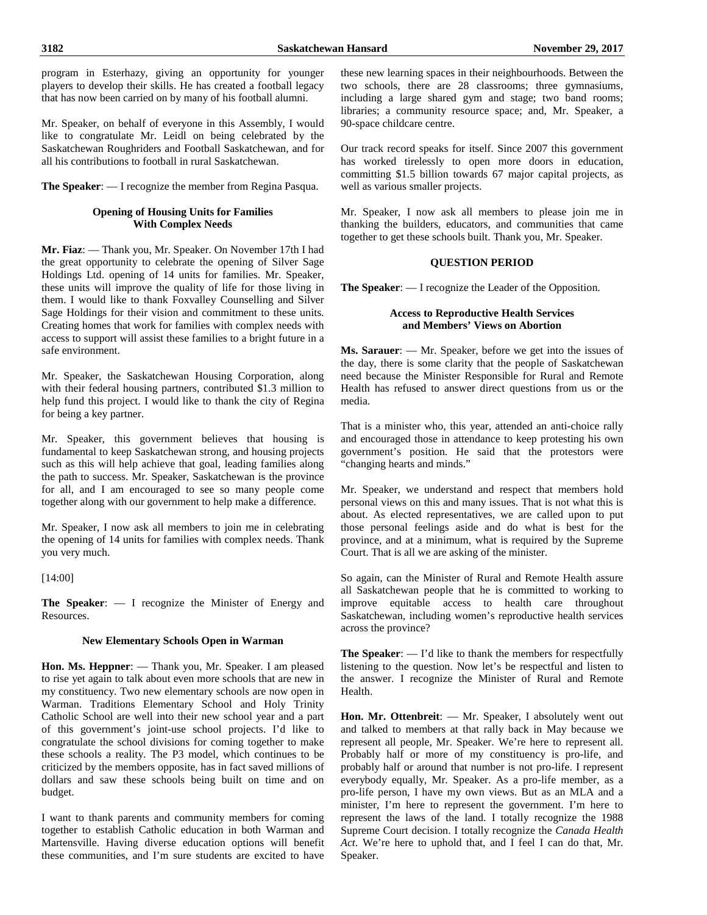program in Esterhazy, giving an opportunity for younger players to develop their skills. He has created a football legacy that has now been carried on by many of his football alumni.

Mr. Speaker, on behalf of everyone in this Assembly, I would like to congratulate Mr. Leidl on being celebrated by the Saskatchewan Roughriders and Football Saskatchewan, and for all his contributions to football in rural Saskatchewan.

**The Speaker**: — I recognize the member from Regina Pasqua.

### Opening of Housing Units for Families With Complex Needs

**Mr. Fiaz**: — Thank you, Mr. Speaker. On November 17th I had the great opportunity to celebrate the opening of Silver Sage Holdings Ltd. opening of 14 units for families. Mr. Speaker, these units will improve the quality of life for those living in them. I would like to thank Foxvalley Counselling and Silver Sage Holdings for their vision and commitment to these units. Creating homes that work for families with complex needs with access to support will assist these families to a bright future in a safe environment.

Mr. Speaker, the Saskatchewan Housing Corporation, along with their federal housing partners, contributed $1.3 million to help fund this project. I would like to thank the city of Regina for being a key partner.

Mr. Speaker, this government believes that housing is fundamental to keep Saskatchewan strong, and housing projects such as this will help achieve that goal, leading families along the path to success. Mr. Speaker, Saskatchewan is the province for all, and I am encouraged to see so many people come together along with our government to help make a difference.

Mr. Speaker, I now ask all members to join me in celebrating the opening of 14 units for families with complex needs. Thank you very much.

[14:00]

**The Speaker**: — I recognize the Minister of Energy and Resources.

### New Elementary Schools Open in Warman

**Hon. Ms. Heppner**: — Thank you, Mr. Speaker. I am pleased to rise yet again to talk about even more schools that are new in my constituency. Two new elementary schools are now open in Warman. Traditions Elementary School and Holy Trinity Catholic School are well into their new school year and a part of this government's joint-use school projects. I'd like to congratulate the school divisions for coming together to make these schools a reality. The P3 model, which continues to be criticized by the members opposite, has in fact saved millions of dollars and saw these schools being built on time and on budget.

I want to thank parents and community members for coming together to establish Catholic education in both Warman and Martensville. Having diverse education options will benefit these communities, and I'm sure students are excited to have these new learning spaces in their neighbourhoods. Between the two schools, there are 28 classrooms; three gymnasiums, including a large shared gym and stage; two band rooms; libraries; a community resource space; and, Mr. Speaker, a 90-space childcare centre.

Our track record speaks for itself. Since 2007 this government has worked tirelessly to open more doors in education, committing $1.5 billion towards 67 major capital projects, as well as various smaller projects.

Mr. Speaker, I now ask all members to please join me in thanking the builders, educators, and communities that came together to get these schools built. Thank you, Mr. Speaker.

## QUESTION PERIOD

**The Speaker**: — I recognize the Leader of the Opposition.

### Access to Reproductive Health Services and Members' Views on Abortion

**Ms. Sarauer**: — Mr. Speaker, before we get into the issues of the day, there is some clarity that the people of Saskatchewan need because the Minister Responsible for Rural and Remote Health has refused to answer direct questions from us or the media.

That is a minister who, this year, attended an anti-choice rally and encouraged those in attendance to keep protesting his own government's position. He said that the protestors were "changing hearts and minds."

Mr. Speaker, we understand and respect that members hold personal views on this and many issues. That is not what this is about. As elected representatives, we are called upon to put those personal feelings aside and do what is best for the province, and at a minimum, what is required by the Supreme Court. That is all we are asking of the minister.

So again, can the Minister of Rural and Remote Health assure all Saskatchewan people that he is committed to working to improve equitable access to health care throughout Saskatchewan, including women's reproductive health services across the province?

**The Speaker**: — I'd like to thank the members for respectfully listening to the question. Now let's be respectful and listen to the answer. I recognize the Minister of Rural and Remote Health.

**Hon. Mr. Ottenbreit**: — Mr. Speaker, I absolutely went out and talked to members at that rally back in May because we represent all people, Mr. Speaker. We're here to represent all. Probably half or more of my constituency is pro-life, and probably half or around that number is not pro-life. I represent everybody equally, Mr. Speaker. As a pro-life member, as a pro-life person, I have my own views. But as an MLA and a minister, I'm here to represent the government. I'm here to represent the laws of the land. I totally recognize the 1988 Supreme Court decision. I totally recognize the *Canada Health Act*. We're here to uphold that, and I feel I can do that, Mr. Speaker.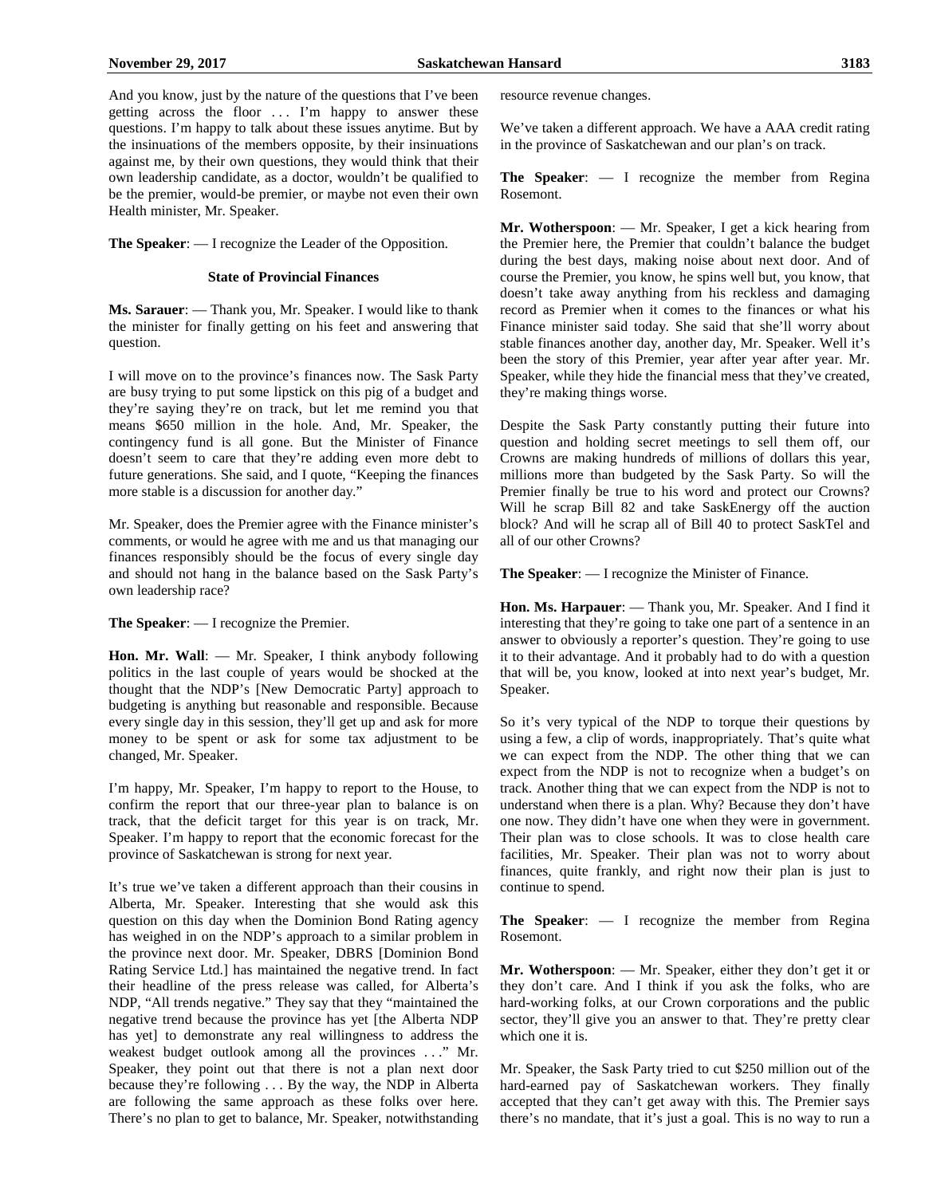And you know, just by the nature of the questions that I've been getting across the floor . . . I'm happy to answer these questions. I'm happy to talk about these issues anytime. But by the insinuations of the members opposite, by their insinuations against me, by their own questions, they would think that their own leadership candidate, as a doctor, wouldn't be qualified to be the premier, would-be premier, or maybe not even their own Health minister, Mr. Speaker.

**The Speaker**: — I recognize the Leader of the Opposition.

### State of Provincial Finances

**Ms. Sarauer**: — Thank you, Mr. Speaker. I would like to thank the minister for finally getting on his feet and answering that question.

I will move on to the province's finances now. The Sask Party are busy trying to put some lipstick on this pig of a budget and they're saying they're on track, but let me remind you that means $650 million in the hole. And, Mr. Speaker, the contingency fund is all gone. But the Minister of Finance doesn't seem to care that they're adding even more debt to future generations. She said, and I quote, "Keeping the finances more stable is a discussion for another day."

Mr. Speaker, does the Premier agree with the Finance minister's comments, or would he agree with me and us that managing our finances responsibly should be the focus of every single day and should not hang in the balance based on the Sask Party's own leadership race?

**The Speaker**: — I recognize the Premier.

**Hon. Mr. Wall**: — Mr. Speaker, I think anybody following politics in the last couple of years would be shocked at the thought that the NDP's [New Democratic Party] approach to budgeting is anything but reasonable and responsible. Because every single day in this session, they'll get up and ask for more money to be spent or ask for some tax adjustment to be changed, Mr. Speaker.

I'm happy, Mr. Speaker, I'm happy to report to the House, to confirm the report that our three-year plan to balance is on track, that the deficit target for this year is on track, Mr. Speaker. I'm happy to report that the economic forecast for the province of Saskatchewan is strong for next year.

It's true we've taken a different approach than their cousins in Alberta, Mr. Speaker. Interesting that she would ask this question on this day when the Dominion Bond Rating agency has weighed in on the NDP's approach to a similar problem in the province next door. Mr. Speaker, DBRS [Dominion Bond Rating Service Ltd.] has maintained the negative trend. In fact their headline of the press release was called, for Alberta's NDP, "All trends negative." They say that they "maintained the negative trend because the province has yet [the Alberta NDP has yet] to demonstrate any real willingness to address the weakest budget outlook among all the provinces . . ." Mr. Speaker, they point out that there is not a plan next door because they're following . . . By the way, the NDP in Alberta are following the same approach as these folks over here. There's no plan to get to balance, Mr. Speaker, notwithstanding resource revenue changes.

We've taken a different approach. We have a AAA credit rating in the province of Saskatchewan and our plan's on track.

**The Speaker**: — I recognize the member from Regina Rosemont.

**Mr. Wotherspoon**: — Mr. Speaker, I get a kick hearing from the Premier here, the Premier that couldn't balance the budget during the best days, making noise about next door. And of course the Premier, you know, he spins well but, you know, that doesn't take away anything from his reckless and damaging record as Premier when it comes to the finances or what his Finance minister said today. She said that she'll worry about stable finances another day, another day, Mr. Speaker. Well it's been the story of this Premier, year after year after year. Mr. Speaker, while they hide the financial mess that they've created, they're making things worse.

Despite the Sask Party constantly putting their future into question and holding secret meetings to sell them off, our Crowns are making hundreds of millions of dollars this year, millions more than budgeted by the Sask Party. So will the Premier finally be true to his word and protect our Crowns? Will he scrap Bill 82 and take SaskEnergy off the auction block? And will he scrap all of Bill 40 to protect SaskTel and all of our other Crowns?

**The Speaker**: — I recognize the Minister of Finance.

**Hon. Ms. Harpauer**: — Thank you, Mr. Speaker. And I find it interesting that they're going to take one part of a sentence in an answer to obviously a reporter's question. They're going to use it to their advantage. And it probably had to do with a question that will be, you know, looked at into next year's budget, Mr. Speaker.

So it's very typical of the NDP to torque their questions by using a few, a clip of words, inappropriately. That's quite what we can expect from the NDP. The other thing that we can expect from the NDP is not to recognize when a budget's on track. Another thing that we can expect from the NDP is not to understand when there is a plan. Why? Because they don't have one now. They didn't have one when they were in government. Their plan was to close schools. It was to close health care facilities, Mr. Speaker. Their plan was not to worry about finances, quite frankly, and right now their plan is just to continue to spend.

**The Speaker**: — I recognize the member from Regina Rosemont.

**Mr. Wotherspoon**: — Mr. Speaker, either they don't get it or they don't care. And I think if you ask the folks, who are hard-working folks, at our Crown corporations and the public sector, they'll give you an answer to that. They're pretty clear which one it is.

Mr. Speaker, the Sask Party tried to cut $250 million out of the hard-earned pay of Saskatchewan workers. They finally accepted that they can't get away with this. The Premier says there's no mandate, that it's just a goal. This is no way to run a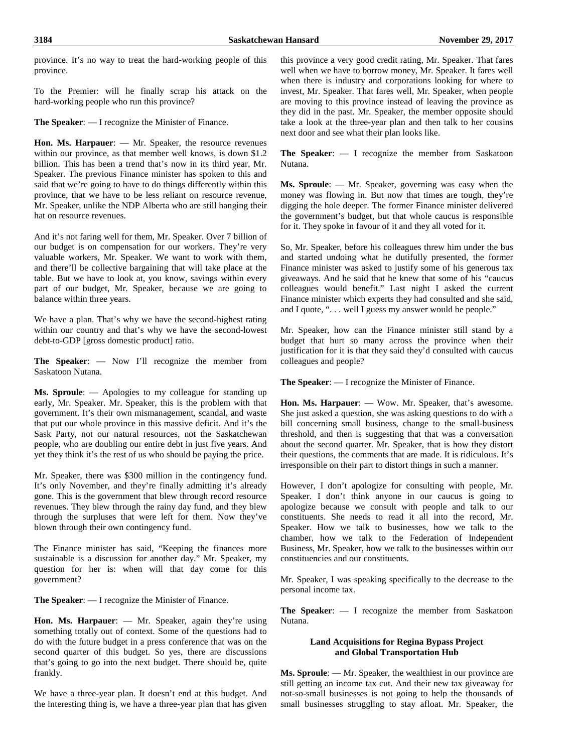province. It's no way to treat the hard-working people of this province.

To the Premier: will he finally scrap his attack on the hard-working people who run this province?

**The Speaker**: — I recognize the Minister of Finance.

**Hon. Ms. Harpauer**: — Mr. Speaker, the resource revenues within our province, as that member well knows, is down $1.2 billion. This has been a trend that's now in its third year, Mr. Speaker. The previous Finance minister has spoken to this and said that we're going to have to do things differently within this province, that we have to be less reliant on resource revenue, Mr. Speaker, unlike the NDP Alberta who are still hanging their hat on resource revenues.

And it's not faring well for them, Mr. Speaker. Over 7 billion of our budget is on compensation for our workers. They're very valuable workers, Mr. Speaker. We want to work with them, and there'll be collective bargaining that will take place at the table. But we have to look at, you know, savings within every part of our budget, Mr. Speaker, because we are going to balance within three years.

We have a plan. That's why we have the second-highest rating within our country and that's why we have the second-lowest debt-to-GDP [gross domestic product] ratio.

**The Speaker**: — Now I'll recognize the member from Saskatoon Nutana.

**Ms. Sproule**: — Apologies to my colleague for standing up early, Mr. Speaker. Mr. Speaker, this is the problem with that government. It's their own mismanagement, scandal, and waste that put our whole province in this massive deficit. And it's the Sask Party, not our natural resources, not the Saskatchewan people, who are doubling our entire debt in just five years. And yet they think it's the rest of us who should be paying the price.

Mr. Speaker, there was $300 million in the contingency fund. It's only November, and they're finally admitting it's already gone. This is the government that blew through record resource revenues. They blew through the rainy day fund, and they blew through the surpluses that were left for them. Now they've blown through their own contingency fund.

The Finance minister has said, "Keeping the finances more sustainable is a discussion for another day." Mr. Speaker, my question for her is: when will that day come for this government?

**The Speaker**: — I recognize the Minister of Finance.

**Hon. Ms. Harpauer**: — Mr. Speaker, again they're using something totally out of context. Some of the questions had to do with the future budget in a press conference that was on the second quarter of this budget. So yes, there are discussions that's going to go into the next budget. There should be, quite frankly.

We have a three-year plan. It doesn't end at this budget. And the interesting thing is, we have a three-year plan that has given this province a very good credit rating, Mr. Speaker. That fares well when we have to borrow money, Mr. Speaker. It fares well when there is industry and corporations looking for where to invest, Mr. Speaker. That fares well, Mr. Speaker, when people are moving to this province instead of leaving the province as they did in the past. Mr. Speaker, the member opposite should take a look at the three-year plan and then talk to her cousins next door and see what their plan looks like.

**The Speaker**: — I recognize the member from Saskatoon Nutana.

**Ms. Sproule**: — Mr. Speaker, governing was easy when the money was flowing in. But now that times are tough, they're digging the hole deeper. The former Finance minister delivered the government's budget, but that whole caucus is responsible for it. They spoke in favour of it and they all voted for it.

So, Mr. Speaker, before his colleagues threw him under the bus and started undoing what he dutifully presented, the former Finance minister was asked to justify some of his generous tax giveaways. And he said that he knew that some of his "caucus colleagues would benefit." Last night I asked the current Finance minister which experts they had consulted and she said, and I quote, ". . . well I guess my answer would be people."

Mr. Speaker, how can the Finance minister still stand by a budget that hurt so many across the province when their justification for it is that they said they'd consulted with caucus colleagues and people?

**The Speaker**: — I recognize the Minister of Finance.

**Hon. Ms. Harpauer**: — Wow. Mr. Speaker, that's awesome. She just asked a question, she was asking questions to do with a bill concerning small business, change to the small-business threshold, and then is suggesting that that was a conversation about the second quarter. Mr. Speaker, that is how they distort their questions, the comments that are made. It is ridiculous. It's irresponsible on their part to distort things in such a manner.

However, I don't apologize for consulting with people, Mr. Speaker. I don't think anyone in our caucus is going to apologize because we consult with people and talk to our constituents. She needs to read it all into the record, Mr. Speaker. How we talk to businesses, how we talk to the chamber, how we talk to the Federation of Independent Business, Mr. Speaker, how we talk to the businesses within our constituencies and our constituents.

Mr. Speaker, I was speaking specifically to the decrease to the personal income tax.

**The Speaker**: — I recognize the member from Saskatoon Nutana.

### Land Acquisitions for Regina Bypass Project and Global Transportation Hub

**Ms. Sproule**: — Mr. Speaker, the wealthiest in our province are still getting an income tax cut. And their new tax giveaway for not-so-small businesses is not going to help the thousands of small businesses struggling to stay afloat. Mr. Speaker, the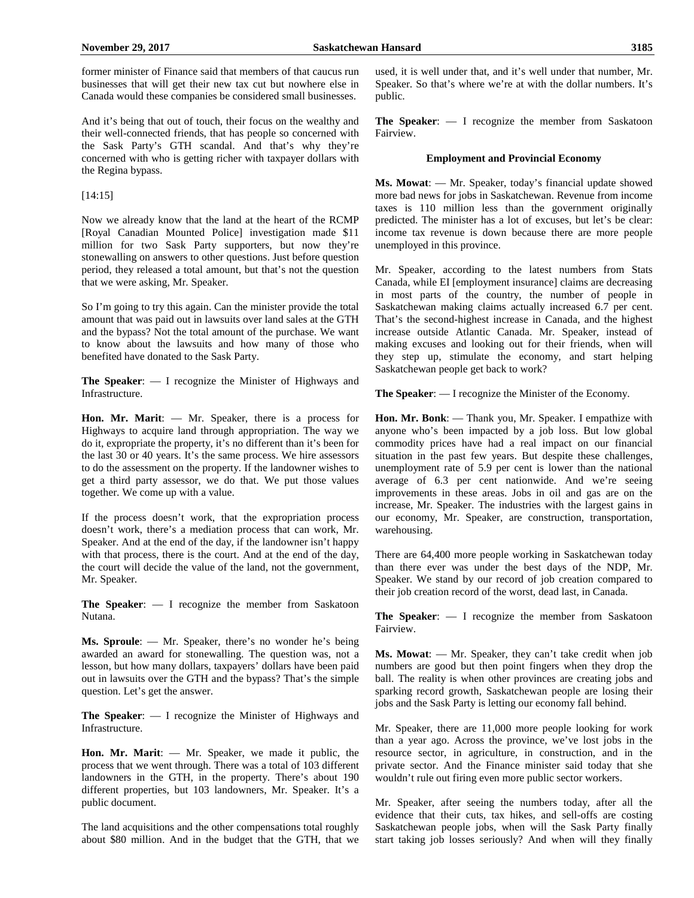former minister of Finance said that members of that caucus run businesses that will get their new tax cut but nowhere else in Canada would these companies be considered small businesses.

And it's being that out of touch, their focus on the wealthy and their well-connected friends, that has people so concerned with the Sask Party's GTH scandal. And that's why they're concerned with who is getting richer with taxpayer dollars with the Regina bypass.

[14:15]

Now we already know that the land at the heart of the RCMP [Royal Canadian Mounted Police] investigation made $11 million for two Sask Party supporters, but now they're stonewalling on answers to other questions. Just before question period, they released a total amount, but that's not the question that we were asking, Mr. Speaker.

So I'm going to try this again. Can the minister provide the total amount that was paid out in lawsuits over land sales at the GTH and the bypass? Not the total amount of the purchase. We want to know about the lawsuits and how many of those who benefited have donated to the Sask Party.

**The Speaker**: — I recognize the Minister of Highways and Infrastructure.

**Hon. Mr. Marit**: — Mr. Speaker, there is a process for Highways to acquire land through appropriation. The way we do it, expropriate the property, it's no different than it's been for the last 30 or 40 years. It's the same process. We hire assessors to do the assessment on the property. If the landowner wishes to get a third party assessor, we do that. We put those values together. We come up with a value.

If the process doesn't work, that the expropriation process doesn't work, there's a mediation process that can work, Mr. Speaker. And at the end of the day, if the landowner isn't happy with that process, there is the court. And at the end of the day, the court will decide the value of the land, not the government, Mr. Speaker.

**The Speaker**: — I recognize the member from Saskatoon Nutana.

**Ms. Sproule**: — Mr. Speaker, there's no wonder he's being awarded an award for stonewalling. The question was, not a lesson, but how many dollars, taxpayers' dollars have been paid out in lawsuits over the GTH and the bypass? That's the simple question. Let's get the answer.

**The Speaker**: — I recognize the Minister of Highways and Infrastructure.

**Hon. Mr. Marit**: — Mr. Speaker, we made it public, the process that we went through. There was a total of 103 different landowners in the GTH, in the property. There's about 190 different properties, but 103 landowners, Mr. Speaker. It's a public document.

The land acquisitions and the other compensations total roughly about $80 million. And in the budget that the GTH, that we used, it is well under that, and it's well under that number, Mr. Speaker. So that's where we're at with the dollar numbers. It's public.

**The Speaker**: — I recognize the member from Saskatoon Fairview.

### Employment and Provincial Economy

**Ms. Mowat**: — Mr. Speaker, today's financial update showed more bad news for jobs in Saskatchewan. Revenue from income taxes is 110 million less than the government originally predicted. The minister has a lot of excuses, but let's be clear: income tax revenue is down because there are more people unemployed in this province.

Mr. Speaker, according to the latest numbers from Stats Canada, while EI [employment insurance] claims are decreasing in most parts of the country, the number of people in Saskatchewan making claims actually increased 6.7 per cent. That's the second-highest increase in Canada, and the highest increase outside Atlantic Canada. Mr. Speaker, instead of making excuses and looking out for their friends, when will they step up, stimulate the economy, and start helping Saskatchewan people get back to work?

**The Speaker**: — I recognize the Minister of the Economy.

**Hon. Mr. Bonk**: — Thank you, Mr. Speaker. I empathize with anyone who's been impacted by a job loss. But low global commodity prices have had a real impact on our financial situation in the past few years. But despite these challenges, unemployment rate of 5.9 per cent is lower than the national average of 6.3 per cent nationwide. And we're seeing improvements in these areas. Jobs in oil and gas are on the increase, Mr. Speaker. The industries with the largest gains in our economy, Mr. Speaker, are construction, transportation, warehousing.

There are 64,400 more people working in Saskatchewan today than there ever was under the best days of the NDP, Mr. Speaker. We stand by our record of job creation compared to their job creation record of the worst, dead last, in Canada.

**The Speaker**: — I recognize the member from Saskatoon Fairview.

**Ms. Mowat**: — Mr. Speaker, they can't take credit when job numbers are good but then point fingers when they drop the ball. The reality is when other provinces are creating jobs and sparking record growth, Saskatchewan people are losing their jobs and the Sask Party is letting our economy fall behind.

Mr. Speaker, there are 11,000 more people looking for work than a year ago. Across the province, we've lost jobs in the resource sector, in agriculture, in construction, and in the private sector. And the Finance minister said today that she wouldn't rule out firing even more public sector workers.

Mr. Speaker, after seeing the numbers today, after all the evidence that their cuts, tax hikes, and sell-offs are costing Saskatchewan people jobs, when will the Sask Party finally start taking job losses seriously? And when will they finally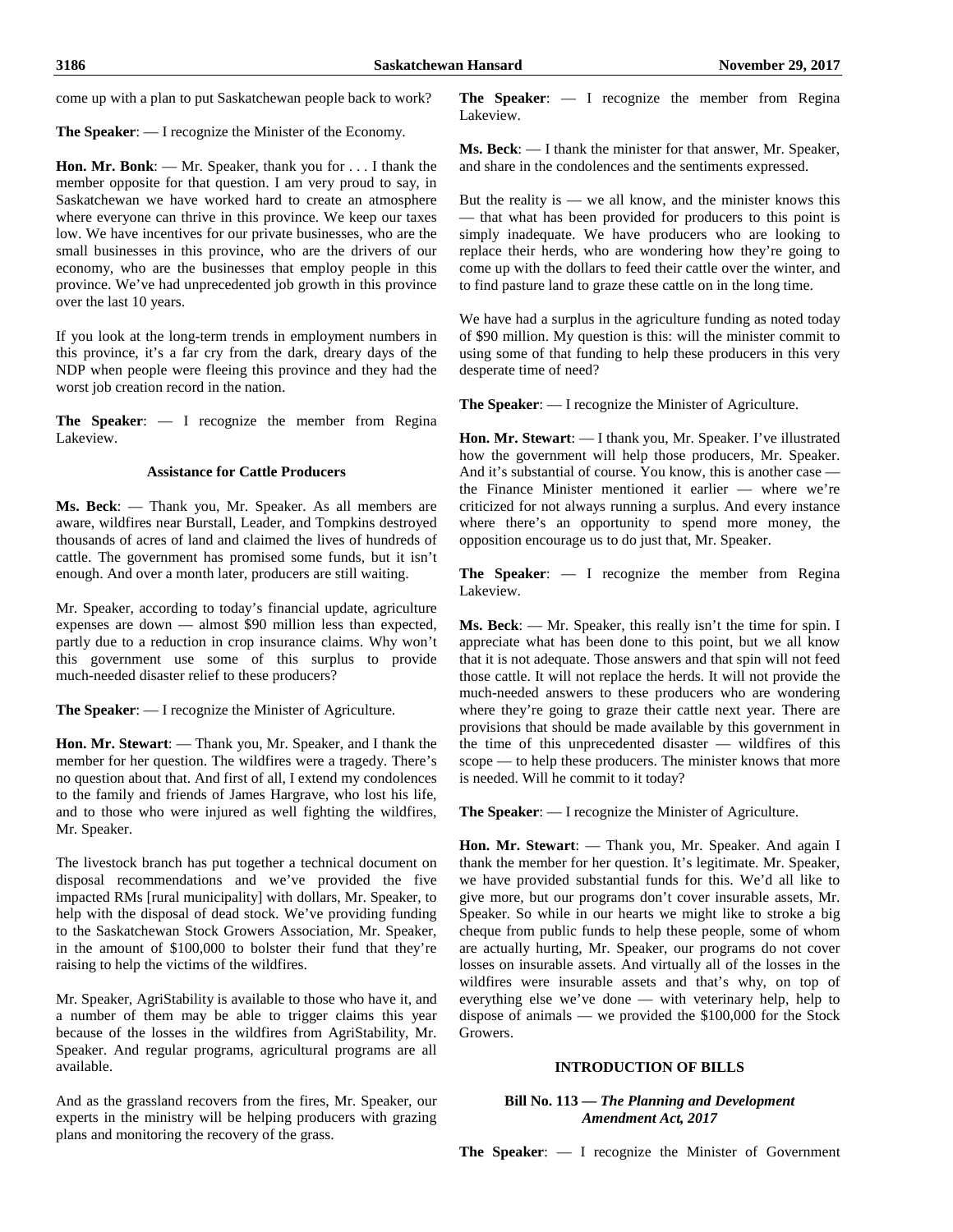come up with a plan to put Saskatchewan people back to work?

**The Speaker**: — I recognize the Minister of the Economy.

**Hon. Mr. Bonk**: — Mr. Speaker, thank you for . . . I thank the member opposite for that question. I am very proud to say, in Saskatchewan we have worked hard to create an atmosphere where everyone can thrive in this province. We keep our taxes low. We have incentives for our private businesses, who are the small businesses in this province, who are the drivers of our economy, who are the businesses that employ people in this province. We've had unprecedented job growth in this province over the last 10 years.

If you look at the long-term trends in employment numbers in this province, it's a far cry from the dark, dreary days of the NDP when people were fleeing this province and they had the worst job creation record in the nation.

**The Speaker**: — I recognize the member from Regina Lakeview.

### Assistance for Cattle Producers

**Ms. Beck**: — Thank you, Mr. Speaker. As all members are aware, wildfires near Burstall, Leader, and Tompkins destroyed thousands of acres of land and claimed the lives of hundreds of cattle. The government has promised some funds, but it isn't enough. And over a month later, producers are still waiting.

Mr. Speaker, according to today's financial update, agriculture expenses are down — almost $90 million less than expected, partly due to a reduction in crop insurance claims. Why won't this government use some of this surplus to provide much-needed disaster relief to these producers?

**The Speaker**: — I recognize the Minister of Agriculture.

**Hon. Mr. Stewart**: — Thank you, Mr. Speaker, and I thank the member for her question. The wildfires were a tragedy. There's no question about that. And first of all, I extend my condolences to the family and friends of James Hargrave, who lost his life, and to those who were injured as well fighting the wildfires, Mr. Speaker.

The livestock branch has put together a technical document on disposal recommendations and we've provided the five impacted RMs [rural municipality] with dollars, Mr. Speaker, to help with the disposal of dead stock. We've providing funding to the Saskatchewan Stock Growers Association, Mr. Speaker, in the amount of $100,000 to bolster their fund that they're raising to help the victims of the wildfires.

Mr. Speaker, AgriStability is available to those who have it, and a number of them may be able to trigger claims this year because of the losses in the wildfires from AgriStability, Mr. Speaker. And regular programs, agricultural programs are all available.

And as the grassland recovers from the fires, Mr. Speaker, our experts in the ministry will be helping producers with grazing plans and monitoring the recovery of the grass.

**The Speaker**: — I recognize the member from Regina Lakeview.

**Ms. Beck**: — I thank the minister for that answer, Mr. Speaker, and share in the condolences and the sentiments expressed.

But the reality is — we all know, and the minister knows this — that what has been provided for producers to this point is simply inadequate. We have producers who are looking to replace their herds, who are wondering how they're going to come up with the dollars to feed their cattle over the winter, and to find pasture land to graze these cattle on in the long time.

We have had a surplus in the agriculture funding as noted today of $90 million. My question is this: will the minister commit to using some of that funding to help these producers in this very desperate time of need?

**The Speaker**: — I recognize the Minister of Agriculture.

**Hon. Mr. Stewart**: — I thank you, Mr. Speaker. I've illustrated how the government will help those producers, Mr. Speaker. And it's substantial of course. You know, this is another case — the Finance Minister mentioned it earlier — where we're criticized for not always running a surplus. And every instance where there's an opportunity to spend more money, the opposition encourage us to do just that, Mr. Speaker.

**The Speaker**: — I recognize the member from Regina Lakeview.

**Ms. Beck**: — Mr. Speaker, this really isn't the time for spin. I appreciate what has been done to this point, but we all know that it is not adequate. Those answers and that spin will not feed those cattle. It will not replace the herds. It will not provide the much-needed answers to these producers who are wondering where they're going to graze their cattle next year. There are provisions that should be made available by this government in the time of this unprecedented disaster — wildfires of this scope — to help these producers. The minister knows that more is needed. Will he commit to it today?

**The Speaker**: — I recognize the Minister of Agriculture.

**Hon. Mr. Stewart**: — Thank you, Mr. Speaker. And again I thank the member for her question. It's legitimate. Mr. Speaker, we have provided substantial funds for this. We'd all like to give more, but our programs don't cover insurable assets, Mr. Speaker. So while in our hearts we might like to stroke a big cheque from public funds to help these people, some of whom are actually hurting, Mr. Speaker, our programs do not cover losses on insurable assets. And virtually all of the losses in the wildfires were insurable assets and that's why, on top of everything else we've done — with veterinary help, help to dispose of animals — we provided the $100,000 for the Stock Growers.

## INTRODUCTION OF BILLS

### Bill No. 113 — *The Planning and Development Amendment Act, 2017*

**The Speaker**: — I recognize the Minister of Government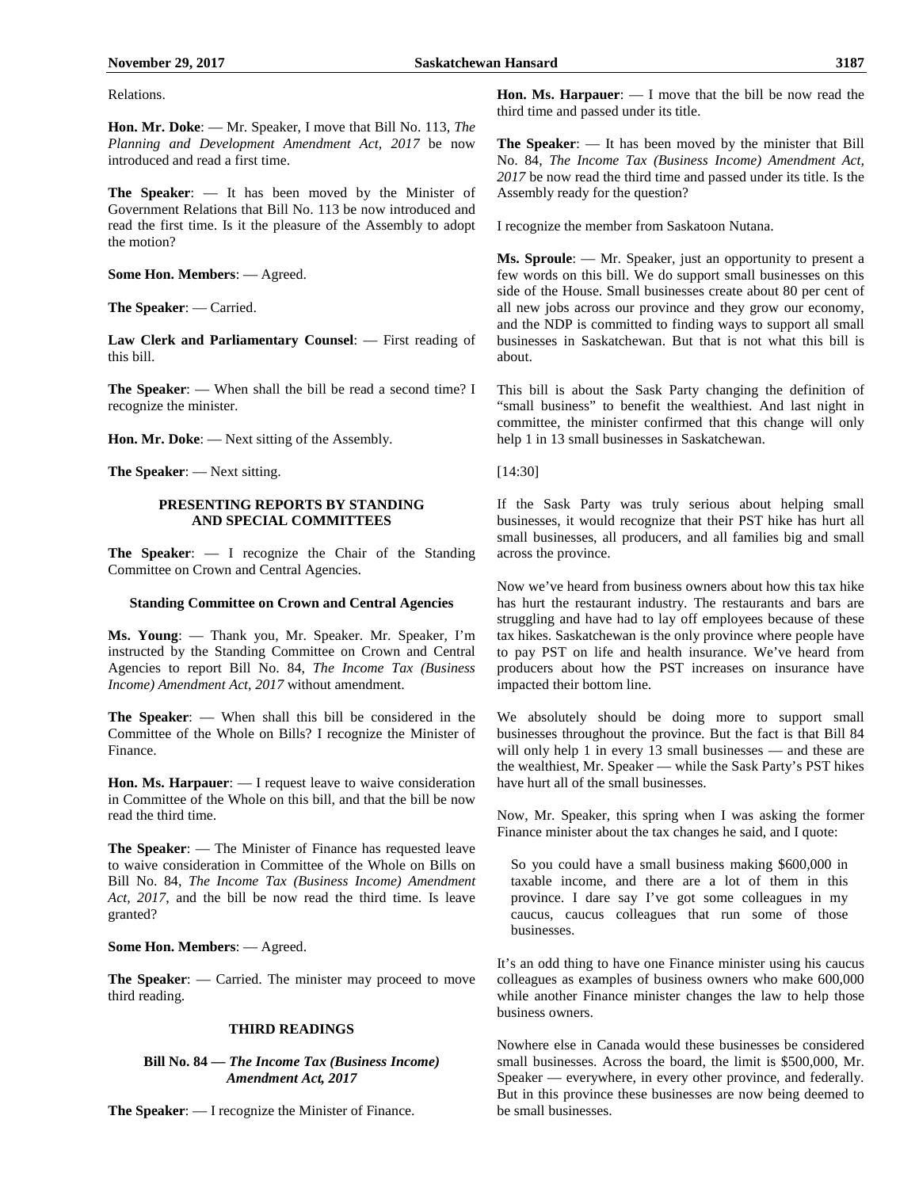Relations.

**Hon. Mr. Doke**: — Mr. Speaker, I move that Bill No. 113, *The Planning and Development Amendment Act, 2017* be now introduced and read a first time.

**The Speaker**: — It has been moved by the Minister of Government Relations that Bill No. 113 be now introduced and read the first time. Is it the pleasure of the Assembly to adopt the motion?

**Some Hon. Members**: — Agreed.

**The Speaker**: — Carried.

**Law Clerk and Parliamentary Counsel**: — First reading of this bill.

**The Speaker**: — When shall the bill be read a second time? I recognize the minister.

**Hon. Mr. Doke**: — Next sitting of the Assembly.

**The Speaker**: — Next sitting.

## PRESENTING REPORTS BY STANDING AND SPECIAL COMMITTEES

**The Speaker**: — I recognize the Chair of the Standing Committee on Crown and Central Agencies.

### Standing Committee on Crown and Central Agencies

**Ms. Young**: — Thank you, Mr. Speaker. Mr. Speaker, I'm instructed by the Standing Committee on Crown and Central Agencies to report Bill No. 84, *The Income Tax (Business Income) Amendment Act, 2017* without amendment.

**The Speaker**: — When shall this bill be considered in the Committee of the Whole on Bills? I recognize the Minister of Finance.

**Hon. Ms. Harpauer**: — I request leave to waive consideration in Committee of the Whole on this bill, and that the bill be now read the third time.

**The Speaker**: — The Minister of Finance has requested leave to waive consideration in Committee of the Whole on Bills on Bill No. 84, *The Income Tax (Business Income) Amendment Act, 2017*, and the bill be now read the third time. Is leave granted?

**Some Hon. Members**: — Agreed.

**The Speaker**: — Carried. The minister may proceed to move third reading.

## THIRD READINGS

### Bill No. 84 — *The Income Tax (Business Income) Amendment Act, 2017*

**The Speaker**: — I recognize the Minister of Finance.

**Hon. Ms. Harpauer**: — I move that the bill be now read the third time and passed under its title.

**The Speaker**: — It has been moved by the minister that Bill No. 84, *The Income Tax (Business Income) Amendment Act, 2017* be now read the third time and passed under its title. Is the Assembly ready for the question?

I recognize the member from Saskatoon Nutana.

**Ms. Sproule**: — Mr. Speaker, just an opportunity to present a few words on this bill. We do support small businesses on this side of the House. Small businesses create about 80 per cent of all new jobs across our province and they grow our economy, and the NDP is committed to finding ways to support all small businesses in Saskatchewan. But that is not what this bill is about.

This bill is about the Sask Party changing the definition of "small business" to benefit the wealthiest. And last night in committee, the minister confirmed that this change will only help 1 in 13 small businesses in Saskatchewan.

[14:30]

If the Sask Party was truly serious about helping small businesses, it would recognize that their PST hike has hurt all small businesses, all producers, and all families big and small across the province.

Now we've heard from business owners about how this tax hike has hurt the restaurant industry. The restaurants and bars are struggling and have had to lay off employees because of these tax hikes. Saskatchewan is the only province where people have to pay PST on life and health insurance. We've heard from producers about how the PST increases on insurance have impacted their bottom line.

We absolutely should be doing more to support small businesses throughout the province. But the fact is that Bill 84 will only help 1 in every 13 small businesses — and these are the wealthiest, Mr. Speaker — while the Sask Party's PST hikes have hurt all of the small businesses.

Now, Mr. Speaker, this spring when I was asking the former Finance minister about the tax changes he said, and I quote:

> So you could have a small business making $600,000 in taxable income, and there are a lot of them in this province. I dare say I've got some colleagues in my caucus, caucus colleagues that run some of those businesses.

It's an odd thing to have one Finance minister using his caucus colleagues as examples of business owners who make 600,000 while another Finance minister changes the law to help those business owners.

Nowhere else in Canada would these businesses be considered small businesses. Across the board, the limit is $500,000, Mr. Speaker — everywhere, in every other province, and federally. But in this province these businesses are now being deemed to be small businesses.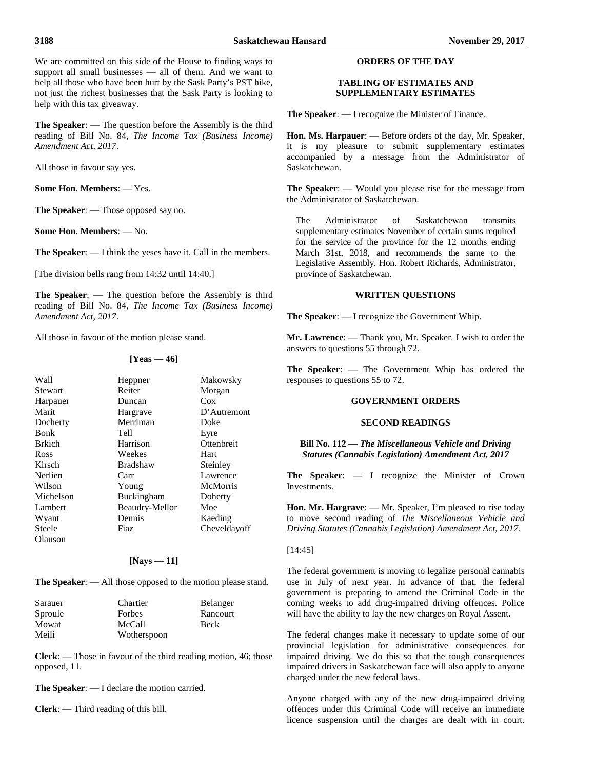We are committed on this side of the House to finding ways to support all small businesses — all of them. And we want to help all those who have been hurt by the Sask Party's PST hike, not just the richest businesses that the Sask Party is looking to help with this tax giveaway.

**The Speaker**: — The question before the Assembly is the third reading of Bill No. 84, *The Income Tax (Business Income) Amendment Act, 2017*.

All those in favour say yes.

**Some Hon. Members**: — Yes.

**The Speaker**: — Those opposed say no.

**Some Hon. Members**: — No.

**The Speaker**: — I think the yeses have it. Call in the members.

[The division bells rang from 14:32 until 14:40.]

**The Speaker**: — The question before the Assembly is third reading of Bill No. 84, *The Income Tax (Business Income) Amendment Act, 2017*.

All those in favour of the motion please stand.

**[Yeas — 46]**

| | | |
|---|---|---|
| Wall | Heppner | Makowsky |
| Stewart | Reiter | Morgan |
| Harpauer | Duncan | Cox |
| Marit | Hargrave | D'Autremont |
| Docherty | Merriman | Doke |
| Bonk | Tell | Eyre |
| Brkich | Harrison | Ottenbreit |
| Ross | Weekes | Hart |
| Kirsch | Bradshaw | Steinley |
| Nerlien | Carr | Lawrence |
| Wilson | Young | McMorris |
| Michelson | Buckingham | Doherty |
| Lambert | Beaudry-Mellor | Moe |
| Wyant | Dennis | Kaeding |
| Steele | Fiaz | Cheveldayoff |
| Olauson | | |

**[Nays — 11]**

**The Speaker**: — All those opposed to the motion please stand.

| | | |
|---|---|---|
| Sarauer | Chartier | Belanger |
| Sproule | Forbes | Rancourt |
| Mowat | McCall | Beck |
| Meili | Wotherspoon | |

**Clerk**: — Those in favour of the third reading motion, 46; those opposed, 11.

**The Speaker**: — I declare the motion carried.

**Clerk**: — Third reading of this bill.

## ORDERS OF THE DAY

### TABLING OF ESTIMATES AND SUPPLEMENTARY ESTIMATES

**The Speaker**: — I recognize the Minister of Finance.

**Hon. Ms. Harpauer**: — Before orders of the day, Mr. Speaker, it is my pleasure to submit supplementary estimates accompanied by a message from the Administrator of Saskatchewan.

**The Speaker**: — Would you please rise for the message from the Administrator of Saskatchewan.

> The Administrator of Saskatchewan transmits supplementary estimates November of certain sums required for the service of the province for the 12 months ending March 31st, 2018, and recommends the same to the Legislative Assembly. Hon. Robert Richards, Administrator, province of Saskatchewan.

### WRITTEN QUESTIONS

**The Speaker**: — I recognize the Government Whip.

**Mr. Lawrence**: — Thank you, Mr. Speaker. I wish to order the answers to questions 55 through 72.

**The Speaker**: — The Government Whip has ordered the responses to questions 55 to 72.

### GOVERNMENT ORDERS

### SECOND READINGS

#### Bill No. 112 — *The Miscellaneous Vehicle and Driving Statutes (Cannabis Legislation) Amendment Act, 2017*

**The Speaker**: — I recognize the Minister of Crown Investments.

**Hon. Mr. Hargrave**: — Mr. Speaker, I'm pleased to rise today to move second reading of *The Miscellaneous Vehicle and Driving Statutes (Cannabis Legislation) Amendment Act, 2017.*

[14:45]

The federal government is moving to legalize personal cannabis use in July of next year. In advance of that, the federal government is preparing to amend the Criminal Code in the coming weeks to add drug-impaired driving offences. Police will have the ability to lay the new charges on Royal Assent.

The federal changes make it necessary to update some of our provincial legislation for administrative consequences for impaired driving. We do this so that the tough consequences impaired drivers in Saskatchewan face will also apply to anyone charged under the new federal laws.

Anyone charged with any of the new drug-impaired driving offences under this Criminal Code will receive an immediate licence suspension until the charges are dealt with in court.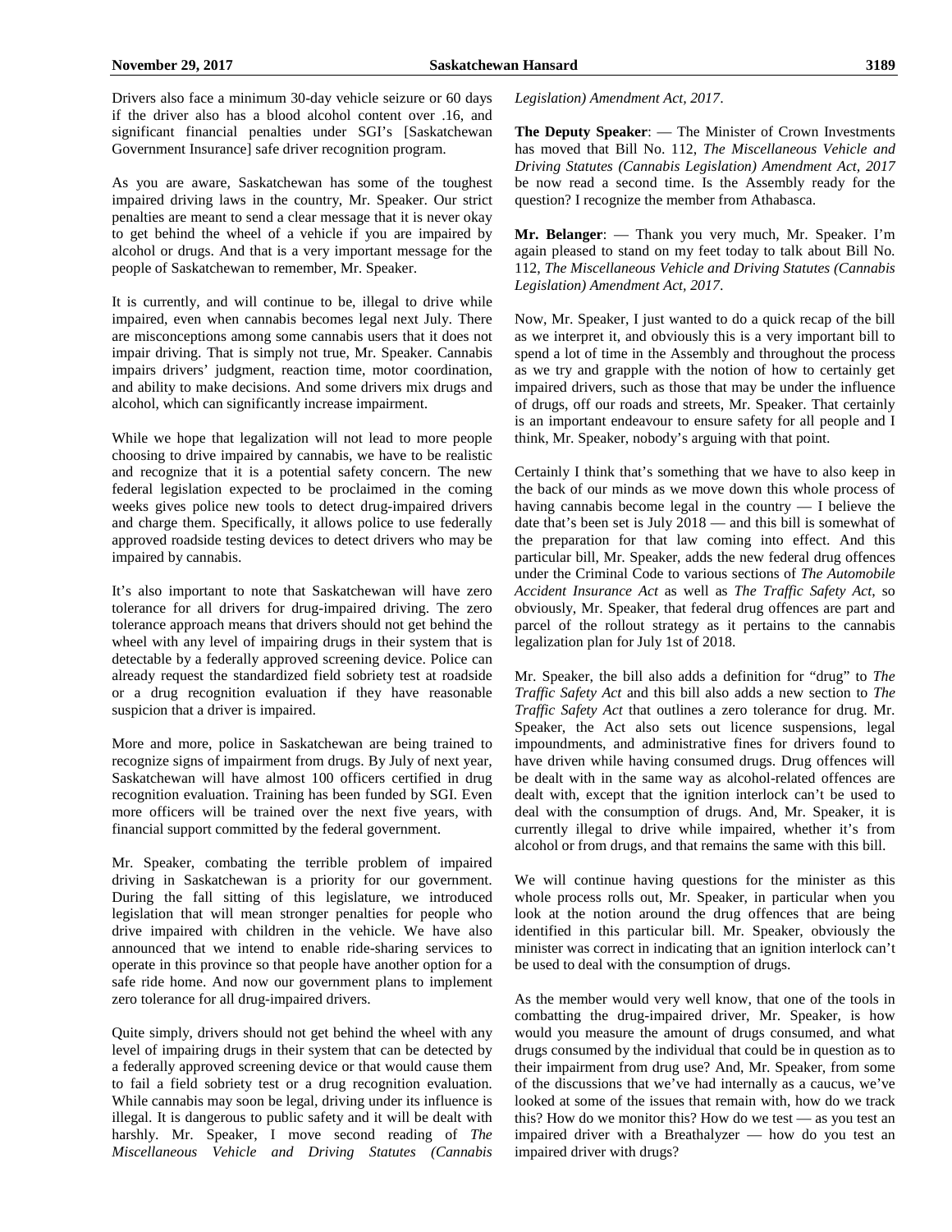Drivers also face a minimum 30-day vehicle seizure or 60 days if the driver also has a blood alcohol content over .16, and significant financial penalties under SGI's [Saskatchewan Government Insurance] safe driver recognition program.

As you are aware, Saskatchewan has some of the toughest impaired driving laws in the country, Mr. Speaker. Our strict penalties are meant to send a clear message that it is never okay to get behind the wheel of a vehicle if you are impaired by alcohol or drugs. And that is a very important message for the people of Saskatchewan to remember, Mr. Speaker.

It is currently, and will continue to be, illegal to drive while impaired, even when cannabis becomes legal next July. There are misconceptions among some cannabis users that it does not impair driving. That is simply not true, Mr. Speaker. Cannabis impairs drivers' judgment, reaction time, motor coordination, and ability to make decisions. And some drivers mix drugs and alcohol, which can significantly increase impairment.

While we hope that legalization will not lead to more people choosing to drive impaired by cannabis, we have to be realistic and recognize that it is a potential safety concern. The new federal legislation expected to be proclaimed in the coming weeks gives police new tools to detect drug-impaired drivers and charge them. Specifically, it allows police to use federally approved roadside testing devices to detect drivers who may be impaired by cannabis.

It's also important to note that Saskatchewan will have zero tolerance for all drivers for drug-impaired driving. The zero tolerance approach means that drivers should not get behind the wheel with any level of impairing drugs in their system that is detectable by a federally approved screening device. Police can already request the standardized field sobriety test at roadside or a drug recognition evaluation if they have reasonable suspicion that a driver is impaired.

More and more, police in Saskatchewan are being trained to recognize signs of impairment from drugs. By July of next year, Saskatchewan will have almost 100 officers certified in drug recognition evaluation. Training has been funded by SGI. Even more officers will be trained over the next five years, with financial support committed by the federal government.

Mr. Speaker, combating the terrible problem of impaired driving in Saskatchewan is a priority for our government. During the fall sitting of this legislature, we introduced legislation that will mean stronger penalties for people who drive impaired with children in the vehicle. We have also announced that we intend to enable ride-sharing services to operate in this province so that people have another option for a safe ride home. And now our government plans to implement zero tolerance for all drug-impaired drivers.

Quite simply, drivers should not get behind the wheel with any level of impairing drugs in their system that can be detected by a federally approved screening device or that would cause them to fail a field sobriety test or a drug recognition evaluation. While cannabis may soon be legal, driving under its influence is illegal. It is dangerous to public safety and it will be dealt with harshly. Mr. Speaker, I move second reading of *The Miscellaneous Vehicle and Driving Statutes (Cannabis Legislation) Amendment Act, 2017*.

**The Deputy Speaker**: — The Minister of Crown Investments has moved that Bill No. 112, *The Miscellaneous Vehicle and Driving Statutes (Cannabis Legislation) Amendment Act, 2017* be now read a second time. Is the Assembly ready for the question? I recognize the member from Athabasca.

**Mr. Belanger**: — Thank you very much, Mr. Speaker. I'm again pleased to stand on my feet today to talk about Bill No. 112, *The Miscellaneous Vehicle and Driving Statutes (Cannabis Legislation) Amendment Act, 2017*.

Now, Mr. Speaker, I just wanted to do a quick recap of the bill as we interpret it, and obviously this is a very important bill to spend a lot of time in the Assembly and throughout the process as we try and grapple with the notion of how to certainly get impaired drivers, such as those that may be under the influence of drugs, off our roads and streets, Mr. Speaker. That certainly is an important endeavour to ensure safety for all people and I think, Mr. Speaker, nobody's arguing with that point.

Certainly I think that's something that we have to also keep in the back of our minds as we move down this whole process of having cannabis become legal in the country — I believe the date that's been set is July 2018 — and this bill is somewhat of the preparation for that law coming into effect. And this particular bill, Mr. Speaker, adds the new federal drug offences under the Criminal Code to various sections of *The Automobile Accident Insurance Act* as well as *The Traffic Safety Act*, so obviously, Mr. Speaker, that federal drug offences are part and parcel of the rollout strategy as it pertains to the cannabis legalization plan for July 1st of 2018.

Mr. Speaker, the bill also adds a definition for "drug" to *The Traffic Safety Act* and this bill also adds a new section to *The Traffic Safety Act* that outlines a zero tolerance for drug. Mr. Speaker, the Act also sets out licence suspensions, legal impoundments, and administrative fines for drivers found to have driven while having consumed drugs. Drug offences will be dealt with in the same way as alcohol-related offences are dealt with, except that the ignition interlock can't be used to deal with the consumption of drugs. And, Mr. Speaker, it is currently illegal to drive while impaired, whether it's from alcohol or from drugs, and that remains the same with this bill.

We will continue having questions for the minister as this whole process rolls out, Mr. Speaker, in particular when you look at the notion around the drug offences that are being identified in this particular bill. Mr. Speaker, obviously the minister was correct in indicating that an ignition interlock can't be used to deal with the consumption of drugs.

As the member would very well know, that one of the tools in combatting the drug-impaired driver, Mr. Speaker, is how would you measure the amount of drugs consumed, and what drugs consumed by the individual that could be in question as to their impairment from drug use? And, Mr. Speaker, from some of the discussions that we've had internally as a caucus, we've looked at some of the issues that remain with, how do we track this? How do we monitor this? How do we test — as you test an impaired driver with a Breathalyzer — how do you test an impaired driver with drugs?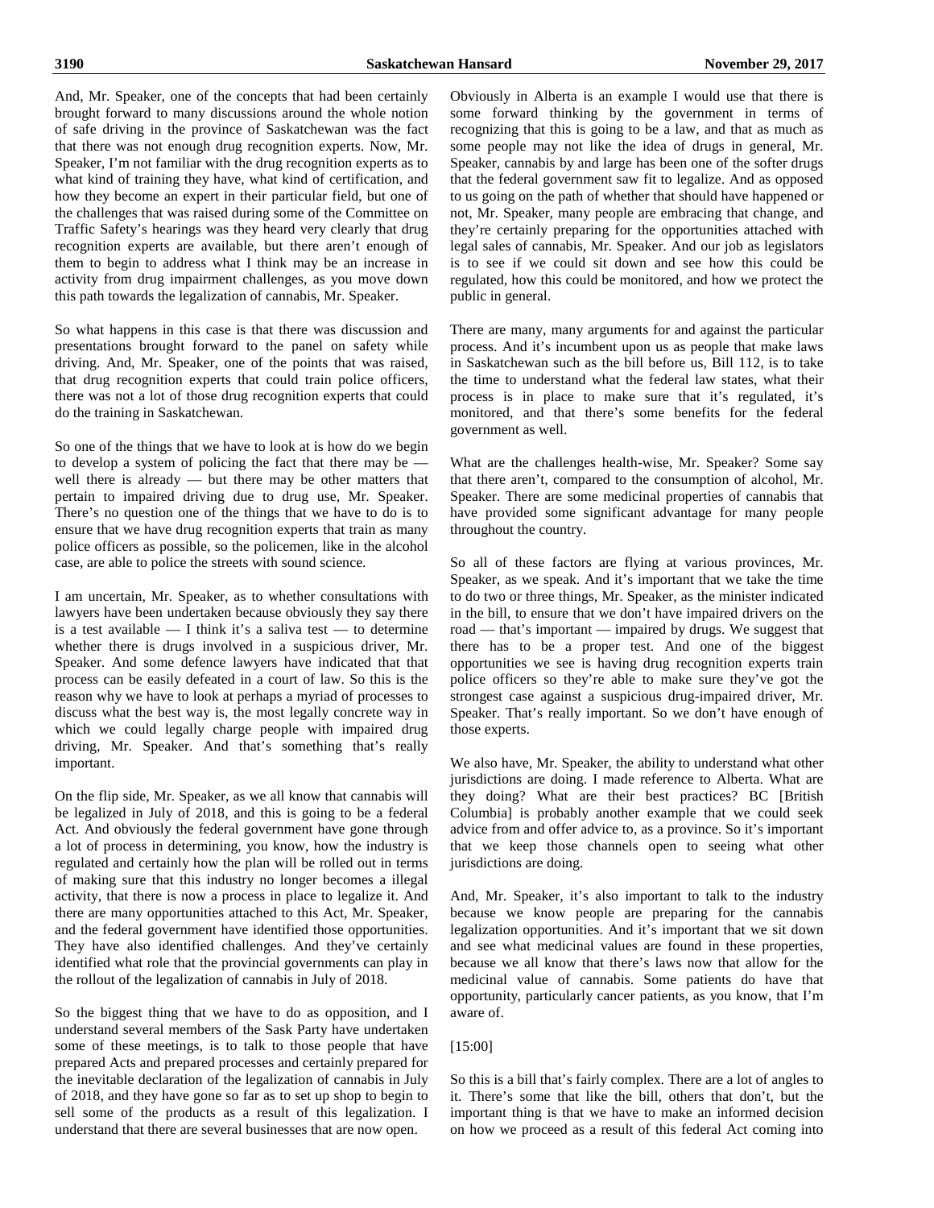And, Mr. Speaker, one of the concepts that had been certainly brought forward to many discussions around the whole notion of safe driving in the province of Saskatchewan was the fact that there was not enough drug recognition experts. Now, Mr. Speaker, I'm not familiar with the drug recognition experts as to what kind of training they have, what kind of certification, and how they become an expert in their particular field, but one of the challenges that was raised during some of the Committee on Traffic Safety's hearings was they heard very clearly that drug recognition experts are available, but there aren't enough of them to begin to address what I think may be an increase in activity from drug impairment challenges, as you move down this path towards the legalization of cannabis, Mr. Speaker.

So what happens in this case is that there was discussion and presentations brought forward to the panel on safety while driving. And, Mr. Speaker, one of the points that was raised, that drug recognition experts that could train police officers, there was not a lot of those drug recognition experts that could do the training in Saskatchewan.

So one of the things that we have to look at is how do we begin to develop a system of policing the fact that there may be — well there is already — but there may be other matters that pertain to impaired driving due to drug use, Mr. Speaker. There's no question one of the things that we have to do is to ensure that we have drug recognition experts that train as many police officers as possible, so the policemen, like in the alcohol case, are able to police the streets with sound science.

I am uncertain, Mr. Speaker, as to whether consultations with lawyers have been undertaken because obviously they say there is a test available — I think it's a saliva test — to determine whether there is drugs involved in a suspicious driver, Mr. Speaker. And some defence lawyers have indicated that that process can be easily defeated in a court of law. So this is the reason why we have to look at perhaps a myriad of processes to discuss what the best way is, the most legally concrete way in which we could legally charge people with impaired drug driving, Mr. Speaker. And that's something that's really important.

On the flip side, Mr. Speaker, as we all know that cannabis will be legalized in July of 2018, and this is going to be a federal Act. And obviously the federal government have gone through a lot of process in determining, you know, how the industry is regulated and certainly how the plan will be rolled out in terms of making sure that this industry no longer becomes a illegal activity, that there is now a process in place to legalize it. And there are many opportunities attached to this Act, Mr. Speaker, and the federal government have identified those opportunities. They have also identified challenges. And they've certainly identified what role that the provincial governments can play in the rollout of the legalization of cannabis in July of 2018.

So the biggest thing that we have to do as opposition, and I understand several members of the Sask Party have undertaken some of these meetings, is to talk to those people that have prepared Acts and prepared processes and certainly prepared for the inevitable declaration of the legalization of cannabis in July of 2018, and they have gone so far as to set up shop to begin to sell some of the products as a result of this legalization. I understand that there are several businesses that are now open.

Obviously in Alberta is an example I would use that there is some forward thinking by the government in terms of recognizing that this is going to be a law, and that as much as some people may not like the idea of drugs in general, Mr. Speaker, cannabis by and large has been one of the softer drugs that the federal government saw fit to legalize. And as opposed to us going on the path of whether that should have happened or not, Mr. Speaker, many people are embracing that change, and they're certainly preparing for the opportunities attached with legal sales of cannabis, Mr. Speaker. And our job as legislators is to see if we could sit down and see how this could be regulated, how this could be monitored, and how we protect the public in general.

There are many, many arguments for and against the particular process. And it's incumbent upon us as people that make laws in Saskatchewan such as the bill before us, Bill 112, is to take the time to understand what the federal law states, what their process is in place to make sure that it's regulated, it's monitored, and that there's some benefits for the federal government as well.

What are the challenges health-wise, Mr. Speaker? Some say that there aren't, compared to the consumption of alcohol, Mr. Speaker. There are some medicinal properties of cannabis that have provided some significant advantage for many people throughout the country.

So all of these factors are flying at various provinces, Mr. Speaker, as we speak. And it's important that we take the time to do two or three things, Mr. Speaker, as the minister indicated in the bill, to ensure that we don't have impaired drivers on the road — that's important — impaired by drugs. We suggest that there has to be a proper test. And one of the biggest opportunities we see is having drug recognition experts train police officers so they're able to make sure they've got the strongest case against a suspicious drug-impaired driver, Mr. Speaker. That's really important. So we don't have enough of those experts.

We also have, Mr. Speaker, the ability to understand what other jurisdictions are doing. I made reference to Alberta. What are they doing? What are their best practices? BC [British Columbia] is probably another example that we could seek advice from and offer advice to, as a province. So it's important that we keep those channels open to seeing what other jurisdictions are doing.

And, Mr. Speaker, it's also important to talk to the industry because we know people are preparing for the cannabis legalization opportunities. And it's important that we sit down and see what medicinal values are found in these properties, because we all know that there's laws now that allow for the medicinal value of cannabis. Some patients do have that opportunity, particularly cancer patients, as you know, that I'm aware of.

[15:00]

So this is a bill that's fairly complex. There are a lot of angles to it. There's some that like the bill, others that don't, but the important thing is that we have to make an informed decision on how we proceed as a result of this federal Act coming into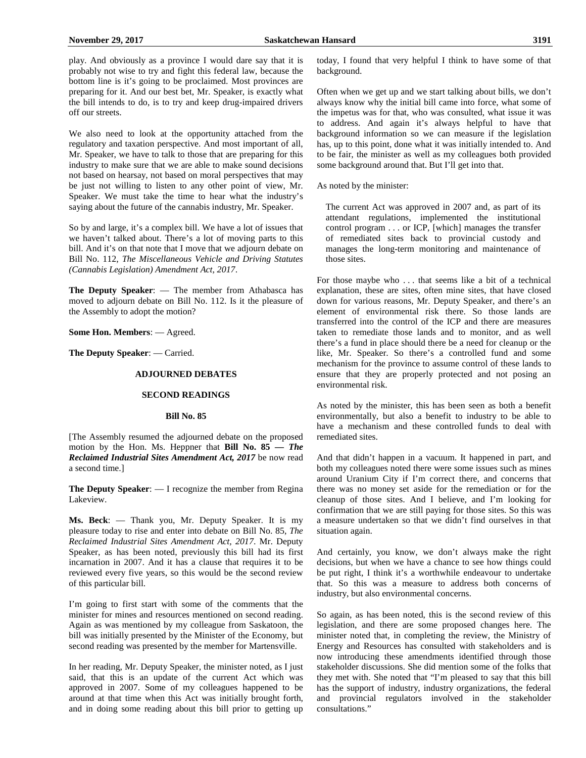play. And obviously as a province I would dare say that it is probably not wise to try and fight this federal law, because the bottom line is it's going to be proclaimed. Most provinces are preparing for it. And our best bet, Mr. Speaker, is exactly what the bill intends to do, is to try and keep drug-impaired drivers off our streets.

We also need to look at the opportunity attached from the regulatory and taxation perspective. And most important of all, Mr. Speaker, we have to talk to those that are preparing for this industry to make sure that we are able to make sound decisions not based on hearsay, not based on moral perspectives that may be just not willing to listen to any other point of view, Mr. Speaker. We must take the time to hear what the industry's saying about the future of the cannabis industry, Mr. Speaker.

So by and large, it's a complex bill. We have a lot of issues that we haven't talked about. There's a lot of moving parts to this bill. And it's on that note that I move that we adjourn debate on Bill No. 112, *The Miscellaneous Vehicle and Driving Statutes (Cannabis Legislation) Amendment Act, 2017*.

**The Deputy Speaker**: — The member from Athabasca has moved to adjourn debate on Bill No. 112. Is it the pleasure of the Assembly to adopt the motion?

**Some Hon. Members**: — Agreed.

**The Deputy Speaker**: — Carried.

## ADJOURNED DEBATES

### SECOND READINGS

#### Bill No. 85

[The Assembly resumed the adjourned debate on the proposed motion by the Hon. Ms. Heppner that **Bill No. 85 — *The Reclaimed Industrial Sites Amendment Act, 2017*** be now read a second time.]

**The Deputy Speaker**: — I recognize the member from Regina Lakeview.

**Ms. Beck**: — Thank you, Mr. Deputy Speaker. It is my pleasure today to rise and enter into debate on Bill No. 85, *The Reclaimed Industrial Sites Amendment Act, 2017*. Mr. Deputy Speaker, as has been noted, previously this bill had its first incarnation in 2007. And it has a clause that requires it to be reviewed every five years, so this would be the second review of this particular bill.

I'm going to first start with some of the comments that the minister for mines and resources mentioned on second reading. Again as was mentioned by my colleague from Saskatoon, the bill was initially presented by the Minister of the Economy, but second reading was presented by the member for Martensville.

In her reading, Mr. Deputy Speaker, the minister noted, as I just said, that this is an update of the current Act which was approved in 2007. Some of my colleagues happened to be around at that time when this Act was initially brought forth, and in doing some reading about this bill prior to getting up today, I found that very helpful I think to have some of that background.

Often when we get up and we start talking about bills, we don't always know why the initial bill came into force, what some of the impetus was for that, who was consulted, what issue it was to address. And again it's always helpful to have that background information so we can measure if the legislation has, up to this point, done what it was initially intended to. And to be fair, the minister as well as my colleagues both provided some background around that. But I'll get into that.

As noted by the minister:

> The current Act was approved in 2007 and, as part of its attendant regulations, implemented the institutional control program . . . or ICP, [which] manages the transfer of remediated sites back to provincial custody and manages the long-term monitoring and maintenance of those sites.

For those maybe who . . . that seems like a bit of a technical explanation, these are sites, often mine sites, that have closed down for various reasons, Mr. Deputy Speaker, and there's an element of environmental risk there. So those lands are transferred into the control of the ICP and there are measures taken to remediate those lands and to monitor, and as well there's a fund in place should there be a need for cleanup or the like, Mr. Speaker. So there's a controlled fund and some mechanism for the province to assume control of these lands to ensure that they are properly protected and not posing an environmental risk.

As noted by the minister, this has been seen as both a benefit environmentally, but also a benefit to industry to be able to have a mechanism and these controlled funds to deal with remediated sites.

And that didn't happen in a vacuum. It happened in part, and both my colleagues noted there were some issues such as mines around Uranium City if I'm correct there, and concerns that there was no money set aside for the remediation or for the cleanup of those sites. And I believe, and I'm looking for confirmation that we are still paying for those sites. So this was a measure undertaken so that we didn't find ourselves in that situation again.

And certainly, you know, we don't always make the right decisions, but when we have a chance to see how things could be put right, I think it's a worthwhile endeavour to undertake that. So this was a measure to address both concerns of industry, but also environmental concerns.

So again, as has been noted, this is the second review of this legislation, and there are some proposed changes here. The minister noted that, in completing the review, the Ministry of Energy and Resources has consulted with stakeholders and is now introducing these amendments identified through those stakeholder discussions. She did mention some of the folks that they met with. She noted that "I'm pleased to say that this bill has the support of industry, industry organizations, the federal and provincial regulators involved in the stakeholder consultations."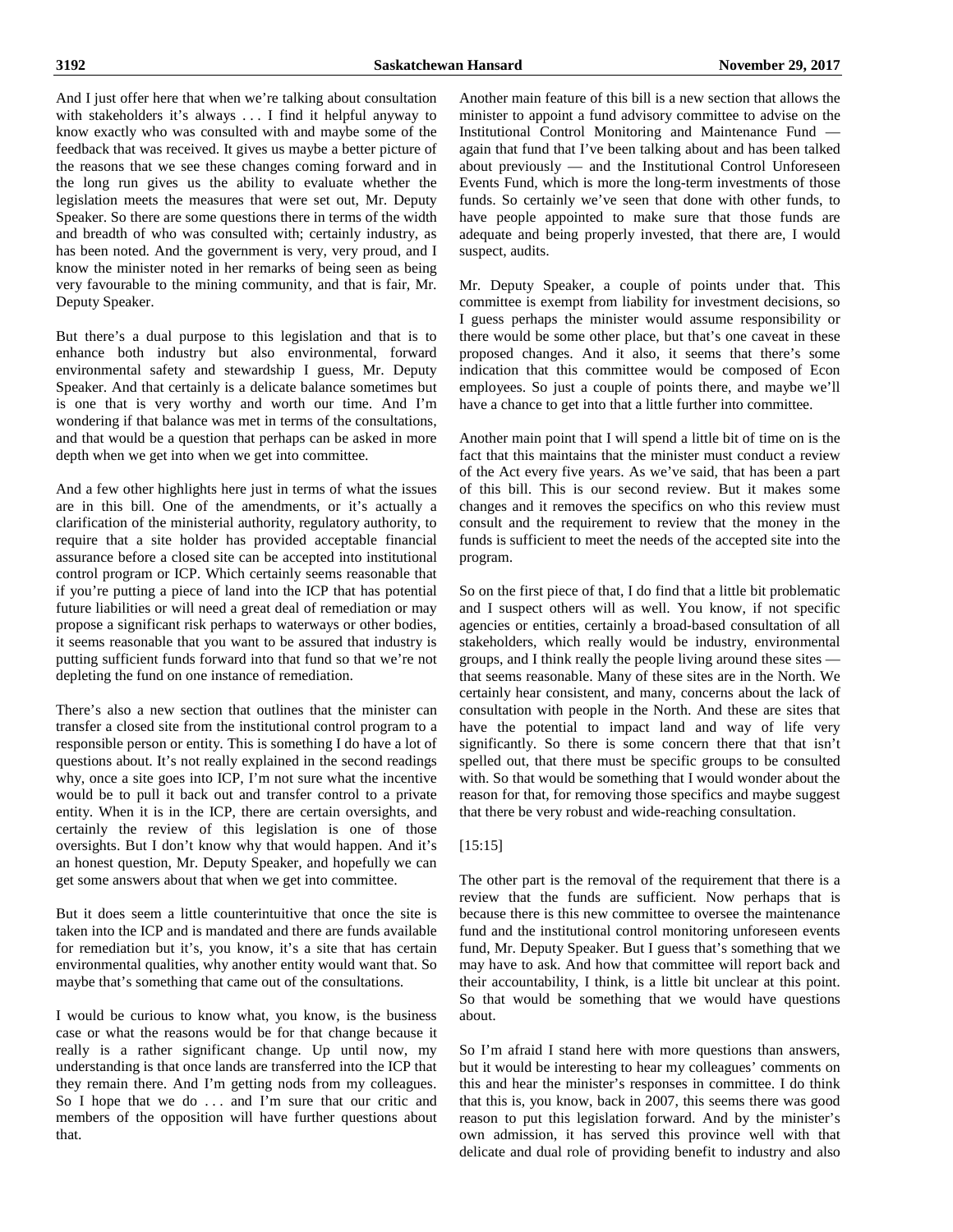And I just offer here that when we're talking about consultation with stakeholders it's always . . . I find it helpful anyway to know exactly who was consulted with and maybe some of the feedback that was received. It gives us maybe a better picture of the reasons that we see these changes coming forward and in the long run gives us the ability to evaluate whether the legislation meets the measures that were set out, Mr. Deputy Speaker. So there are some questions there in terms of the width and breadth of who was consulted with; certainly industry, as has been noted. And the government is very, very proud, and I know the minister noted in her remarks of being seen as being very favourable to the mining community, and that is fair, Mr. Deputy Speaker.

But there's a dual purpose to this legislation and that is to enhance both industry but also environmental, forward environmental safety and stewardship I guess, Mr. Deputy Speaker. And that certainly is a delicate balance sometimes but is one that is very worthy and worth our time. And I'm wondering if that balance was met in terms of the consultations, and that would be a question that perhaps can be asked in more depth when we get into when we get into committee.

And a few other highlights here just in terms of what the issues are in this bill. One of the amendments, or it's actually a clarification of the ministerial authority, regulatory authority, to require that a site holder has provided acceptable financial assurance before a closed site can be accepted into institutional control program or ICP. Which certainly seems reasonable that if you're putting a piece of land into the ICP that has potential future liabilities or will need a great deal of remediation or may propose a significant risk perhaps to waterways or other bodies, it seems reasonable that you want to be assured that industry is putting sufficient funds forward into that fund so that we're not depleting the fund on one instance of remediation.

There's also a new section that outlines that the minister can transfer a closed site from the institutional control program to a responsible person or entity. This is something I do have a lot of questions about. It's not really explained in the second readings why, once a site goes into ICP, I'm not sure what the incentive would be to pull it back out and transfer control to a private entity. When it is in the ICP, there are certain oversights, and certainly the review of this legislation is one of those oversights. But I don't know why that would happen. And it's an honest question, Mr. Deputy Speaker, and hopefully we can get some answers about that when we get into committee.

But it does seem a little counterintuitive that once the site is taken into the ICP and is mandated and there are funds available for remediation but it's, you know, it's a site that has certain environmental qualities, why another entity would want that. So maybe that's something that came out of the consultations.

I would be curious to know what, you know, is the business case or what the reasons would be for that change because it really is a rather significant change. Up until now, my understanding is that once lands are transferred into the ICP that they remain there. And I'm getting nods from my colleagues. So I hope that we do . . . and I'm sure that our critic and members of the opposition will have further questions about that.

Another main feature of this bill is a new section that allows the minister to appoint a fund advisory committee to advise on the Institutional Control Monitoring and Maintenance Fund — again that fund that I've been talking about and has been talked about previously — and the Institutional Control Unforeseen Events Fund, which is more the long-term investments of those funds. So certainly we've seen that done with other funds, to have people appointed to make sure that those funds are adequate and being properly invested, that there are, I would suspect, audits.

Mr. Deputy Speaker, a couple of points under that. This committee is exempt from liability for investment decisions, so I guess perhaps the minister would assume responsibility or there would be some other place, but that's one caveat in these proposed changes. And it also, it seems that there's some indication that this committee would be composed of Econ employees. So just a couple of points there, and maybe we'll have a chance to get into that a little further into committee.

Another main point that I will spend a little bit of time on is the fact that this maintains that the minister must conduct a review of the Act every five years. As we've said, that has been a part of this bill. This is our second review. But it makes some changes and it removes the specifics on who this review must consult and the requirement to review that the money in the funds is sufficient to meet the needs of the accepted site into the program.

So on the first piece of that, I do find that a little bit problematic and I suspect others will as well. You know, if not specific agencies or entities, certainly a broad-based consultation of all stakeholders, which really would be industry, environmental groups, and I think really the people living around these sites — that seems reasonable. Many of these sites are in the North. We certainly hear consistent, and many, concerns about the lack of consultation with people in the North. And these are sites that have the potential to impact land and way of life very significantly. So there is some concern there that that isn't spelled out, that there must be specific groups to be consulted with. So that would be something that I would wonder about the reason for that, for removing those specifics and maybe suggest that there be very robust and wide-reaching consultation.

[15:15]

The other part is the removal of the requirement that there is a review that the funds are sufficient. Now perhaps that is because there is this new committee to oversee the maintenance fund and the institutional control monitoring unforeseen events fund, Mr. Deputy Speaker. But I guess that's something that we may have to ask. And how that committee will report back and their accountability, I think, is a little bit unclear at this point. So that would be something that we would have questions about.

So I'm afraid I stand here with more questions than answers, but it would be interesting to hear my colleagues' comments on this and hear the minister's responses in committee. I do think that this is, you know, back in 2007, this seems there was good reason to put this legislation forward. And by the minister's own admission, it has served this province well with that delicate and dual role of providing benefit to industry and also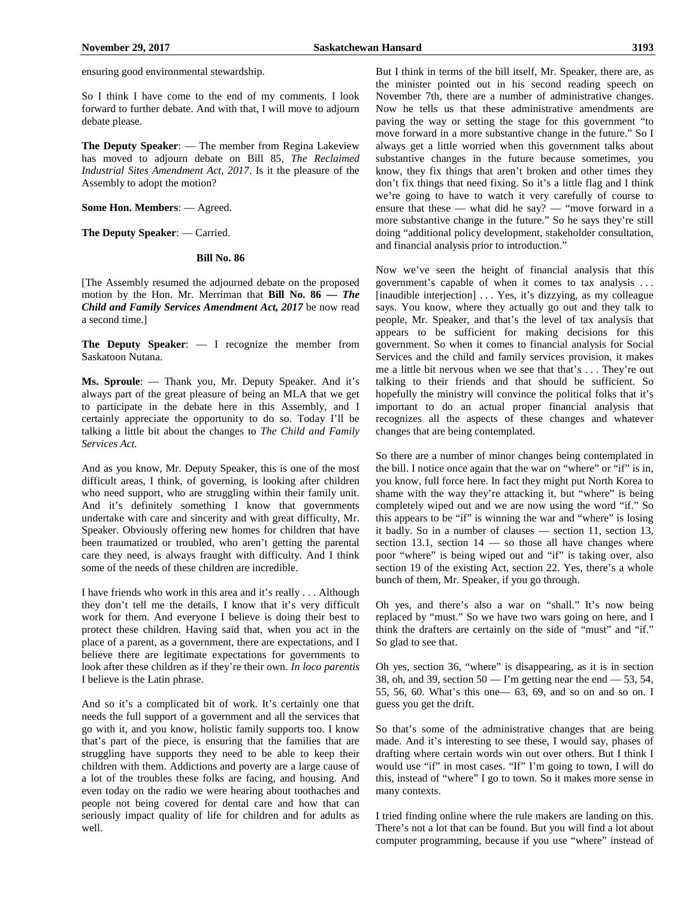ensuring good environmental stewardship.

So I think I have come to the end of my comments. I look forward to further debate. And with that, I will move to adjourn debate please.

**The Deputy Speaker**: — The member from Regina Lakeview has moved to adjourn debate on Bill 85, *The Reclaimed Industrial Sites Amendment Act, 2017*. Is it the pleasure of the Assembly to adopt the motion?

**Some Hon. Members**: — Agreed.

**The Deputy Speaker**: — Carried.

**Bill No. 86**

[The Assembly resumed the adjourned debate on the proposed motion by the Hon. Mr. Merriman that **Bill No. 86 — *The Child and Family Services Amendment Act, 2017*** be now read a second time.]

**The Deputy Speaker**: — I recognize the member from Saskatoon Nutana.

**Ms. Sproule**: — Thank you, Mr. Deputy Speaker. And it's always part of the great pleasure of being an MLA that we get to participate in the debate here in this Assembly, and I certainly appreciate the opportunity to do so. Today I'll be talking a little bit about the changes to *The Child and Family Services Act.*

And as you know, Mr. Deputy Speaker, this is one of the most difficult areas, I think, of governing, is looking after children who need support, who are struggling within their family unit. And it's definitely something I know that governments undertake with care and sincerity and with great difficulty, Mr. Speaker. Obviously offering new homes for children that have been traumatized or troubled, who aren't getting the parental care they need, is always fraught with difficulty. And I think some of the needs of these children are incredible.

I have friends who work in this area and it's really . . . Although they don't tell me the details, I know that it's very difficult work for them. And everyone I believe is doing their best to protect these children. Having said that, when you act in the place of a parent, as a government, there are expectations, and I believe there are legitimate expectations for governments to look after these children as if they're their own. *In loco parentis* I believe is the Latin phrase.

And so it's a complicated bit of work. It's certainly one that needs the full support of a government and all the services that go with it, and you know, holistic family supports too. I know that's part of the piece, is ensuring that the families that are struggling have supports they need to be able to keep their children with them. Addictions and poverty are a large cause of a lot of the troubles these folks are facing, and housing. And even today on the radio we were hearing about toothaches and people not being covered for dental care and how that can seriously impact quality of life for children and for adults as well.

But I think in terms of the bill itself, Mr. Speaker, there are, as the minister pointed out in his second reading speech on November 7th, there are a number of administrative changes. Now he tells us that these administrative amendments are paving the way or setting the stage for this government "to move forward in a more substantive change in the future." So I always get a little worried when this government talks about substantive changes in the future because sometimes, you know, they fix things that aren't broken and other times they don't fix things that need fixing. So it's a little flag and I think we're going to have to watch it very carefully of course to ensure that these — what did he say? — "move forward in a more substantive change in the future." So he says they're still doing "additional policy development, stakeholder consultation, and financial analysis prior to introduction."

Now we've seen the height of financial analysis that this government's capable of when it comes to tax analysis . . . [inaudible interjection] . . . Yes, it's dizzying, as my colleague says. You know, where they actually go out and they talk to people, Mr. Speaker, and that's the level of tax analysis that appears to be sufficient for making decisions for this government. So when it comes to financial analysis for Social Services and the child and family services provision, it makes me a little bit nervous when we see that that's . . . They're out talking to their friends and that should be sufficient. So hopefully the ministry will convince the political folks that it's important to do an actual proper financial analysis that recognizes all the aspects of these changes and whatever changes that are being contemplated.

So there are a number of minor changes being contemplated in the bill. I notice once again that the war on "where" or "if" is in, you know, full force here. In fact they might put North Korea to shame with the way they're attacking it, but "where" is being completely wiped out and we are now using the word "if." So this appears to be "if" is winning the war and "where" is losing it badly. So in a number of clauses — section 11, section 13, section 13.1, section 14 — so those all have changes where poor "where" is being wiped out and "if" is taking over, also section 19 of the existing Act, section 22. Yes, there's a whole bunch of them, Mr. Speaker, if you go through.

Oh yes, and there's also a war on "shall." It's now being replaced by "must." So we have two wars going on here, and I think the drafters are certainly on the side of "must" and "if." So glad to see that.

Oh yes, section 36, "where" is disappearing, as it is in section 38, oh, and 39, section 50 — I'm getting near the end — 53, 54, 55, 56, 60. What's this one— 63, 69, and so on and so on. I guess you get the drift.

So that's some of the administrative changes that are being made. And it's interesting to see these, I would say, phases of drafting where certain words win out over others. But I think I would use "if" in most cases. "If" I'm going to town, I will do this, instead of "where" I go to town. So it makes more sense in many contexts.

I tried finding online where the rule makers are landing on this. There's not a lot that can be found. But you will find a lot about computer programming, because if you use "where" instead of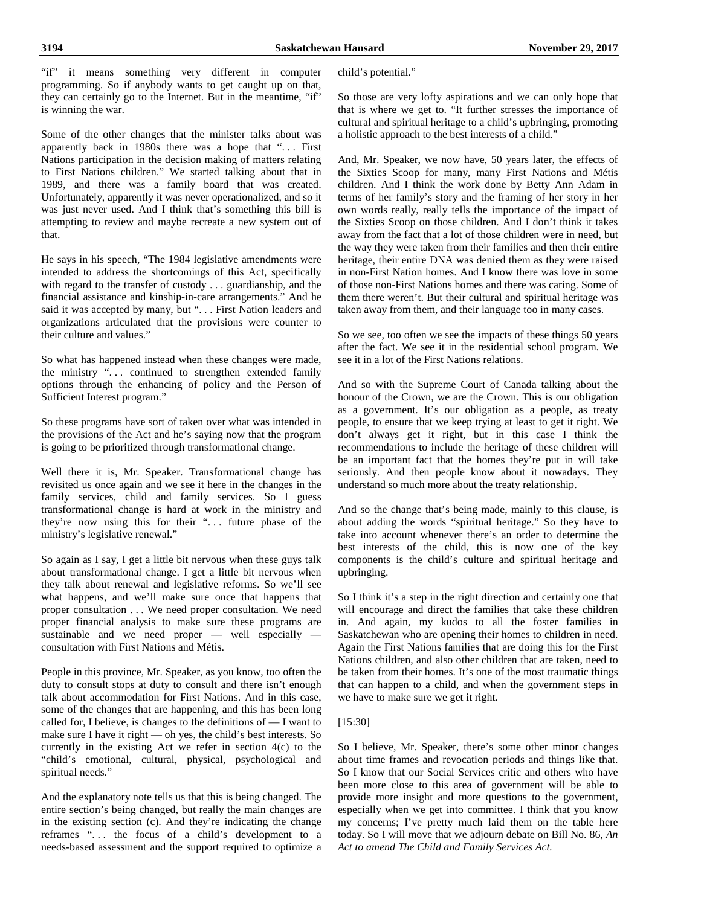"if" it means something very different in computer programming. So if anybody wants to get caught up on that, they can certainly go to the Internet. But in the meantime, "if" is winning the war.

Some of the other changes that the minister talks about was apparently back in 1980s there was a hope that ". . . First Nations participation in the decision making of matters relating to First Nations children." We started talking about that in 1989, and there was a family board that was created. Unfortunately, apparently it was never operationalized, and so it was just never used. And I think that's something this bill is attempting to review and maybe recreate a new system out of that.

He says in his speech, "The 1984 legislative amendments were intended to address the shortcomings of this Act, specifically with regard to the transfer of custody . . . guardianship, and the financial assistance and kinship-in-care arrangements." And he said it was accepted by many, but ". . . First Nation leaders and organizations articulated that the provisions were counter to their culture and values."

So what has happened instead when these changes were made, the ministry ". . . continued to strengthen extended family options through the enhancing of policy and the Person of Sufficient Interest program."

So these programs have sort of taken over what was intended in the provisions of the Act and he's saying now that the program is going to be prioritized through transformational change.

Well there it is, Mr. Speaker. Transformational change has revisited us once again and we see it here in the changes in the family services, child and family services. So I guess transformational change is hard at work in the ministry and they're now using this for their ". . . future phase of the ministry's legislative renewal."

So again as I say, I get a little bit nervous when these guys talk about transformational change. I get a little bit nervous when they talk about renewal and legislative reforms. So we'll see what happens, and we'll make sure once that happens that proper consultation . . . We need proper consultation. We need proper financial analysis to make sure these programs are sustainable and we need proper — well especially — consultation with First Nations and Métis.

People in this province, Mr. Speaker, as you know, too often the duty to consult stops at duty to consult and there isn't enough talk about accommodation for First Nations. And in this case, some of the changes that are happening, and this has been long called for, I believe, is changes to the definitions of — I want to make sure I have it right — oh yes, the child's best interests. So currently in the existing Act we refer in section 4(c) to the "child's emotional, cultural, physical, psychological and spiritual needs."

And the explanatory note tells us that this is being changed. The entire section's being changed, but really the main changes are in the existing section (c). And they're indicating the change reframes ". . . the focus of a child's development to a needs-based assessment and the support required to optimize a child's potential."

So those are very lofty aspirations and we can only hope that that is where we get to. "It further stresses the importance of cultural and spiritual heritage to a child's upbringing, promoting a holistic approach to the best interests of a child."

And, Mr. Speaker, we now have, 50 years later, the effects of the Sixties Scoop for many, many First Nations and Métis children. And I think the work done by Betty Ann Adam in terms of her family's story and the framing of her story in her own words really, really tells the importance of the impact of the Sixties Scoop on those children. And I don't think it takes away from the fact that a lot of those children were in need, but the way they were taken from their families and then their entire heritage, their entire DNA was denied them as they were raised in non-First Nation homes. And I know there was love in some of those non-First Nations homes and there was caring. Some of them there weren't. But their cultural and spiritual heritage was taken away from them, and their language too in many cases.

So we see, too often we see the impacts of these things 50 years after the fact. We see it in the residential school program. We see it in a lot of the First Nations relations.

And so with the Supreme Court of Canada talking about the honour of the Crown, we are the Crown. This is our obligation as a government. It's our obligation as a people, as treaty people, to ensure that we keep trying at least to get it right. We don't always get it right, but in this case I think the recommendations to include the heritage of these children will be an important fact that the homes they're put in will take seriously. And then people know about it nowadays. They understand so much more about the treaty relationship.

And so the change that's being made, mainly to this clause, is about adding the words "spiritual heritage." So they have to take into account whenever there's an order to determine the best interests of the child, this is now one of the key components is the child's culture and spiritual heritage and upbringing.

So I think it's a step in the right direction and certainly one that will encourage and direct the families that take these children in. And again, my kudos to all the foster families in Saskatchewan who are opening their homes to children in need. Again the First Nations families that are doing this for the First Nations children, and also other children that are taken, need to be taken from their homes. It's one of the most traumatic things that can happen to a child, and when the government steps in we have to make sure we get it right.

[15:30]

So I believe, Mr. Speaker, there's some other minor changes about time frames and revocation periods and things like that. So I know that our Social Services critic and others who have been more close to this area of government will be able to provide more insight and more questions to the government, especially when we get into committee. I think that you know my concerns; I've pretty much laid them on the table here today. So I will move that we adjourn debate on Bill No. 86, *An Act to amend The Child and Family Services Act.*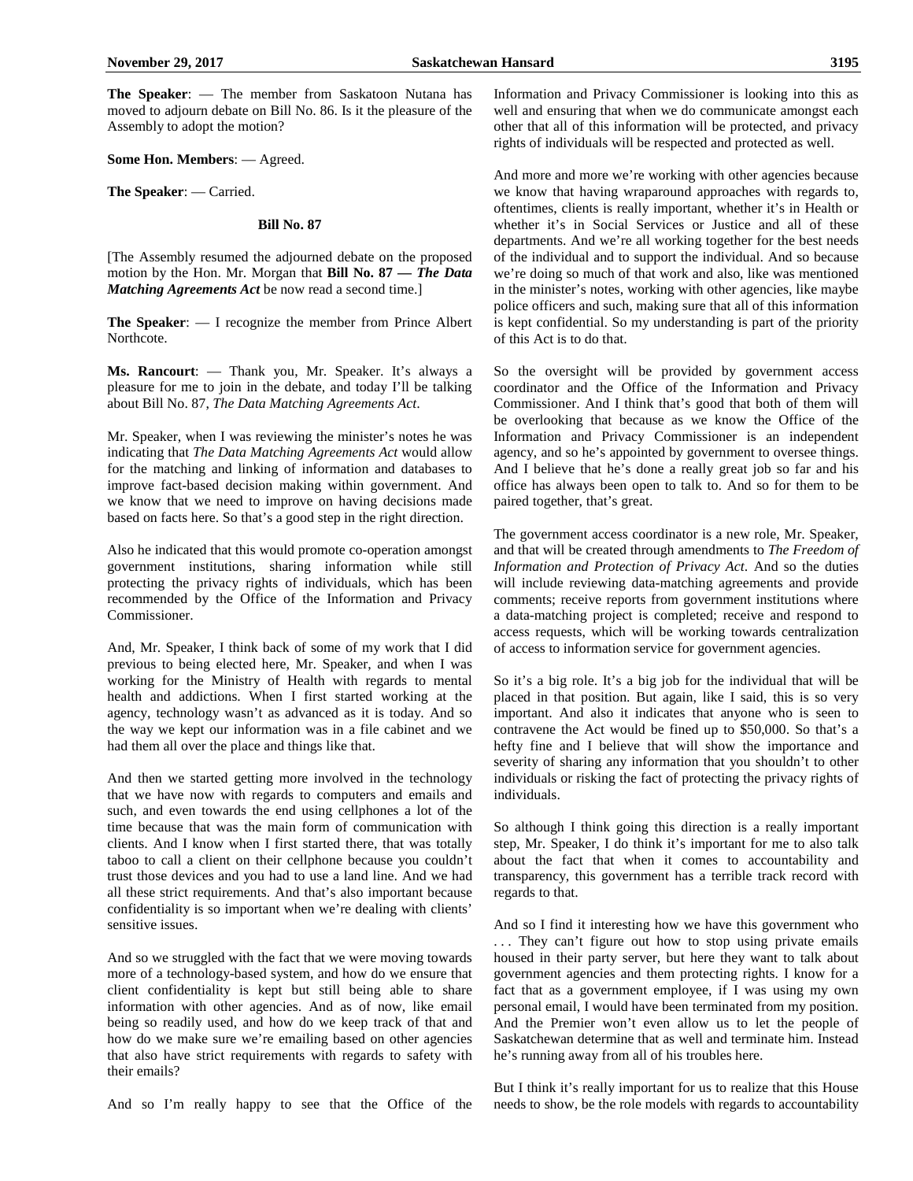**The Speaker**: — The member from Saskatoon Nutana has moved to adjourn debate on Bill No. 86. Is it the pleasure of the Assembly to adopt the motion?

**Some Hon. Members**: — Agreed.

**The Speaker**: — Carried.

### Bill No. 87

[The Assembly resumed the adjourned debate on the proposed motion by the Hon. Mr. Morgan that **Bill No. 87 — *The Data Matching Agreements Act*** be now read a second time.]

**The Speaker**: — I recognize the member from Prince Albert Northcote.

**Ms. Rancourt**: — Thank you, Mr. Speaker. It's always a pleasure for me to join in the debate, and today I'll be talking about Bill No. 87, *The Data Matching Agreements Act*.

Mr. Speaker, when I was reviewing the minister's notes he was indicating that *The Data Matching Agreements Act* would allow for the matching and linking of information and databases to improve fact-based decision making within government. And we know that we need to improve on having decisions made based on facts here. So that's a good step in the right direction.

Also he indicated that this would promote co-operation amongst government institutions, sharing information while still protecting the privacy rights of individuals, which has been recommended by the Office of the Information and Privacy Commissioner.

And, Mr. Speaker, I think back of some of my work that I did previous to being elected here, Mr. Speaker, and when I was working for the Ministry of Health with regards to mental health and addictions. When I first started working at the agency, technology wasn't as advanced as it is today. And so the way we kept our information was in a file cabinet and we had them all over the place and things like that.

And then we started getting more involved in the technology that we have now with regards to computers and emails and such, and even towards the end using cellphones a lot of the time because that was the main form of communication with clients. And I know when I first started there, that was totally taboo to call a client on their cellphone because you couldn't trust those devices and you had to use a land line. And we had all these strict requirements. And that's also important because confidentiality is so important when we're dealing with clients' sensitive issues.

And so we struggled with the fact that we were moving towards more of a technology-based system, and how do we ensure that client confidentiality is kept but still being able to share information with other agencies. And as of now, like email being so readily used, and how do we keep track of that and how do we make sure we're emailing based on other agencies that also have strict requirements with regards to safety with their emails?

And so I'm really happy to see that the Office of the Information and Privacy Commissioner is looking into this as well and ensuring that when we do communicate amongst each other that all of this information will be protected, and privacy rights of individuals will be respected and protected as well.

And more and more we're working with other agencies because we know that having wraparound approaches with regards to, oftentimes, clients is really important, whether it's in Health or whether it's in Social Services or Justice and all of these departments. And we're all working together for the best needs of the individual and to support the individual. And so because we're doing so much of that work and also, like was mentioned in the minister's notes, working with other agencies, like maybe police officers and such, making sure that all of this information is kept confidential. So my understanding is part of the priority of this Act is to do that.

So the oversight will be provided by government access coordinator and the Office of the Information and Privacy Commissioner. And I think that's good that both of them will be overlooking that because as we know the Office of the Information and Privacy Commissioner is an independent agency, and so he's appointed by government to oversee things. And I believe that he's done a really great job so far and his office has always been open to talk to. And so for them to be paired together, that's great.

The government access coordinator is a new role, Mr. Speaker, and that will be created through amendments to *The Freedom of Information and Protection of Privacy Act*. And so the duties will include reviewing data-matching agreements and provide comments; receive reports from government institutions where a data-matching project is completed; receive and respond to access requests, which will be working towards centralization of access to information service for government agencies.

So it's a big role. It's a big job for the individual that will be placed in that position. But again, like I said, this is so very important. And also it indicates that anyone who is seen to contravene the Act would be fined up to $50,000. So that's a hefty fine and I believe that will show the importance and severity of sharing any information that you shouldn't to other individuals or risking the fact of protecting the privacy rights of individuals.

So although I think going this direction is a really important step, Mr. Speaker, I do think it's important for me to also talk about the fact that when it comes to accountability and transparency, this government has a terrible track record with regards to that.

And so I find it interesting how we have this government who . . . They can't figure out how to stop using private emails housed in their party server, but here they want to talk about government agencies and them protecting rights. I know for a fact that as a government employee, if I was using my own personal email, I would have been terminated from my position. And the Premier won't even allow us to let the people of Saskatchewan determine that as well and terminate him. Instead he's running away from all of his troubles here.

But I think it's really important for us to realize that this House needs to show, be the role models with regards to accountability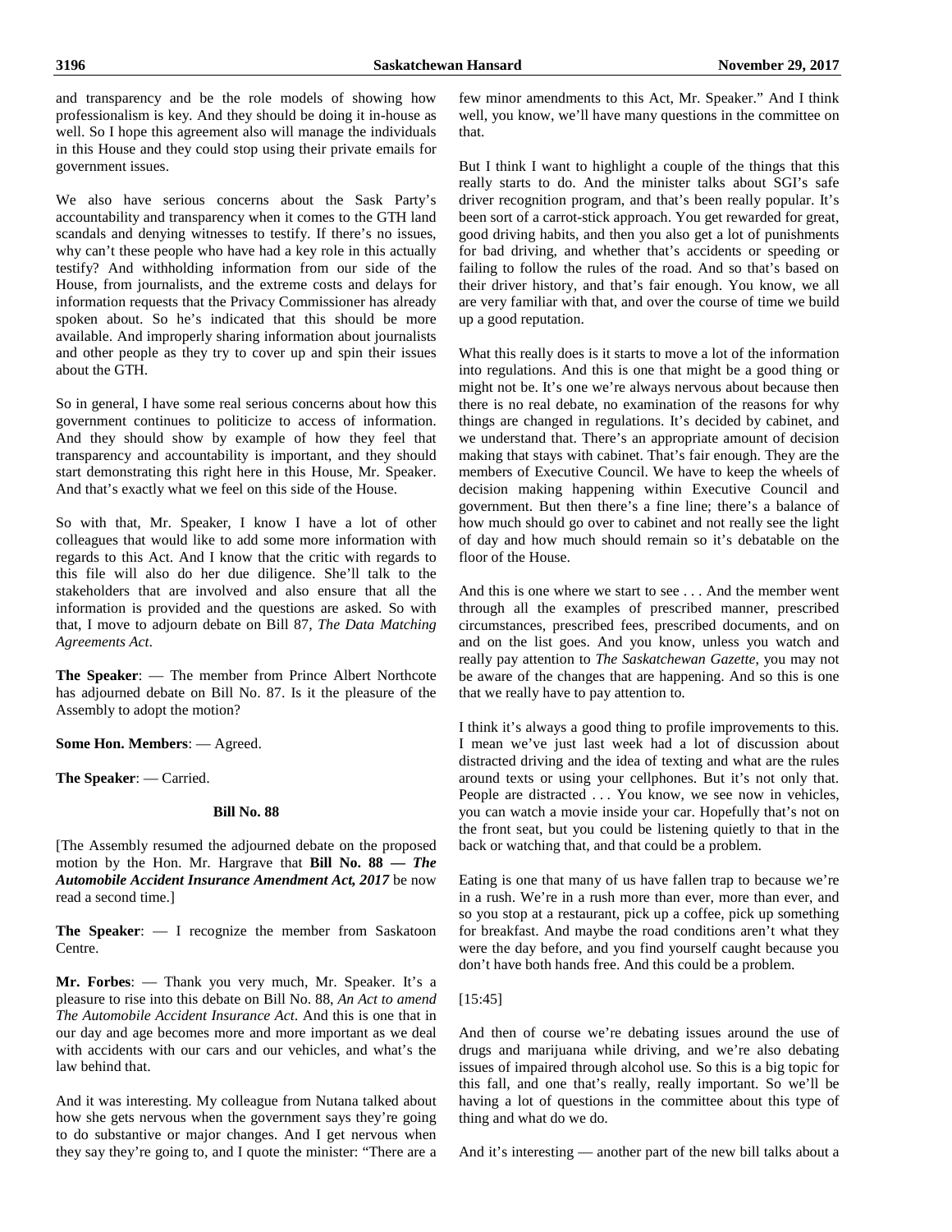and transparency and be the role models of showing how professionalism is key. And they should be doing it in-house as well. So I hope this agreement also will manage the individuals in this House and they could stop using their private emails for government issues.

We also have serious concerns about the Sask Party's accountability and transparency when it comes to the GTH land scandals and denying witnesses to testify. If there's no issues, why can't these people who have had a key role in this actually testify? And withholding information from our side of the House, from journalists, and the extreme costs and delays for information requests that the Privacy Commissioner has already spoken about. So he's indicated that this should be more available. And improperly sharing information about journalists and other people as they try to cover up and spin their issues about the GTH.

So in general, I have some real serious concerns about how this government continues to politicize to access of information. And they should show by example of how they feel that transparency and accountability is important, and they should start demonstrating this right here in this House, Mr. Speaker. And that's exactly what we feel on this side of the House.

So with that, Mr. Speaker, I know I have a lot of other colleagues that would like to add some more information with regards to this Act. And I know that the critic with regards to this file will also do her due diligence. She'll talk to the stakeholders that are involved and also ensure that all the information is provided and the questions are asked. So with that, I move to adjourn debate on Bill 87, *The Data Matching Agreements Act*.

**The Speaker**: — The member from Prince Albert Northcote has adjourned debate on Bill No. 87. Is it the pleasure of the Assembly to adopt the motion?

**Some Hon. Members**: — Agreed.

**The Speaker**: — Carried.

### Bill No. 88

[The Assembly resumed the adjourned debate on the proposed motion by the Hon. Mr. Hargrave that **Bill No. 88 — *The Automobile Accident Insurance Amendment Act, 2017*** be now read a second time.]

**The Speaker**: — I recognize the member from Saskatoon Centre.

**Mr. Forbes**: — Thank you very much, Mr. Speaker. It's a pleasure to rise into this debate on Bill No. 88, *An Act to amend The Automobile Accident Insurance Act*. And this is one that in our day and age becomes more and more important as we deal with accidents with our cars and our vehicles, and what's the law behind that.

And it was interesting. My colleague from Nutana talked about how she gets nervous when the government says they're going to do substantive or major changes. And I get nervous when they say they're going to, and I quote the minister: "There are a few minor amendments to this Act, Mr. Speaker." And I think well, you know, we'll have many questions in the committee on that.

But I think I want to highlight a couple of the things that this really starts to do. And the minister talks about SGI's safe driver recognition program, and that's been really popular. It's been sort of a carrot-stick approach. You get rewarded for great, good driving habits, and then you also get a lot of punishments for bad driving, and whether that's accidents or speeding or failing to follow the rules of the road. And so that's based on their driver history, and that's fair enough. You know, we all are very familiar with that, and over the course of time we build up a good reputation.

What this really does is it starts to move a lot of the information into regulations. And this is one that might be a good thing or might not be. It's one we're always nervous about because then there is no real debate, no examination of the reasons for why things are changed in regulations. It's decided by cabinet, and we understand that. There's an appropriate amount of decision making that stays with cabinet. That's fair enough. They are the members of Executive Council. We have to keep the wheels of decision making happening within Executive Council and government. But then there's a fine line; there's a balance of how much should go over to cabinet and not really see the light of day and how much should remain so it's debatable on the floor of the House.

And this is one where we start to see . . . And the member went through all the examples of prescribed manner, prescribed circumstances, prescribed fees, prescribed documents, and on and on the list goes. And you know, unless you watch and really pay attention to *The Saskatchewan Gazette*, you may not be aware of the changes that are happening. And so this is one that we really have to pay attention to.

I think it's always a good thing to profile improvements to this. I mean we've just last week had a lot of discussion about distracted driving and the idea of texting and what are the rules around texts or using your cellphones. But it's not only that. People are distracted . . . You know, we see now in vehicles, you can watch a movie inside your car. Hopefully that's not on the front seat, but you could be listening quietly to that in the back or watching that, and that could be a problem.

Eating is one that many of us have fallen trap to because we're in a rush. We're in a rush more than ever, more than ever, and so you stop at a restaurant, pick up a coffee, pick up something for breakfast. And maybe the road conditions aren't what they were the day before, and you find yourself caught because you don't have both hands free. And this could be a problem.

[15:45]

And then of course we're debating issues around the use of drugs and marijuana while driving, and we're also debating issues of impaired through alcohol use. So this is a big topic for this fall, and one that's really, really important. So we'll be having a lot of questions in the committee about this type of thing and what do we do.

And it's interesting — another part of the new bill talks about a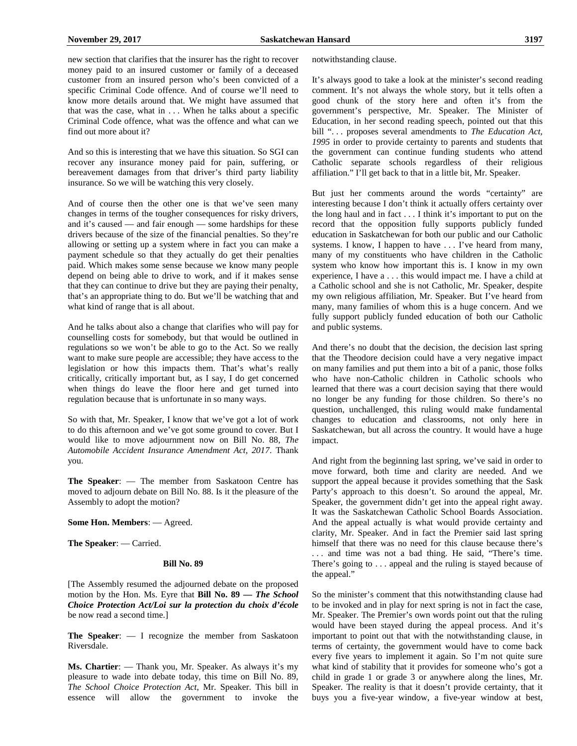new section that clarifies that the insurer has the right to recover money paid to an insured customer or family of a deceased customer from an insured person who's been convicted of a specific Criminal Code offence. And of course we'll need to know more details around that. We might have assumed that that was the case, what in . . . When he talks about a specific Criminal Code offence, what was the offence and what can we find out more about it?

And so this is interesting that we have this situation. So SGI can recover any insurance money paid for pain, suffering, or bereavement damages from that driver's third party liability insurance. So we will be watching this very closely.

And of course then the other one is that we've seen many changes in terms of the tougher consequences for risky drivers, and it's caused — and fair enough — some hardships for these drivers because of the size of the financial penalties. So they're allowing or setting up a system where in fact you can make a payment schedule so that they actually do get their penalties paid. Which makes some sense because we know many people depend on being able to drive to work, and if it makes sense that they can continue to drive but they are paying their penalty, that's an appropriate thing to do. But we'll be watching that and what kind of range that is all about.

And he talks about also a change that clarifies who will pay for counselling costs for somebody, but that would be outlined in regulations so we won't be able to go to the Act. So we really want to make sure people are accessible; they have access to the legislation or how this impacts them. That's what's really critically, critically important but, as I say, I do get concerned when things do leave the floor here and get turned into regulation because that is unfortunate in so many ways.

So with that, Mr. Speaker, I know that we've got a lot of work to do this afternoon and we've got some ground to cover. But I would like to move adjournment now on Bill No. 88, *The Automobile Accident Insurance Amendment Act, 2017*. Thank you.

**The Speaker**: — The member from Saskatoon Centre has moved to adjourn debate on Bill No. 88. Is it the pleasure of the Assembly to adopt the motion?

**Some Hon. Members**: — Agreed.

**The Speaker**: — Carried.

**Bill No. 89**

[The Assembly resumed the adjourned debate on the proposed motion by the Hon. Ms. Eyre that **Bill No. 89 — *The School Choice Protection Act/Loi sur la protection du choix d'école*** be now read a second time.]

**The Speaker**: — I recognize the member from Saskatoon Riversdale.

**Ms. Chartier**: — Thank you, Mr. Speaker. As always it's my pleasure to wade into debate today, this time on Bill No. 89, *The School Choice Protection Act*, Mr. Speaker. This bill in essence will allow the government to invoke the notwithstanding clause.

It's always good to take a look at the minister's second reading comment. It's not always the whole story, but it tells often a good chunk of the story here and often it's from the government's perspective, Mr. Speaker. The Minister of Education, in her second reading speech, pointed out that this bill ". . . proposes several amendments to *The Education Act, 1995* in order to provide certainty to parents and students that the government can continue funding students who attend Catholic separate schools regardless of their religious affiliation." I'll get back to that in a little bit, Mr. Speaker.

But just her comments around the words "certainty" are interesting because I don't think it actually offers certainty over the long haul and in fact . . . I think it's important to put on the record that the opposition fully supports publicly funded education in Saskatchewan for both our public and our Catholic systems. I know, I happen to have . . . I've heard from many, many of my constituents who have children in the Catholic system who know how important this is. I know in my own experience, I have a . . . this would impact me. I have a child at a Catholic school and she is not Catholic, Mr. Speaker, despite my own religious affiliation, Mr. Speaker. But I've heard from many, many families of whom this is a huge concern. And we fully support publicly funded education of both our Catholic and public systems.

And there's no doubt that the decision, the decision last spring that the Theodore decision could have a very negative impact on many families and put them into a bit of a panic, those folks who have non-Catholic children in Catholic schools who learned that there was a court decision saying that there would no longer be any funding for those children. So there's no question, unchallenged, this ruling would make fundamental changes to education and classrooms, not only here in Saskatchewan, but all across the country. It would have a huge impact.

And right from the beginning last spring, we've said in order to move forward, both time and clarity are needed. And we support the appeal because it provides something that the Sask Party's approach to this doesn't. So around the appeal, Mr. Speaker, the government didn't get into the appeal right away. It was the Saskatchewan Catholic School Boards Association. And the appeal actually is what would provide certainty and clarity, Mr. Speaker. And in fact the Premier said last spring himself that there was no need for this clause because there's . . . and time was not a bad thing. He said, "There's time. There's going to . . . appeal and the ruling is stayed because of the appeal."

So the minister's comment that this notwithstanding clause had to be invoked and in play for next spring is not in fact the case, Mr. Speaker. The Premier's own words point out that the ruling would have been stayed during the appeal process. And it's important to point out that with the notwithstanding clause, in terms of certainty, the government would have to come back every five years to implement it again. So I'm not quite sure what kind of stability that it provides for someone who's got a child in grade 1 or grade 3 or anywhere along the lines, Mr. Speaker. The reality is that it doesn't provide certainty, that it buys you a five-year window, a five-year window at best,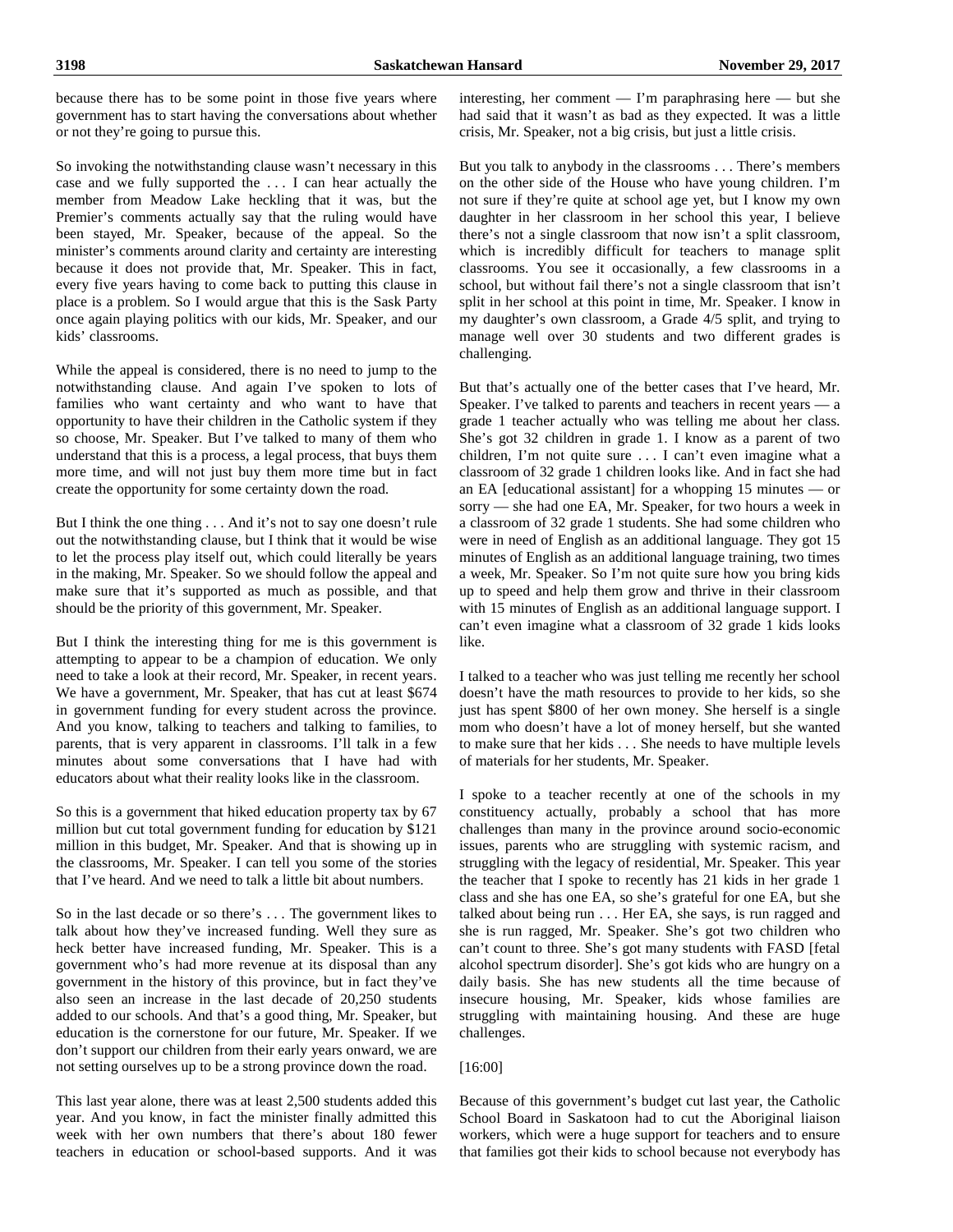because there has to be some point in those five years where government has to start having the conversations about whether or not they're going to pursue this.

So invoking the notwithstanding clause wasn't necessary in this case and we fully supported the . . . I can hear actually the member from Meadow Lake heckling that it was, but the Premier's comments actually say that the ruling would have been stayed, Mr. Speaker, because of the appeal. So the minister's comments around clarity and certainty are interesting because it does not provide that, Mr. Speaker. This in fact, every five years having to come back to putting this clause in place is a problem. So I would argue that this is the Sask Party once again playing politics with our kids, Mr. Speaker, and our kids' classrooms.

While the appeal is considered, there is no need to jump to the notwithstanding clause. And again I've spoken to lots of families who want certainty and who want to have that opportunity to have their children in the Catholic system if they so choose, Mr. Speaker. But I've talked to many of them who understand that this is a process, a legal process, that buys them more time, and will not just buy them more time but in fact create the opportunity for some certainty down the road.

But I think the one thing . . . And it's not to say one doesn't rule out the notwithstanding clause, but I think that it would be wise to let the process play itself out, which could literally be years in the making, Mr. Speaker. So we should follow the appeal and make sure that it's supported as much as possible, and that should be the priority of this government, Mr. Speaker.

But I think the interesting thing for me is this government is attempting to appear to be a champion of education. We only need to take a look at their record, Mr. Speaker, in recent years. We have a government, Mr. Speaker, that has cut at least $674 in government funding for every student across the province. And you know, talking to teachers and talking to families, to parents, that is very apparent in classrooms. I'll talk in a few minutes about some conversations that I have had with educators about what their reality looks like in the classroom.

So this is a government that hiked education property tax by 67 million but cut total government funding for education by $121 million in this budget, Mr. Speaker. And that is showing up in the classrooms, Mr. Speaker. I can tell you some of the stories that I've heard. And we need to talk a little bit about numbers.

So in the last decade or so there's . . . The government likes to talk about how they've increased funding. Well they sure as heck better have increased funding, Mr. Speaker. This is a government who's had more revenue at its disposal than any government in the history of this province, but in fact they've also seen an increase in the last decade of 20,250 students added to our schools. And that's a good thing, Mr. Speaker, but education is the cornerstone for our future, Mr. Speaker. If we don't support our children from their early years onward, we are not setting ourselves up to be a strong province down the road.

This last year alone, there was at least 2,500 students added this year. And you know, in fact the minister finally admitted this week with her own numbers that there's about 180 fewer teachers in education or school-based supports. And it was interesting, her comment — I'm paraphrasing here — but she had said that it wasn't as bad as they expected. It was a little crisis, Mr. Speaker, not a big crisis, but just a little crisis.

But you talk to anybody in the classrooms . . . There's members on the other side of the House who have young children. I'm not sure if they're quite at school age yet, but I know my own daughter in her classroom in her school this year, I believe there's not a single classroom that now isn't a split classroom, which is incredibly difficult for teachers to manage split classrooms. You see it occasionally, a few classrooms in a school, but without fail there's not a single classroom that isn't split in her school at this point in time, Mr. Speaker. I know in my daughter's own classroom, a Grade 4/5 split, and trying to manage well over 30 students and two different grades is challenging.

But that's actually one of the better cases that I've heard, Mr. Speaker. I've talked to parents and teachers in recent years — a grade 1 teacher actually who was telling me about her class. She's got 32 children in grade 1. I know as a parent of two children, I'm not quite sure . . . I can't even imagine what a classroom of 32 grade 1 children looks like. And in fact she had an EA [educational assistant] for a whopping 15 minutes — or sorry — she had one EA, Mr. Speaker, for two hours a week in a classroom of 32 grade 1 students. She had some children who were in need of English as an additional language. They got 15 minutes of English as an additional language training, two times a week, Mr. Speaker. So I'm not quite sure how you bring kids up to speed and help them grow and thrive in their classroom with 15 minutes of English as an additional language support. I can't even imagine what a classroom of 32 grade 1 kids looks like.

I talked to a teacher who was just telling me recently her school doesn't have the math resources to provide to her kids, so she just has spent $800 of her own money. She herself is a single mom who doesn't have a lot of money herself, but she wanted to make sure that her kids . . . She needs to have multiple levels of materials for her students, Mr. Speaker.

I spoke to a teacher recently at one of the schools in my constituency actually, probably a school that has more challenges than many in the province around socio-economic issues, parents who are struggling with systemic racism, and struggling with the legacy of residential, Mr. Speaker. This year the teacher that I spoke to recently has 21 kids in her grade 1 class and she has one EA, so she's grateful for one EA, but she talked about being run . . . Her EA, she says, is run ragged and she is run ragged, Mr. Speaker. She's got two children who can't count to three. She's got many students with FASD [fetal alcohol spectrum disorder]. She's got kids who are hungry on a daily basis. She has new students all the time because of insecure housing, Mr. Speaker, kids whose families are struggling with maintaining housing. And these are huge challenges.

[16:00]

Because of this government's budget cut last year, the Catholic School Board in Saskatoon had to cut the Aboriginal liaison workers, which were a huge support for teachers and to ensure that families got their kids to school because not everybody has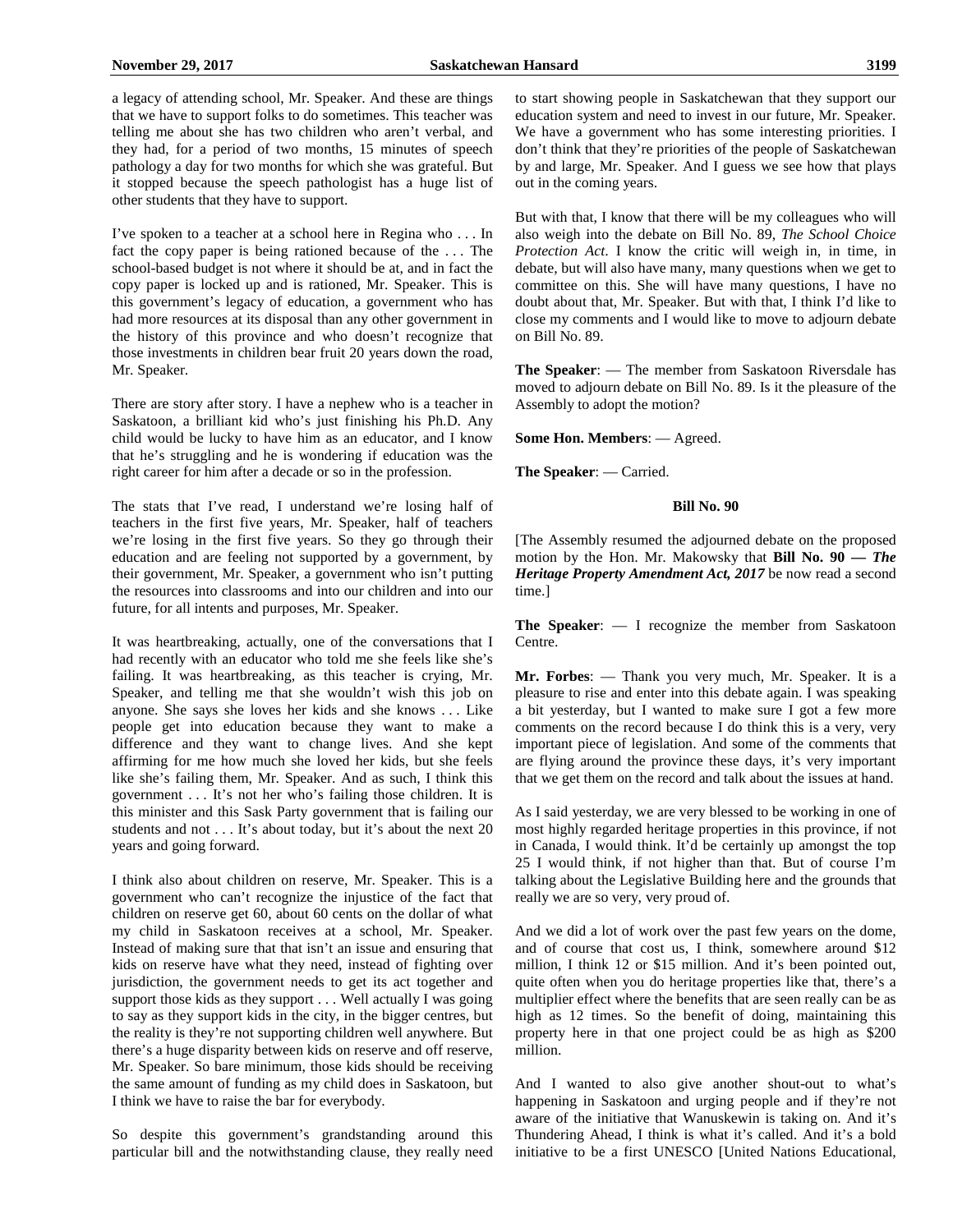a legacy of attending school, Mr. Speaker. And these are things that we have to support folks to do sometimes. This teacher was telling me about she has two children who aren't verbal, and they had, for a period of two months, 15 minutes of speech pathology a day for two months for which she was grateful. But it stopped because the speech pathologist has a huge list of other students that they have to support.

I've spoken to a teacher at a school here in Regina who . . . In fact the copy paper is being rationed because of the . . . The school-based budget is not where it should be at, and in fact the copy paper is locked up and is rationed, Mr. Speaker. This is this government's legacy of education, a government who has had more resources at its disposal than any other government in the history of this province and who doesn't recognize that those investments in children bear fruit 20 years down the road, Mr. Speaker.

There are story after story. I have a nephew who is a teacher in Saskatoon, a brilliant kid who's just finishing his Ph.D. Any child would be lucky to have him as an educator, and I know that he's struggling and he is wondering if education was the right career for him after a decade or so in the profession.

The stats that I've read, I understand we're losing half of teachers in the first five years, Mr. Speaker, half of teachers we're losing in the first five years. So they go through their education and are feeling not supported by a government, by their government, Mr. Speaker, a government who isn't putting the resources into classrooms and into our children and into our future, for all intents and purposes, Mr. Speaker.

It was heartbreaking, actually, one of the conversations that I had recently with an educator who told me she feels like she's failing. It was heartbreaking, as this teacher is crying, Mr. Speaker, and telling me that she wouldn't wish this job on anyone. She says she loves her kids and she knows . . . Like people get into education because they want to make a difference and they want to change lives. And she kept affirming for me how much she loved her kids, but she feels like she's failing them, Mr. Speaker. And as such, I think this government . . . It's not her who's failing those children. It is this minister and this Sask Party government that is failing our students and not . . . It's about today, but it's about the next 20 years and going forward.

I think also about children on reserve, Mr. Speaker. This is a government who can't recognize the injustice of the fact that children on reserve get 60, about 60 cents on the dollar of what my child in Saskatoon receives at a school, Mr. Speaker. Instead of making sure that that isn't an issue and ensuring that kids on reserve have what they need, instead of fighting over jurisdiction, the government needs to get its act together and support those kids as they support . . . Well actually I was going to say as they support kids in the city, in the bigger centres, but the reality is they're not supporting children well anywhere. But there's a huge disparity between kids on reserve and off reserve, Mr. Speaker. So bare minimum, those kids should be receiving the same amount of funding as my child does in Saskatoon, but I think we have to raise the bar for everybody.

So despite this government's grandstanding around this particular bill and the notwithstanding clause, they really need to start showing people in Saskatchewan that they support our education system and need to invest in our future, Mr. Speaker. We have a government who has some interesting priorities. I don't think that they're priorities of the people of Saskatchewan by and large, Mr. Speaker. And I guess we see how that plays out in the coming years.

But with that, I know that there will be my colleagues who will also weigh into the debate on Bill No. 89, *The School Choice Protection Act*. I know the critic will weigh in, in time, in debate, but will also have many, many questions when we get to committee on this. She will have many questions, I have no doubt about that, Mr. Speaker. But with that, I think I'd like to close my comments and I would like to move to adjourn debate on Bill No. 89.

**The Speaker**: — The member from Saskatoon Riversdale has moved to adjourn debate on Bill No. 89. Is it the pleasure of the Assembly to adopt the motion?

**Some Hon. Members**: — Agreed.

**The Speaker**: — Carried.

### Bill No. 90

[The Assembly resumed the adjourned debate on the proposed motion by the Hon. Mr. Makowsky that **Bill No. 90 — *The Heritage Property Amendment Act, 2017*** be now read a second time.]

**The Speaker**: — I recognize the member from Saskatoon Centre.

**Mr. Forbes**: — Thank you very much, Mr. Speaker. It is a pleasure to rise and enter into this debate again. I was speaking a bit yesterday, but I wanted to make sure I got a few more comments on the record because I do think this is a very, very important piece of legislation. And some of the comments that are flying around the province these days, it's very important that we get them on the record and talk about the issues at hand.

As I said yesterday, we are very blessed to be working in one of most highly regarded heritage properties in this province, if not in Canada, I would think. It'd be certainly up amongst the top 25 I would think, if not higher than that. But of course I'm talking about the Legislative Building here and the grounds that really we are so very, very proud of.

And we did a lot of work over the past few years on the dome, and of course that cost us, I think, somewhere around $12 million, I think 12 or $15 million. And it's been pointed out, quite often when you do heritage properties like that, there's a multiplier effect where the benefits that are seen really can be as high as 12 times. So the benefit of doing, maintaining this property here in that one project could be as high as $200 million.

And I wanted to also give another shout-out to what's happening in Saskatoon and urging people and if they're not aware of the initiative that Wanuskewin is taking on. And it's Thundering Ahead, I think is what it's called. And it's a bold initiative to be a first UNESCO [United Nations Educational,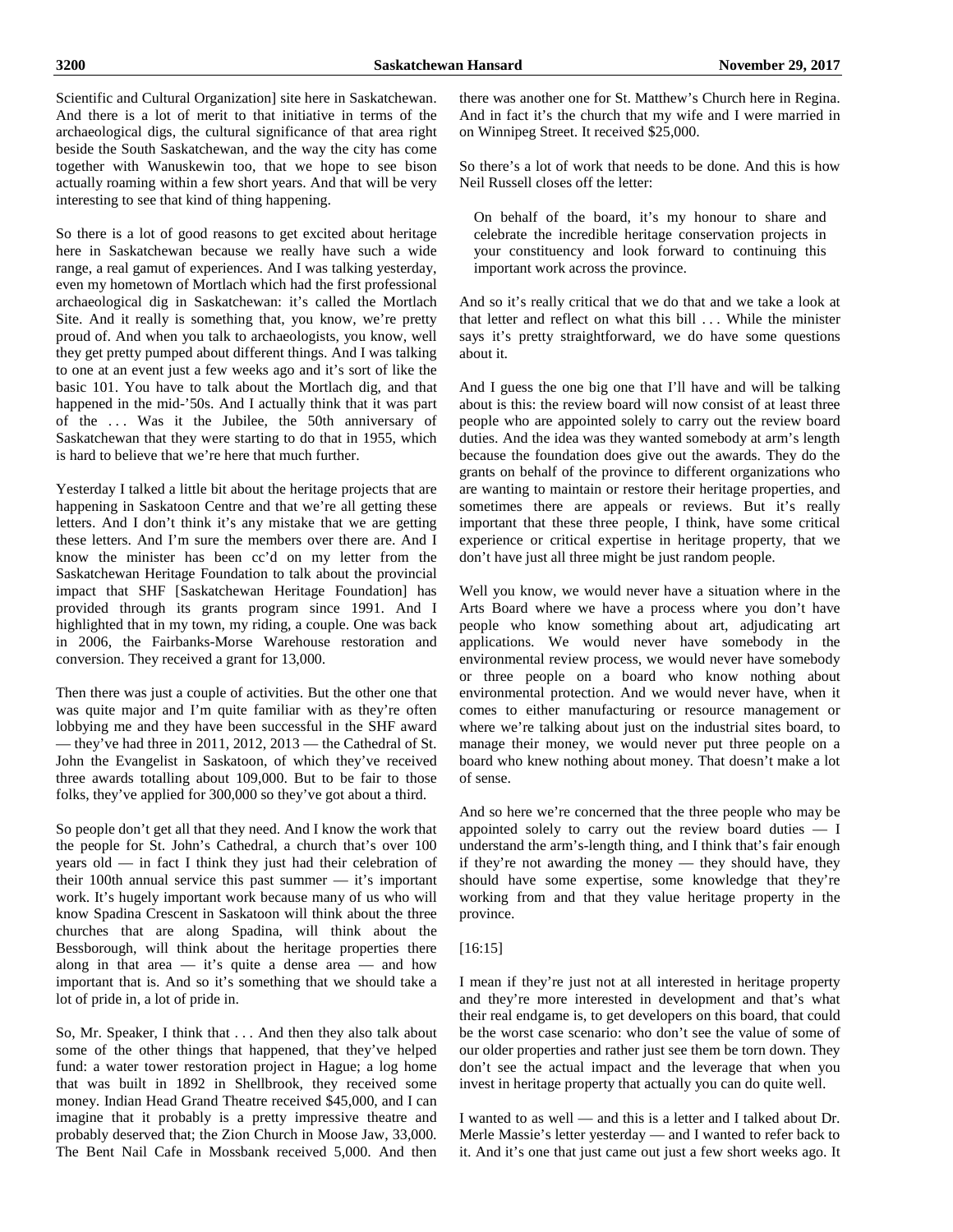Scientific and Cultural Organization] site here in Saskatchewan. And there is a lot of merit to that initiative in terms of the archaeological digs, the cultural significance of that area right beside the South Saskatchewan, and the way the city has come together with Wanuskewin too, that we hope to see bison actually roaming within a few short years. And that will be very interesting to see that kind of thing happening.

So there is a lot of good reasons to get excited about heritage here in Saskatchewan because we really have such a wide range, a real gamut of experiences. And I was talking yesterday, even my hometown of Mortlach which had the first professional archaeological dig in Saskatchewan: it's called the Mortlach Site. And it really is something that, you know, we're pretty proud of. And when you talk to archaeologists, you know, well they get pretty pumped about different things. And I was talking to one at an event just a few weeks ago and it's sort of like the basic 101. You have to talk about the Mortlach dig, and that happened in the mid-'50s. And I actually think that it was part of the . . . Was it the Jubilee, the 50th anniversary of Saskatchewan that they were starting to do that in 1955, which is hard to believe that we're here that much further.

Yesterday I talked a little bit about the heritage projects that are happening in Saskatoon Centre and that we're all getting these letters. And I don't think it's any mistake that we are getting these letters. And I'm sure the members over there are. And I know the minister has been cc'd on my letter from the Saskatchewan Heritage Foundation to talk about the provincial impact that SHF [Saskatchewan Heritage Foundation] has provided through its grants program since 1991. And I highlighted that in my town, my riding, a couple. One was back in 2006, the Fairbanks-Morse Warehouse restoration and conversion. They received a grant for 13,000.

Then there was just a couple of activities. But the other one that was quite major and I'm quite familiar with as they're often lobbying me and they have been successful in the SHF award — they've had three in 2011, 2012, 2013 — the Cathedral of St. John the Evangelist in Saskatoon, of which they've received three awards totalling about 109,000. But to be fair to those folks, they've applied for 300,000 so they've got about a third.

So people don't get all that they need. And I know the work that the people for St. John's Cathedral, a church that's over 100 years old — in fact I think they just had their celebration of their 100th annual service this past summer — it's important work. It's hugely important work because many of us who will know Spadina Crescent in Saskatoon will think about the three churches that are along Spadina, will think about the Bessborough, will think about the heritage properties there along in that area — it's quite a dense area — and how important that is. And so it's something that we should take a lot of pride in, a lot of pride in.

So, Mr. Speaker, I think that . . . And then they also talk about some of the other things that happened, that they've helped fund: a water tower restoration project in Hague; a log home that was built in 1892 in Shellbrook, they received some money. Indian Head Grand Theatre received $45,000, and I can imagine that it probably is a pretty impressive theatre and probably deserved that; the Zion Church in Moose Jaw, 33,000. The Bent Nail Cafe in Mossbank received 5,000. And then there was another one for St. Matthew's Church here in Regina. And in fact it's the church that my wife and I were married in on Winnipeg Street. It received $25,000.

So there's a lot of work that needs to be done. And this is how Neil Russell closes off the letter:

> On behalf of the board, it's my honour to share and celebrate the incredible heritage conservation projects in your constituency and look forward to continuing this important work across the province.

And so it's really critical that we do that and we take a look at that letter and reflect on what this bill . . . While the minister says it's pretty straightforward, we do have some questions about it.

And I guess the one big one that I'll have and will be talking about is this: the review board will now consist of at least three people who are appointed solely to carry out the review board duties. And the idea was they wanted somebody at arm's length because the foundation does give out the awards. They do the grants on behalf of the province to different organizations who are wanting to maintain or restore their heritage properties, and sometimes there are appeals or reviews. But it's really important that these three people, I think, have some critical experience or critical expertise in heritage property, that we don't have just all three might be just random people.

Well you know, we would never have a situation where in the Arts Board where we have a process where you don't have people who know something about art, adjudicating art applications. We would never have somebody in the environmental review process, we would never have somebody or three people on a board who know nothing about environmental protection. And we would never have, when it comes to either manufacturing or resource management or where we're talking about just on the industrial sites board, to manage their money, we would never put three people on a board who knew nothing about money. That doesn't make a lot of sense.

And so here we're concerned that the three people who may be appointed solely to carry out the review board duties — I understand the arm's-length thing, and I think that's fair enough if they're not awarding the money — they should have, they should have some expertise, some knowledge that they're working from and that they value heritage property in the province.

[16:15]

I mean if they're just not at all interested in heritage property and they're more interested in development and that's what their real endgame is, to get developers on this board, that could be the worst case scenario: who don't see the value of some of our older properties and rather just see them be torn down. They don't see the actual impact and the leverage that when you invest in heritage property that actually you can do quite well.

I wanted to as well — and this is a letter and I talked about Dr. Merle Massie's letter yesterday — and I wanted to refer back to it. And it's one that just came out just a few short weeks ago. It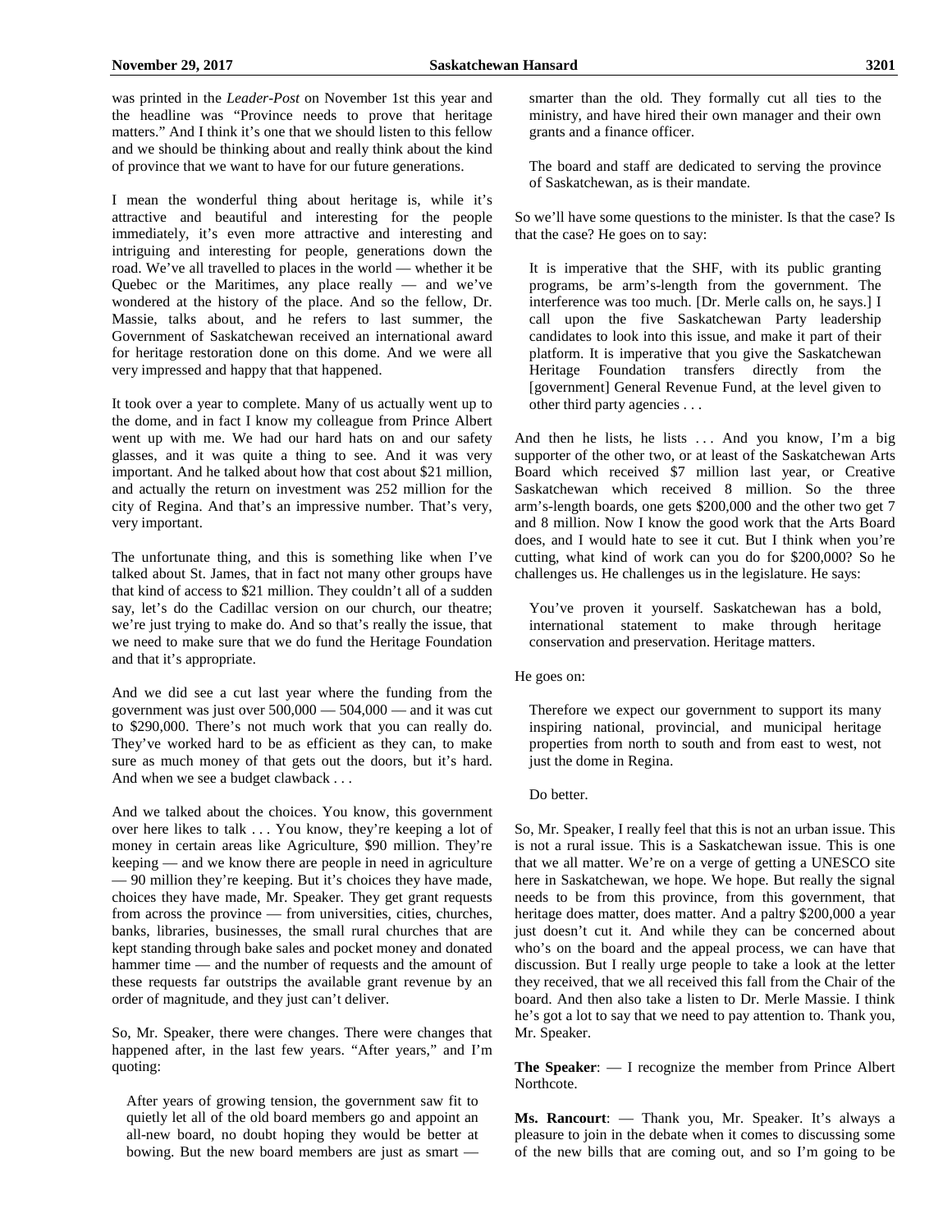was printed in the *Leader-Post* on November 1st this year and the headline was "Province needs to prove that heritage matters." And I think it's one that we should listen to this fellow and we should be thinking about and really think about the kind of province that we want to have for our future generations.

I mean the wonderful thing about heritage is, while it's attractive and beautiful and interesting for the people immediately, it's even more attractive and interesting and intriguing and interesting for people, generations down the road. We've all travelled to places in the world — whether it be Quebec or the Maritimes, any place really — and we've wondered at the history of the place. And so the fellow, Dr. Massie, talks about, and he refers to last summer, the Government of Saskatchewan received an international award for heritage restoration done on this dome. And we were all very impressed and happy that that happened.

It took over a year to complete. Many of us actually went up to the dome, and in fact I know my colleague from Prince Albert went up with me. We had our hard hats on and our safety glasses, and it was quite a thing to see. And it was very important. And he talked about how that cost about $21 million, and actually the return on investment was 252 million for the city of Regina. And that's an impressive number. That's very, very important.

The unfortunate thing, and this is something like when I've talked about St. James, that in fact not many other groups have that kind of access to $21 million. They couldn't all of a sudden say, let's do the Cadillac version on our church, our theatre; we're just trying to make do. And so that's really the issue, that we need to make sure that we do fund the Heritage Foundation and that it's appropriate.

And we did see a cut last year where the funding from the government was just over 500,000 — 504,000 — and it was cut to $290,000. There's not much work that you can really do. They've worked hard to be as efficient as they can, to make sure as much money of that gets out the doors, but it's hard. And when we see a budget clawback . . .

And we talked about the choices. You know, this government over here likes to talk . . . You know, they're keeping a lot of money in certain areas like Agriculture, $90 million. They're keeping — and we know there are people in need in agriculture — 90 million they're keeping. But it's choices they have made, choices they have made, Mr. Speaker. They get grant requests from across the province — from universities, cities, churches, banks, libraries, businesses, the small rural churches that are kept standing through bake sales and pocket money and donated hammer time — and the number of requests and the amount of these requests far outstrips the available grant revenue by an order of magnitude, and they just can't deliver.

So, Mr. Speaker, there were changes. There were changes that happened after, in the last few years. "After years," and I'm quoting:

> After years of growing tension, the government saw fit to quietly let all of the old board members go and appoint an all-new board, no doubt hoping they would be better at bowing. But the new board members are just as smart — smarter than the old. They formally cut all ties to the ministry, and have hired their own manager and their own grants and a finance officer.
>
> The board and staff are dedicated to serving the province of Saskatchewan, as is their mandate.

So we'll have some questions to the minister. Is that the case? Is that the case? He goes on to say:

> It is imperative that the SHF, with its public granting programs, be arm's-length from the government. The interference was too much. [Dr. Merle calls on, he says.] I call upon the five Saskatchewan Party leadership candidates to look into this issue, and make it part of their platform. It is imperative that you give the Saskatchewan Heritage Foundation transfers directly from the [government] General Revenue Fund, at the level given to other third party agencies . . .

And then he lists, he lists . . . And you know, I'm a big supporter of the other two, or at least of the Saskatchewan Arts Board which received $7 million last year, or Creative Saskatchewan which received 8 million. So the three arm's-length boards, one gets $200,000 and the other two get 7 and 8 million. Now I know the good work that the Arts Board does, and I would hate to see it cut. But I think when you're cutting, what kind of work can you do for $200,000? So he challenges us. He challenges us in the legislature. He says:

> You've proven it yourself. Saskatchewan has a bold, international statement to make through heritage conservation and preservation. Heritage matters.

He goes on:

> Therefore we expect our government to support its many inspiring national, provincial, and municipal heritage properties from north to south and from east to west, not just the dome in Regina.
>
> Do better.

So, Mr. Speaker, I really feel that this is not an urban issue. This is not a rural issue. This is a Saskatchewan issue. This is one that we all matter. We're on a verge of getting a UNESCO site here in Saskatchewan, we hope. We hope. But really the signal needs to be from this province, from this government, that heritage does matter, does matter. And a paltry $200,000 a year just doesn't cut it. And while they can be concerned about who's on the board and the appeal process, we can have that discussion. But I really urge people to take a look at the letter they received, that we all received this fall from the Chair of the board. And then also take a listen to Dr. Merle Massie. I think he's got a lot to say that we need to pay attention to. Thank you, Mr. Speaker.

**The Speaker**: — I recognize the member from Prince Albert Northcote.

**Ms. Rancourt**: — Thank you, Mr. Speaker. It's always a pleasure to join in the debate when it comes to discussing some of the new bills that are coming out, and so I'm going to be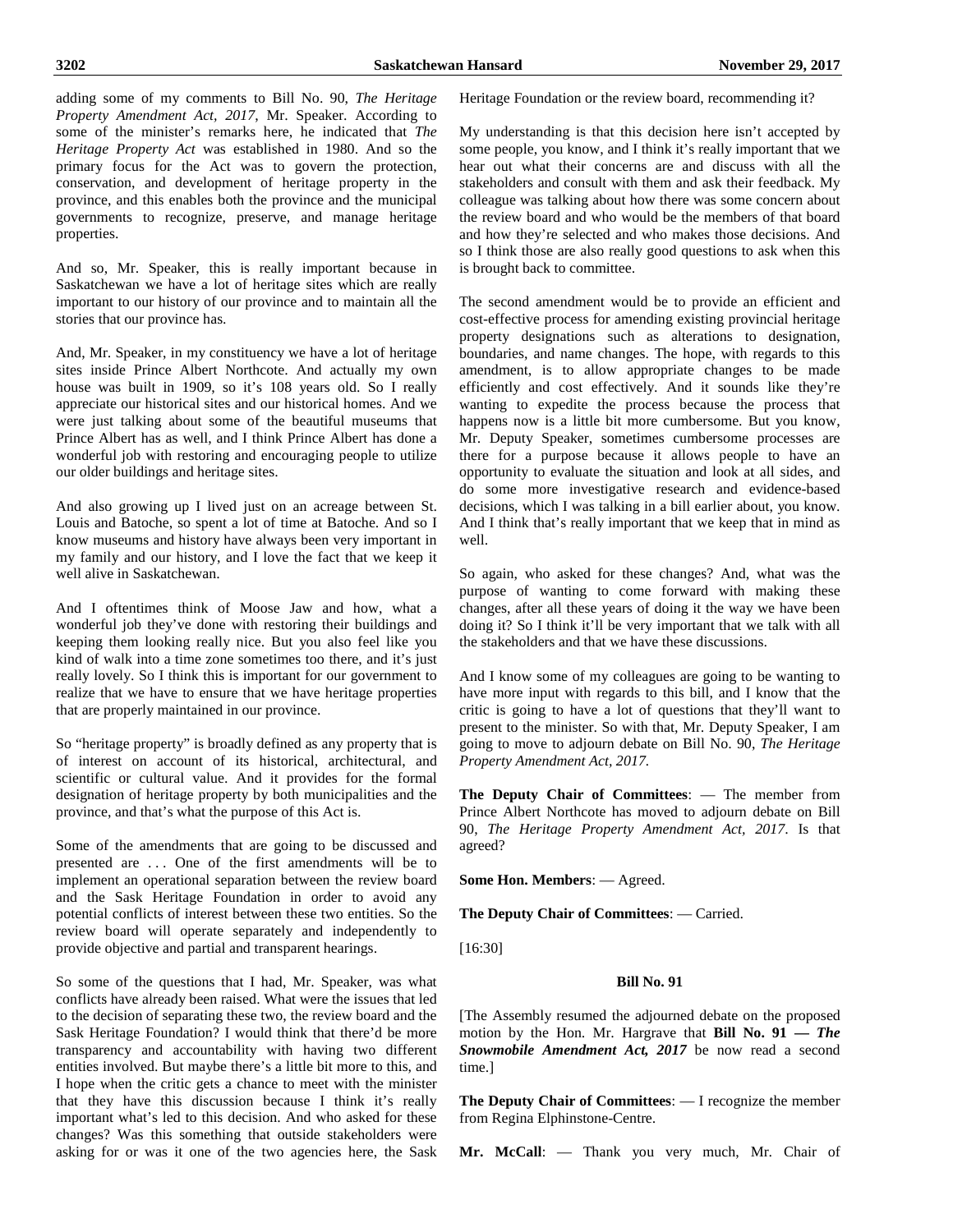adding some of my comments to Bill No. 90, *The Heritage Property Amendment Act, 2017*, Mr. Speaker. According to some of the minister's remarks here, he indicated that *The Heritage Property Act* was established in 1980. And so the primary focus for the Act was to govern the protection, conservation, and development of heritage property in the province, and this enables both the province and the municipal governments to recognize, preserve, and manage heritage properties.

And so, Mr. Speaker, this is really important because in Saskatchewan we have a lot of heritage sites which are really important to our history of our province and to maintain all the stories that our province has.

And, Mr. Speaker, in my constituency we have a lot of heritage sites inside Prince Albert Northcote. And actually my own house was built in 1909, so it's 108 years old. So I really appreciate our historical sites and our historical homes. And we were just talking about some of the beautiful museums that Prince Albert has as well, and I think Prince Albert has done a wonderful job with restoring and encouraging people to utilize our older buildings and heritage sites.

And also growing up I lived just on an acreage between St. Louis and Batoche, so spent a lot of time at Batoche. And so I know museums and history have always been very important in my family and our history, and I love the fact that we keep it well alive in Saskatchewan.

And I oftentimes think of Moose Jaw and how, what a wonderful job they've done with restoring their buildings and keeping them looking really nice. But you also feel like you kind of walk into a time zone sometimes too there, and it's just really lovely. So I think this is important for our government to realize that we have to ensure that we have heritage properties that are properly maintained in our province.

So "heritage property" is broadly defined as any property that is of interest on account of its historical, architectural, and scientific or cultural value. And it provides for the formal designation of heritage property by both municipalities and the province, and that's what the purpose of this Act is.

Some of the amendments that are going to be discussed and presented are . . . One of the first amendments will be to implement an operational separation between the review board and the Sask Heritage Foundation in order to avoid any potential conflicts of interest between these two entities. So the review board will operate separately and independently to provide objective and partial and transparent hearings.

So some of the questions that I had, Mr. Speaker, was what conflicts have already been raised. What were the issues that led to the decision of separating these two, the review board and the Sask Heritage Foundation? I would think that there'd be more transparency and accountability with having two different entities involved. But maybe there's a little bit more to this, and I hope when the critic gets a chance to meet with the minister that they have this discussion because I think it's really important what's led to this decision. And who asked for these changes? Was this something that outside stakeholders were asking for or was it one of the two agencies here, the Sask Heritage Foundation or the review board, recommending it?

My understanding is that this decision here isn't accepted by some people, you know, and I think it's really important that we hear out what their concerns are and discuss with all the stakeholders and consult with them and ask their feedback. My colleague was talking about how there was some concern about the review board and who would be the members of that board and how they're selected and who makes those decisions. And so I think those are also really good questions to ask when this is brought back to committee.

The second amendment would be to provide an efficient and cost-effective process for amending existing provincial heritage property designations such as alterations to designation, boundaries, and name changes. The hope, with regards to this amendment, is to allow appropriate changes to be made efficiently and cost effectively. And it sounds like they're wanting to expedite the process because the process that happens now is a little bit more cumbersome. But you know, Mr. Deputy Speaker, sometimes cumbersome processes are there for a purpose because it allows people to have an opportunity to evaluate the situation and look at all sides, and do some more investigative research and evidence-based decisions, which I was talking in a bill earlier about, you know. And I think that's really important that we keep that in mind as well.

So again, who asked for these changes? And, what was the purpose of wanting to come forward with making these changes, after all these years of doing it the way we have been doing it? So I think it'll be very important that we talk with all the stakeholders and that we have these discussions.

And I know some of my colleagues are going to be wanting to have more input with regards to this bill, and I know that the critic is going to have a lot of questions that they'll want to present to the minister. So with that, Mr. Deputy Speaker, I am going to move to adjourn debate on Bill No. 90, *The Heritage Property Amendment Act, 2017.*

**The Deputy Chair of Committees**: — The member from Prince Albert Northcote has moved to adjourn debate on Bill 90, *The Heritage Property Amendment Act, 2017*. Is that agreed?

**Some Hon. Members**: — Agreed.

**The Deputy Chair of Committees**: — Carried.

[16:30]

### Bill No. 91

[The Assembly resumed the adjourned debate on the proposed motion by the Hon. Mr. Hargrave that **Bill No. 91 — *The Snowmobile Amendment Act, 2017*** be now read a second time.]

**The Deputy Chair of Committees**: — I recognize the member from Regina Elphinstone-Centre.

**Mr. McCall**: — Thank you very much, Mr. Chair of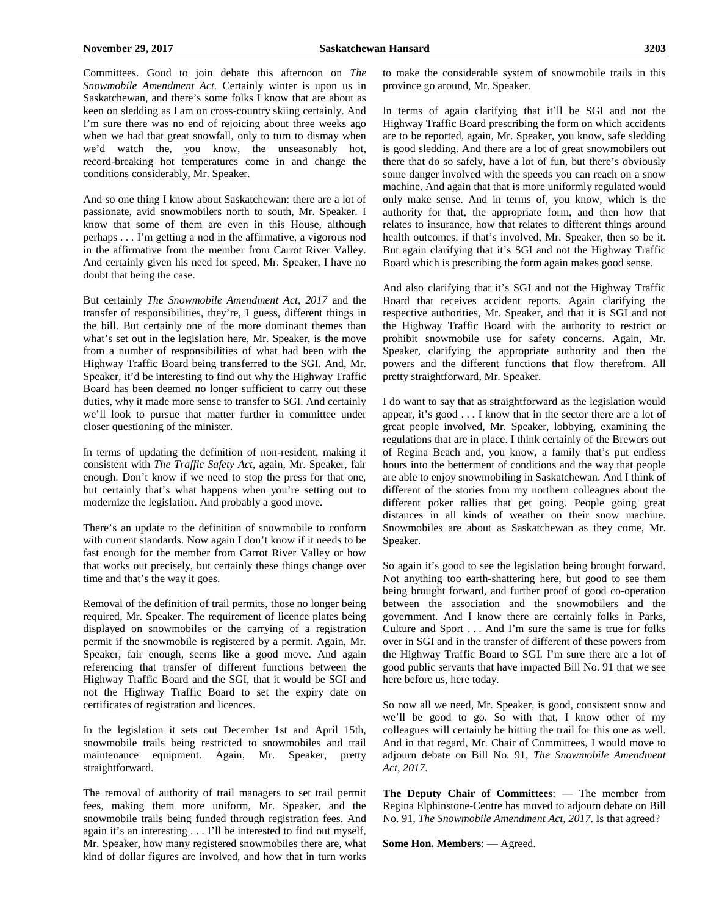Committees. Good to join debate this afternoon on *The Snowmobile Amendment Act.* Certainly winter is upon us in Saskatchewan, and there's some folks I know that are about as keen on sledding as I am on cross-country skiing certainly. And I'm sure there was no end of rejoicing about three weeks ago when we had that great snowfall, only to turn to dismay when we'd watch the, you know, the unseasonably hot, record-breaking hot temperatures come in and change the conditions considerably, Mr. Speaker.

And so one thing I know about Saskatchewan: there are a lot of passionate, avid snowmobilers north to south, Mr. Speaker. I know that some of them are even in this House, although perhaps . . . I'm getting a nod in the affirmative, a vigorous nod in the affirmative from the member from Carrot River Valley. And certainly given his need for speed, Mr. Speaker, I have no doubt that being the case.

But certainly *The Snowmobile Amendment Act, 2017* and the transfer of responsibilities, they're, I guess, different things in the bill. But certainly one of the more dominant themes than what's set out in the legislation here, Mr. Speaker, is the move from a number of responsibilities of what had been with the Highway Traffic Board being transferred to the SGI. And, Mr. Speaker, it'd be interesting to find out why the Highway Traffic Board has been deemed no longer sufficient to carry out these duties, why it made more sense to transfer to SGI. And certainly we'll look to pursue that matter further in committee under closer questioning of the minister.

In terms of updating the definition of non-resident, making it consistent with *The Traffic Safety Act*, again, Mr. Speaker, fair enough. Don't know if we need to stop the press for that one, but certainly that's what happens when you're setting out to modernize the legislation. And probably a good move.

There's an update to the definition of snowmobile to conform with current standards. Now again I don't know if it needs to be fast enough for the member from Carrot River Valley or how that works out precisely, but certainly these things change over time and that's the way it goes.

Removal of the definition of trail permits, those no longer being required, Mr. Speaker. The requirement of licence plates being displayed on snowmobiles or the carrying of a registration permit if the snowmobile is registered by a permit. Again, Mr. Speaker, fair enough, seems like a good move. And again referencing that transfer of different functions between the Highway Traffic Board and the SGI, that it would be SGI and not the Highway Traffic Board to set the expiry date on certificates of registration and licences.

In the legislation it sets out December 1st and April 15th, snowmobile trails being restricted to snowmobiles and trail maintenance equipment. Again, Mr. Speaker, pretty straightforward.

The removal of authority of trail managers to set trail permit fees, making them more uniform, Mr. Speaker, and the snowmobile trails being funded through registration fees. And again it's an interesting . . . I'll be interested to find out myself, Mr. Speaker, how many registered snowmobiles there are, what kind of dollar figures are involved, and how that in turn works to make the considerable system of snowmobile trails in this province go around, Mr. Speaker.

In terms of again clarifying that it'll be SGI and not the Highway Traffic Board prescribing the form on which accidents are to be reported, again, Mr. Speaker, you know, safe sledding is good sledding. And there are a lot of great snowmobilers out there that do so safely, have a lot of fun, but there's obviously some danger involved with the speeds you can reach on a snow machine. And again that that is more uniformly regulated would only make sense. And in terms of, you know, which is the authority for that, the appropriate form, and then how that relates to insurance, how that relates to different things around health outcomes, if that's involved, Mr. Speaker, then so be it. But again clarifying that it's SGI and not the Highway Traffic Board which is prescribing the form again makes good sense.

And also clarifying that it's SGI and not the Highway Traffic Board that receives accident reports. Again clarifying the respective authorities, Mr. Speaker, and that it is SGI and not the Highway Traffic Board with the authority to restrict or prohibit snowmobile use for safety concerns. Again, Mr. Speaker, clarifying the appropriate authority and then the powers and the different functions that flow therefrom. All pretty straightforward, Mr. Speaker.

I do want to say that as straightforward as the legislation would appear, it's good . . . I know that in the sector there are a lot of great people involved, Mr. Speaker, lobbying, examining the regulations that are in place. I think certainly of the Brewers out of Regina Beach and, you know, a family that's put endless hours into the betterment of conditions and the way that people are able to enjoy snowmobiling in Saskatchewan. And I think of different of the stories from my northern colleagues about the different poker rallies that get going. People going great distances in all kinds of weather on their snow machine. Snowmobiles are about as Saskatchewan as they come, Mr. Speaker.

So again it's good to see the legislation being brought forward. Not anything too earth-shattering here, but good to see them being brought forward, and further proof of good co-operation between the association and the snowmobilers and the government. And I know there are certainly folks in Parks, Culture and Sport . . . And I'm sure the same is true for folks over in SGI and in the transfer of different of these powers from the Highway Traffic Board to SGI. I'm sure there are a lot of good public servants that have impacted Bill No. 91 that we see here before us, here today.

So now all we need, Mr. Speaker, is good, consistent snow and we'll be good to go. So with that, I know other of my colleagues will certainly be hitting the trail for this one as well. And in that regard, Mr. Chair of Committees, I would move to adjourn debate on Bill No. 91, *The Snowmobile Amendment Act, 2017*.

**The Deputy Chair of Committees**: — The member from Regina Elphinstone-Centre has moved to adjourn debate on Bill No. 91, *The Snowmobile Amendment Act, 2017*. Is that agreed?

**Some Hon. Members**: — Agreed.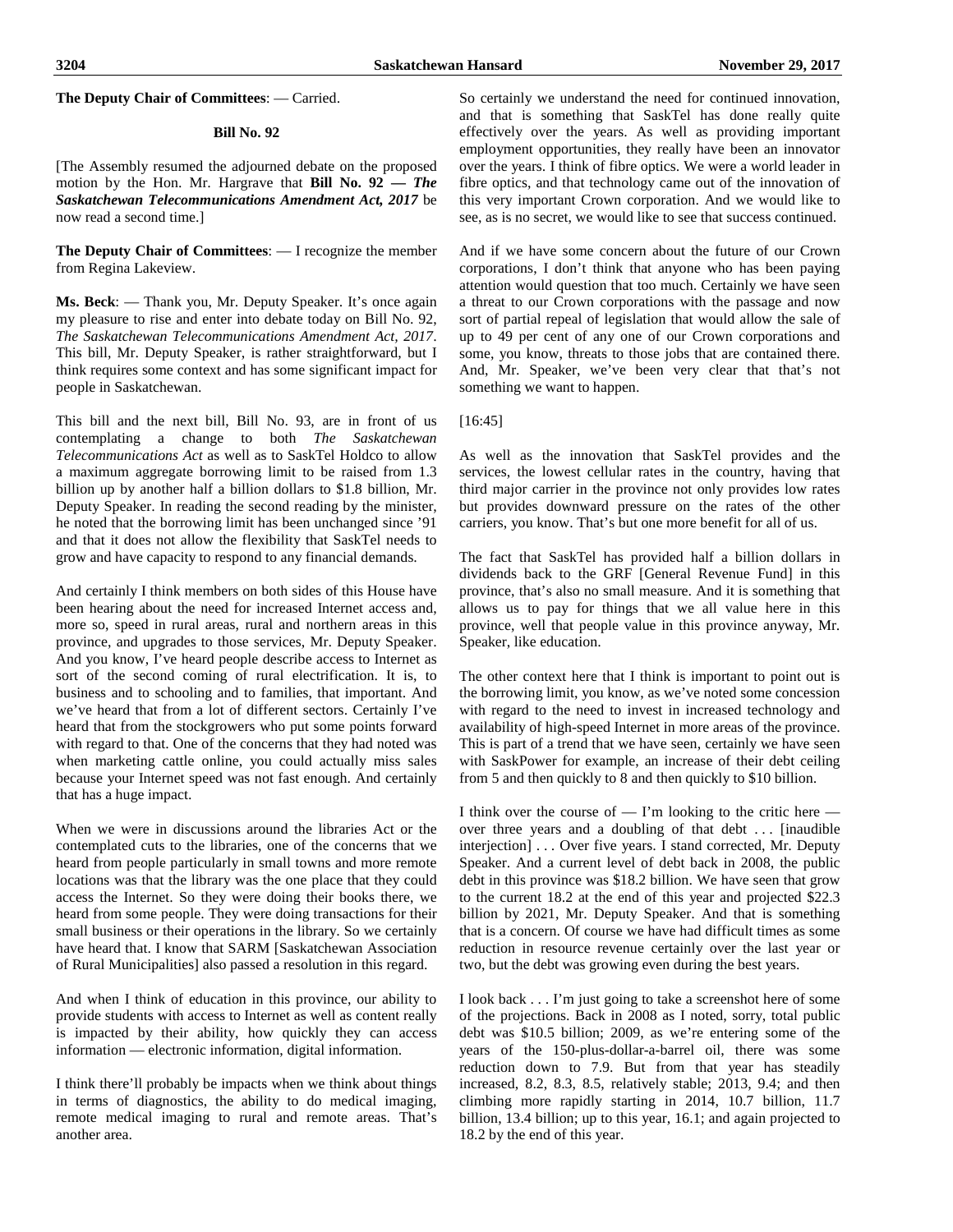**The Deputy Chair of Committees**: — Carried.

**Bill No. 92**

[The Assembly resumed the adjourned debate on the proposed motion by the Hon. Mr. Hargrave that **Bill No. 92 — *The Saskatchewan Telecommunications Amendment Act, 2017*** be now read a second time.]

**The Deputy Chair of Committees**: — I recognize the member from Regina Lakeview.

**Ms. Beck**: — Thank you, Mr. Deputy Speaker. It's once again my pleasure to rise and enter into debate today on Bill No. 92, *The Saskatchewan Telecommunications Amendment Act, 2017*. This bill, Mr. Deputy Speaker, is rather straightforward, but I think requires some context and has some significant impact for people in Saskatchewan.

This bill and the next bill, Bill No. 93, are in front of us contemplating a change to both *The Saskatchewan Telecommunications Act* as well as to SaskTel Holdco to allow a maximum aggregate borrowing limit to be raised from 1.3 billion up by another half a billion dollars to $1.8 billion, Mr. Deputy Speaker. In reading the second reading by the minister, he noted that the borrowing limit has been unchanged since '91 and that it does not allow the flexibility that SaskTel needs to grow and have capacity to respond to any financial demands.

And certainly I think members on both sides of this House have been hearing about the need for increased Internet access and, more so, speed in rural areas, rural and northern areas in this province, and upgrades to those services, Mr. Deputy Speaker. And you know, I've heard people describe access to Internet as sort of the second coming of rural electrification. It is, to business and to schooling and to families, that important. And we've heard that from a lot of different sectors. Certainly I've heard that from the stockgrowers who put some points forward with regard to that. One of the concerns that they had noted was when marketing cattle online, you could actually miss sales because your Internet speed was not fast enough. And certainly that has a huge impact.

When we were in discussions around the libraries Act or the contemplated cuts to the libraries, one of the concerns that we heard from people particularly in small towns and more remote locations was that the library was the one place that they could access the Internet. So they were doing their books there, we heard from some people. They were doing transactions for their small business or their operations in the library. So we certainly have heard that. I know that SARM [Saskatchewan Association of Rural Municipalities] also passed a resolution in this regard.

And when I think of education in this province, our ability to provide students with access to Internet as well as content really is impacted by their ability, how quickly they can access information — electronic information, digital information.

I think there'll probably be impacts when we think about things in terms of diagnostics, the ability to do medical imaging, remote medical imaging to rural and remote areas. That's another area.

So certainly we understand the need for continued innovation, and that is something that SaskTel has done really quite effectively over the years. As well as providing important employment opportunities, they really have been an innovator over the years. I think of fibre optics. We were a world leader in fibre optics, and that technology came out of the innovation of this very important Crown corporation. And we would like to see, as is no secret, we would like to see that success continued.

And if we have some concern about the future of our Crown corporations, I don't think that anyone who has been paying attention would question that too much. Certainly we have seen a threat to our Crown corporations with the passage and now sort of partial repeal of legislation that would allow the sale of up to 49 per cent of any one of our Crown corporations and some, you know, threats to those jobs that are contained there. And, Mr. Speaker, we've been very clear that that's not something we want to happen.

[16:45]

As well as the innovation that SaskTel provides and the services, the lowest cellular rates in the country, having that third major carrier in the province not only provides low rates but provides downward pressure on the rates of the other carriers, you know. That's but one more benefit for all of us.

The fact that SaskTel has provided half a billion dollars in dividends back to the GRF [General Revenue Fund] in this province, that's also no small measure. And it is something that allows us to pay for things that we all value here in this province, well that people value in this province anyway, Mr. Speaker, like education.

The other context here that I think is important to point out is the borrowing limit, you know, as we've noted some concession with regard to the need to invest in increased technology and availability of high-speed Internet in more areas of the province. This is part of a trend that we have seen, certainly we have seen with SaskPower for example, an increase of their debt ceiling from 5 and then quickly to 8 and then quickly to $10 billion.

I think over the course of — I'm looking to the critic here — over three years and a doubling of that debt . . . [inaudible interjection] . . . Over five years. I stand corrected, Mr. Deputy Speaker. And a current level of debt back in 2008, the public debt in this province was $18.2 billion. We have seen that grow to the current 18.2 at the end of this year and projected $22.3 billion by 2021, Mr. Deputy Speaker. And that is something that is a concern. Of course we have had difficult times as some reduction in resource revenue certainly over the last year or two, but the debt was growing even during the best years.

I look back . . . I'm just going to take a screenshot here of some of the projections. Back in 2008 as I noted, sorry, total public debt was $10.5 billion; 2009, as we're entering some of the years of the 150-plus-dollar-a-barrel oil, there was some reduction down to 7.9. But from that year has steadily increased, 8.2, 8.3, 8.5, relatively stable; 2013, 9.4; and then climbing more rapidly starting in 2014, 10.7 billion, 11.7 billion, 13.4 billion; up to this year, 16.1; and again projected to 18.2 by the end of this year.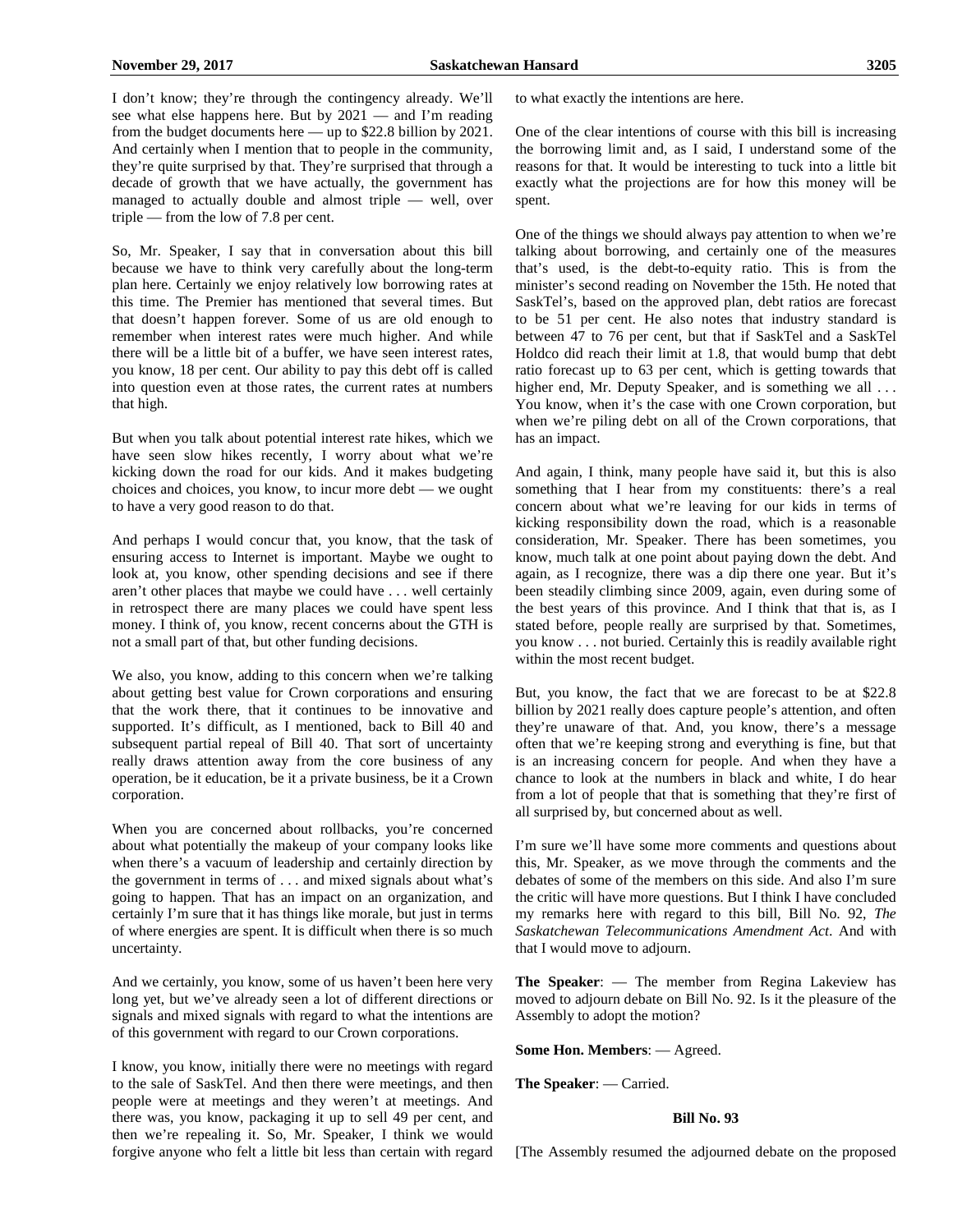I don't know; they're through the contingency already. We'll see what else happens here. But by 2021 — and I'm reading from the budget documents here — up to $22.8 billion by 2021. And certainly when I mention that to people in the community, they're quite surprised by that. They're surprised that through a decade of growth that we have actually, the government has managed to actually double and almost triple — well, over triple — from the low of 7.8 per cent.

So, Mr. Speaker, I say that in conversation about this bill because we have to think very carefully about the long-term plan here. Certainly we enjoy relatively low borrowing rates at this time. The Premier has mentioned that several times. But that doesn't happen forever. Some of us are old enough to remember when interest rates were much higher. And while there will be a little bit of a buffer, we have seen interest rates, you know, 18 per cent. Our ability to pay this debt off is called into question even at those rates, the current rates at numbers that high.

But when you talk about potential interest rate hikes, which we have seen slow hikes recently, I worry about what we're kicking down the road for our kids. And it makes budgeting choices and choices, you know, to incur more debt — we ought to have a very good reason to do that.

And perhaps I would concur that, you know, that the task of ensuring access to Internet is important. Maybe we ought to look at, you know, other spending decisions and see if there aren't other places that maybe we could have . . . well certainly in retrospect there are many places we could have spent less money. I think of, you know, recent concerns about the GTH is not a small part of that, but other funding decisions.

We also, you know, adding to this concern when we're talking about getting best value for Crown corporations and ensuring that the work there, that it continues to be innovative and supported. It's difficult, as I mentioned, back to Bill 40 and subsequent partial repeal of Bill 40. That sort of uncertainty really draws attention away from the core business of any operation, be it education, be it a private business, be it a Crown corporation.

When you are concerned about rollbacks, you're concerned about what potentially the makeup of your company looks like when there's a vacuum of leadership and certainly direction by the government in terms of . . . and mixed signals about what's going to happen. That has an impact on an organization, and certainly I'm sure that it has things like morale, but just in terms of where energies are spent. It is difficult when there is so much uncertainty.

And we certainly, you know, some of us haven't been here very long yet, but we've already seen a lot of different directions or signals and mixed signals with regard to what the intentions are of this government with regard to our Crown corporations.

I know, you know, initially there were no meetings with regard to the sale of SaskTel. And then there were meetings, and then people were at meetings and they weren't at meetings. And there was, you know, packaging it up to sell 49 per cent, and then we're repealing it. So, Mr. Speaker, I think we would forgive anyone who felt a little bit less than certain with regard to what exactly the intentions are here.

One of the clear intentions of course with this bill is increasing the borrowing limit and, as I said, I understand some of the reasons for that. It would be interesting to tuck into a little bit exactly what the projections are for how this money will be spent.

One of the things we should always pay attention to when we're talking about borrowing, and certainly one of the measures that's used, is the debt-to-equity ratio. This is from the minister's second reading on November the 15th. He noted that SaskTel's, based on the approved plan, debt ratios are forecast to be 51 per cent. He also notes that industry standard is between 47 to 76 per cent, but that if SaskTel and a SaskTel Holdco did reach their limit at 1.8, that would bump that debt ratio forecast up to 63 per cent, which is getting towards that higher end, Mr. Deputy Speaker, and is something we all . . . You know, when it's the case with one Crown corporation, but when we're piling debt on all of the Crown corporations, that has an impact.

And again, I think, many people have said it, but this is also something that I hear from my constituents: there's a real concern about what we're leaving for our kids in terms of kicking responsibility down the road, which is a reasonable consideration, Mr. Speaker. There has been sometimes, you know, much talk at one point about paying down the debt. And again, as I recognize, there was a dip there one year. But it's been steadily climbing since 2009, again, even during some of the best years of this province. And I think that that is, as I stated before, people really are surprised by that. Sometimes, you know . . . not buried. Certainly this is readily available right within the most recent budget.

But, you know, the fact that we are forecast to be at $22.8 billion by 2021 really does capture people's attention, and often they're unaware of that. And, you know, there's a message often that we're keeping strong and everything is fine, but that is an increasing concern for people. And when they have a chance to look at the numbers in black and white, I do hear from a lot of people that that is something that they're first of all surprised by, but concerned about as well.

I'm sure we'll have some more comments and questions about this, Mr. Speaker, as we move through the comments and the debates of some of the members on this side. And also I'm sure the critic will have more questions. But I think I have concluded my remarks here with regard to this bill, Bill No. 92, *The Saskatchewan Telecommunications Amendment Act*. And with that I would move to adjourn.

**The Speaker**: — The member from Regina Lakeview has moved to adjourn debate on Bill No. 92. Is it the pleasure of the Assembly to adopt the motion?

**Some Hon. Members**: — Agreed.

**The Speaker**: — Carried.

### Bill No. 93

[The Assembly resumed the adjourned debate on the proposed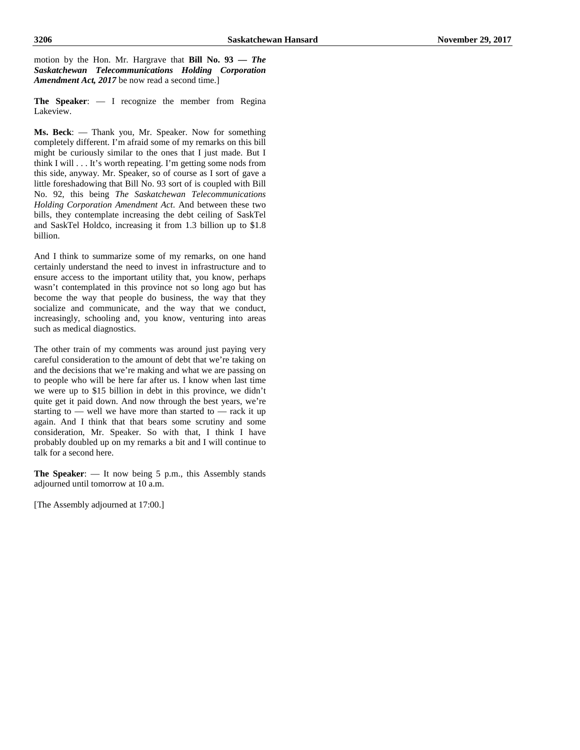motion by the Hon. Mr. Hargrave that **Bill No. 93 — *The Saskatchewan Telecommunications Holding Corporation Amendment Act, 2017*** be now read a second time.]

**The Speaker**: — I recognize the member from Regina Lakeview.

**Ms. Beck**: — Thank you, Mr. Speaker. Now for something completely different. I'm afraid some of my remarks on this bill might be curiously similar to the ones that I just made. But I think I will . . . It's worth repeating. I'm getting some nods from this side, anyway. Mr. Speaker, so of course as I sort of gave a little foreshadowing that Bill No. 93 sort of is coupled with Bill No. 92, this being *The Saskatchewan Telecommunications Holding Corporation Amendment Act*. And between these two bills, they contemplate increasing the debt ceiling of SaskTel and SaskTel Holdco, increasing it from 1.3 billion up to $1.8 billion.

And I think to summarize some of my remarks, on one hand certainly understand the need to invest in infrastructure and to ensure access to the important utility that, you know, perhaps wasn't contemplated in this province not so long ago but has become the way that people do business, the way that they socialize and communicate, and the way that we conduct, increasingly, schooling and, you know, venturing into areas such as medical diagnostics.

The other train of my comments was around just paying very careful consideration to the amount of debt that we're taking on and the decisions that we're making and what we are passing on to people who will be here far after us. I know when last time we were up to $15 billion in debt in this province, we didn't quite get it paid down. And now through the best years, we're starting to — well we have more than started to — rack it up again. And I think that that bears some scrutiny and some consideration, Mr. Speaker. So with that, I think I have probably doubled up on my remarks a bit and I will continue to talk for a second here.

**The Speaker**: — It now being 5 p.m., this Assembly stands adjourned until tomorrow at 10 a.m.

[The Assembly adjourned at 17:00.]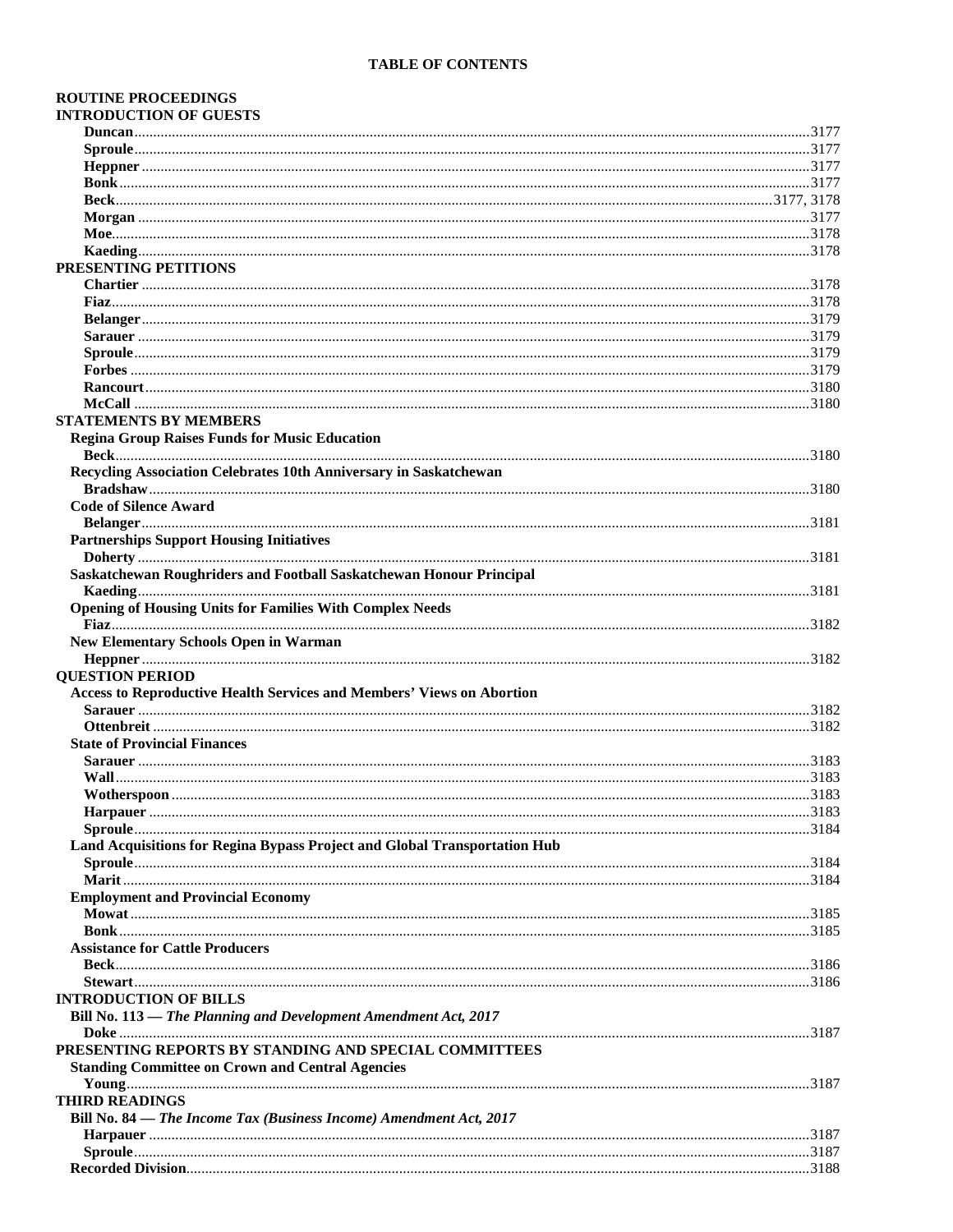## TABLE OF CONTENTS

### ROUTINE PROCEEDINGS

#### INTRODUCTION OF GUESTS

**Duncan** ... 3177
**Sproule** ... 3177
**Heppner** ... 3177
**Bonk** ... 3177
**Beck** ... 3177, 3178
**Morgan** ... 3177
**Moe** ... 3178
**Kaeding** ... 3178

#### PRESENTING PETITIONS

**Chartier** ... 3178
**Fiaz** ... 3178
**Belanger** ... 3179
**Sarauer** ... 3179
**Sproule** ... 3179
**Forbes** ... 3179
**Rancourt** ... 3180
**McCall** ... 3180

#### STATEMENTS BY MEMBERS

**Regina Group Raises Funds for Music Education**
**Beck** ... 3180

**Recycling Association Celebrates 10th Anniversary in Saskatchewan**
**Bradshaw** ... 3180

**Code of Silence Award**
**Belanger** ... 3181

**Partnerships Support Housing Initiatives**
**Doherty** ... 3181

**Saskatchewan Roughriders and Football Saskatchewan Honour Principal**
**Kaeding** ... 3181

**Opening of Housing Units for Families With Complex Needs**
**Fiaz** ... 3182

**New Elementary Schools Open in Warman**
**Heppner** ... 3182

#### QUESTION PERIOD

**Access to Reproductive Health Services and Members' Views on Abortion**
**Sarauer** ... 3182
**Ottenbreit** ... 3182

**State of Provincial Finances**
**Sarauer** ... 3183
**Wall** ... 3183
**Wotherspoon** ... 3183
**Harpauer** ... 3183
**Sproule** ... 3184

**Land Acquisitions for Regina Bypass Project and Global Transportation Hub**
**Sproule** ... 3184
**Marit** ... 3184

**Employment and Provincial Economy**
**Mowat** ... 3185
**Bonk** ... 3185

**Assistance for Cattle Producers**
**Beck** ... 3186
**Stewart** ... 3186

#### INTRODUCTION OF BILLS

**Bill No. 113 — *The Planning and Development Amendment Act, 2017***
**Doke** ... 3187

#### PRESENTING REPORTS BY STANDING AND SPECIAL COMMITTEES

**Standing Committee on Crown and Central Agencies**
**Young** ... 3187

#### THIRD READINGS

**Bill No. 84 — *The Income Tax (Business Income) Amendment Act, 2017***
**Harpauer** ... 3187
**Sproule** ... 3187
**Recorded Division** ... 3188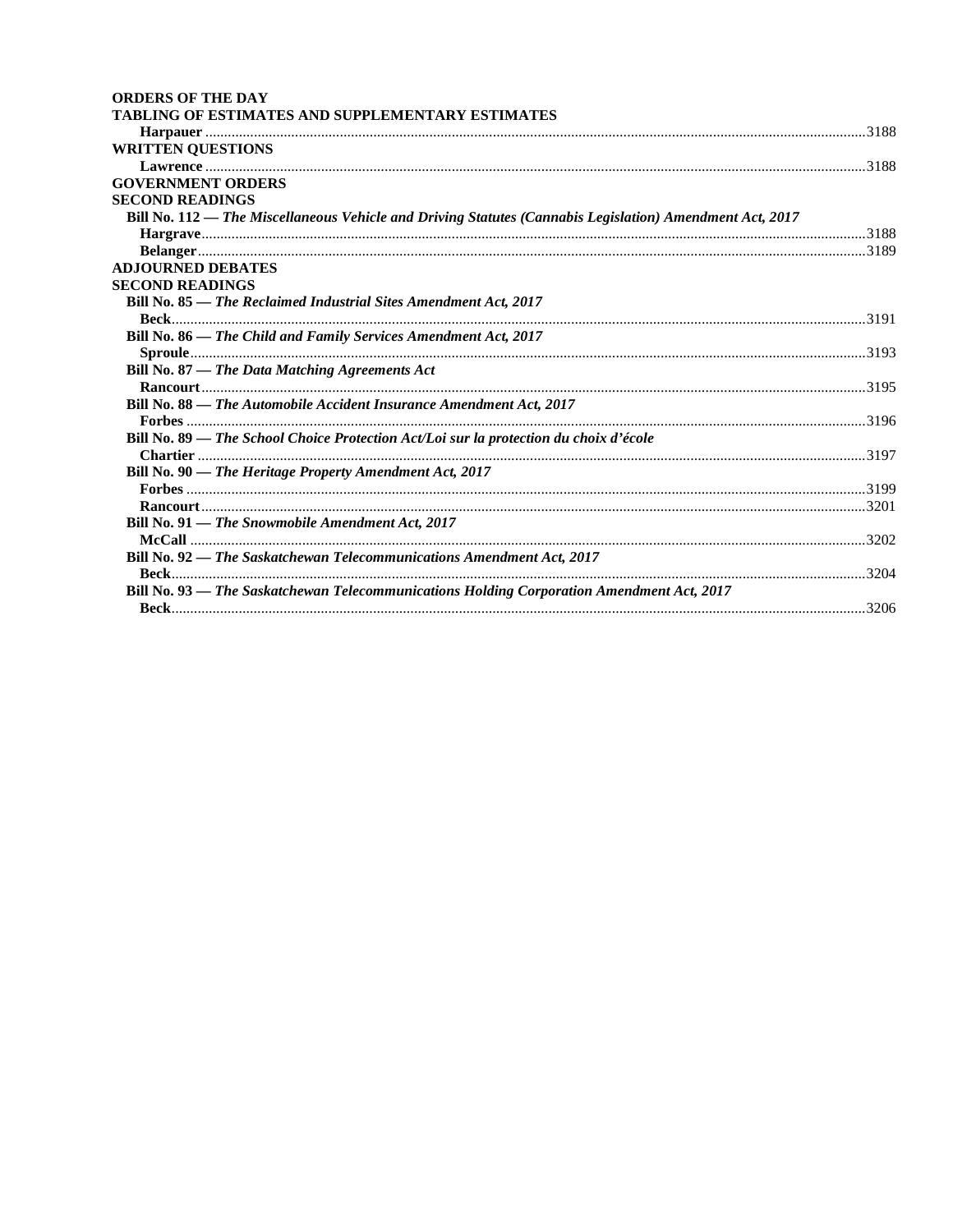**ORDERS OF THE DAY**

**TABLING OF ESTIMATES AND SUPPLEMENTARY ESTIMATES**

**Harpauer** ........................................................................................................ 3188

**WRITTEN QUESTIONS**

**Lawrence** ........................................................................................................ 3188

**GOVERNMENT ORDERS**

**SECOND READINGS**

**Bill No. 112 — *The Miscellaneous Vehicle and Driving Statutes (Cannabis Legislation) Amendment Act, 2017***

**Hargrave** ........................................................................................................ 3188

**Belanger** ........................................................................................................ 3189

**ADJOURNED DEBATES**

**SECOND READINGS**

**Bill No. 85 — *The Reclaimed Industrial Sites Amendment Act, 2017***

**Beck** ........................................................................................................ 3191

**Bill No. 86 — *The Child and Family Services Amendment Act, 2017***

**Sproule** ........................................................................................................ 3193

**Bill No. 87 — *The Data Matching Agreements Act***

**Rancourt** ........................................................................................................ 3195

**Bill No. 88 — *The Automobile Accident Insurance Amendment Act, 2017***

**Forbes** ........................................................................................................ 3196

**Bill No. 89 — *The School Choice Protection Act/Loi sur la protection du choix d'école***

**Chartier** ........................................................................................................ 3197

**Bill No. 90 — *The Heritage Property Amendment Act, 2017***

**Forbes** ........................................................................................................ 3199

**Rancourt** ........................................................................................................ 3201

**Bill No. 91 — *The Snowmobile Amendment Act, 2017***

**McCall** ........................................................................................................ 3202

**Bill No. 92 — *The Saskatchewan Telecommunications Amendment Act, 2017***

**Beck** ........................................................................................................ 3204

**Bill No. 93 — *The Saskatchewan Telecommunications Holding Corporation Amendment Act, 2017***

**Beck** ........................................................................................................ 3206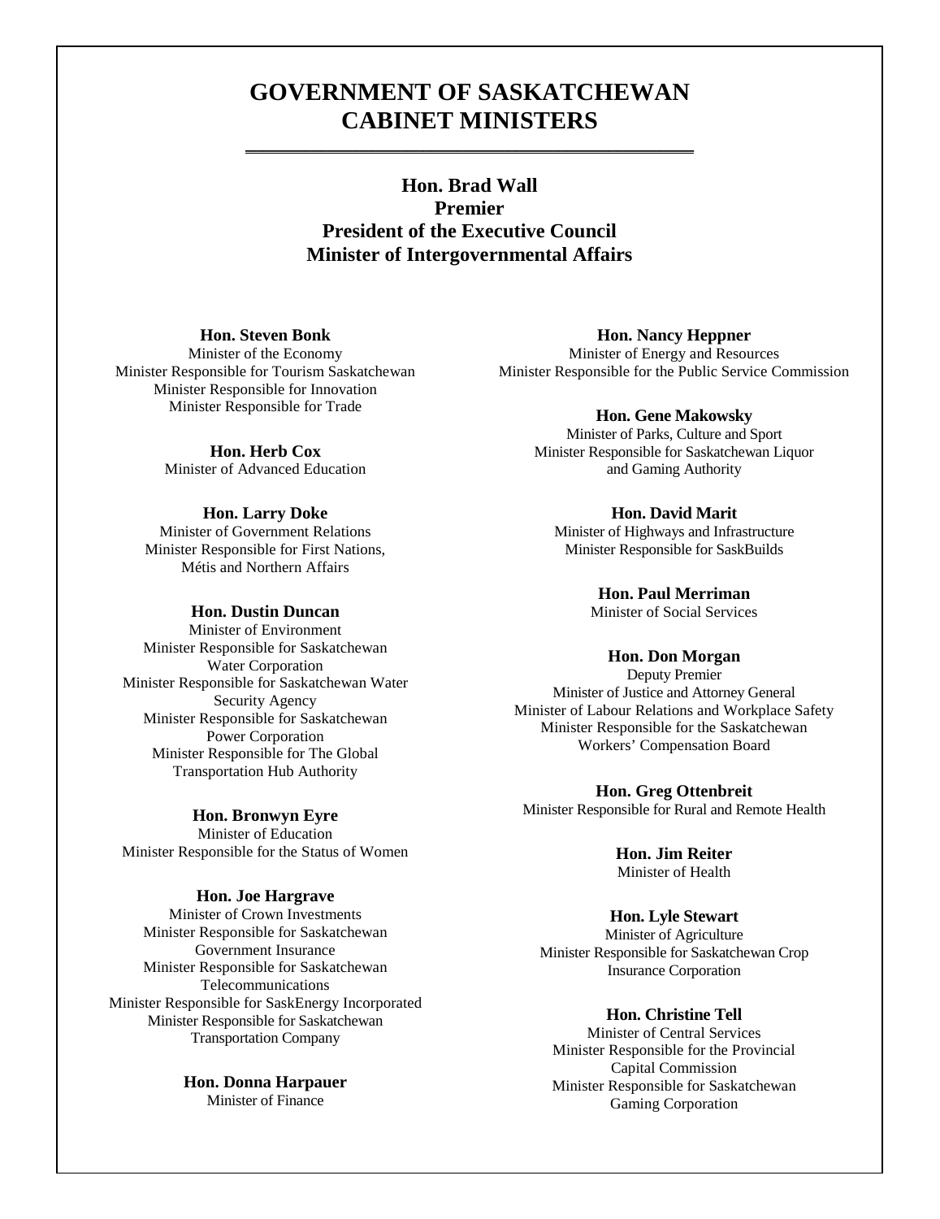# GOVERNMENT OF SASKATCHEWAN CABINET MINISTERS

**Hon. Brad Wall**
**Premier**
**President of the Executive Council**
**Minister of Intergovernmental Affairs**

**Hon. Steven Bonk**
Minister of the Economy
Minister Responsible for Tourism Saskatchewan
Minister Responsible for Innovation
Minister Responsible for Trade

**Hon. Herb Cox**
Minister of Advanced Education

**Hon. Larry Doke**
Minister of Government Relations
Minister Responsible for First Nations, Métis and Northern Affairs

**Hon. Dustin Duncan**
Minister of Environment
Minister Responsible for Saskatchewan Water Corporation
Minister Responsible for Saskatchewan Water Security Agency
Minister Responsible for Saskatchewan Power Corporation
Minister Responsible for The Global Transportation Hub Authority

**Hon. Bronwyn Eyre**
Minister of Education
Minister Responsible for the Status of Women

**Hon. Joe Hargrave**
Minister of Crown Investments
Minister Responsible for Saskatchewan Government Insurance
Minister Responsible for Saskatchewan Telecommunications
Minister Responsible for SaskEnergy Incorporated
Minister Responsible for Saskatchewan Transportation Company

**Hon. Donna Harpauer**
Minister of Finance

**Hon. Nancy Heppner**
Minister of Energy and Resources
Minister Responsible for the Public Service Commission

**Hon. Gene Makowsky**
Minister of Parks, Culture and Sport
Minister Responsible for Saskatchewan Liquor and Gaming Authority

**Hon. David Marit**
Minister of Highways and Infrastructure
Minister Responsible for SaskBuilds

**Hon. Paul Merriman**
Minister of Social Services

**Hon. Don Morgan**
Deputy Premier
Minister of Justice and Attorney General
Minister of Labour Relations and Workplace Safety
Minister Responsible for the Saskatchewan Workers' Compensation Board

**Hon. Greg Ottenbreit**
Minister Responsible for Rural and Remote Health

**Hon. Jim Reiter**
Minister of Health

**Hon. Lyle Stewart**
Minister of Agriculture
Minister Responsible for Saskatchewan Crop Insurance Corporation

**Hon. Christine Tell**
Minister of Central Services
Minister Responsible for the Provincial Capital Commission
Minister Responsible for Saskatchewan Gaming Corporation